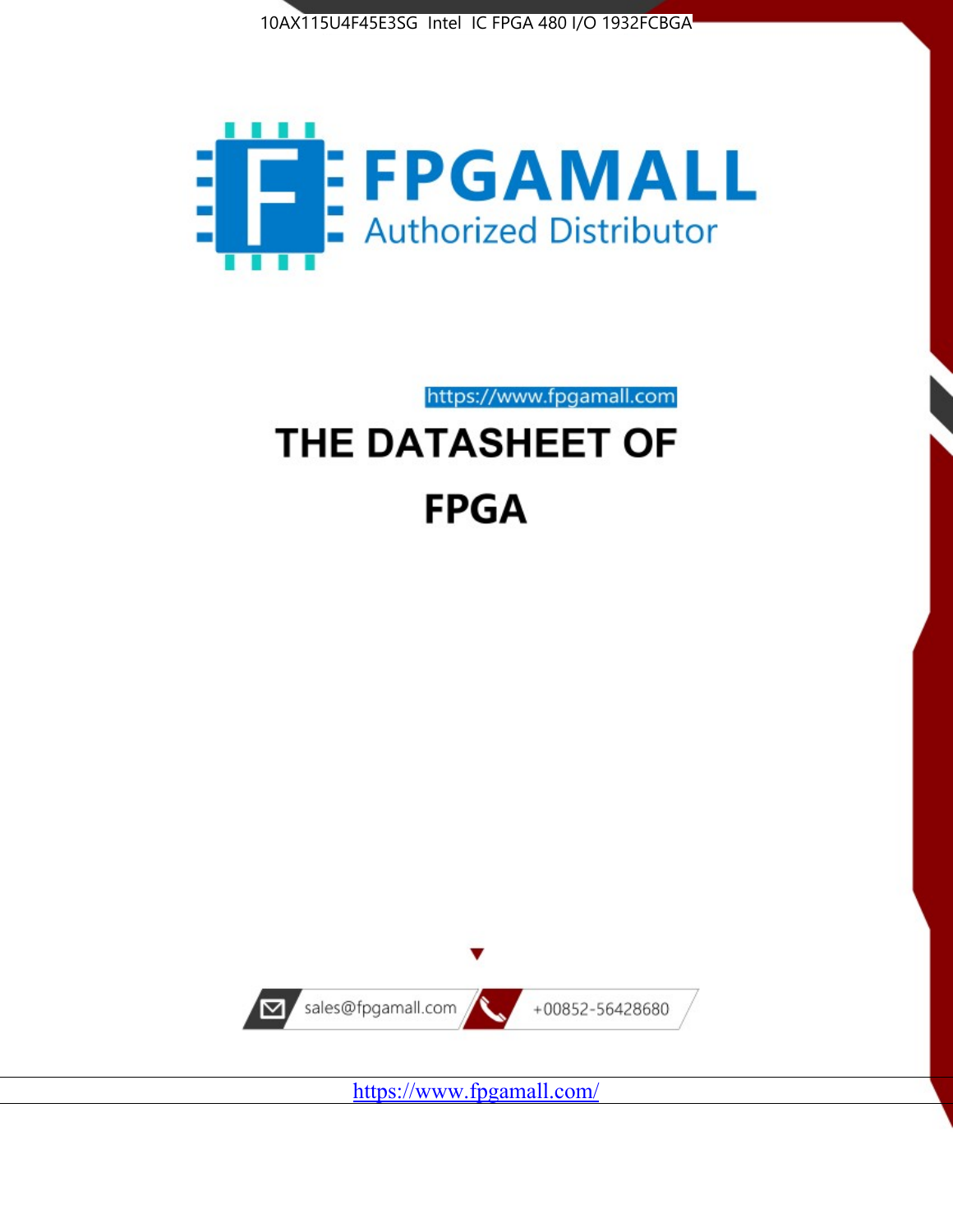10AX115U4F45E3SG Intel IC FPGA 480 I/O 1932FCBGA

# FPGAMALL

Authorized Distributor

https://www.fpgamall.com

# THE DATASHEET OF

# FPGA

sales@fpgamall.com

+00852-56428680

https://www.fpgamall.com/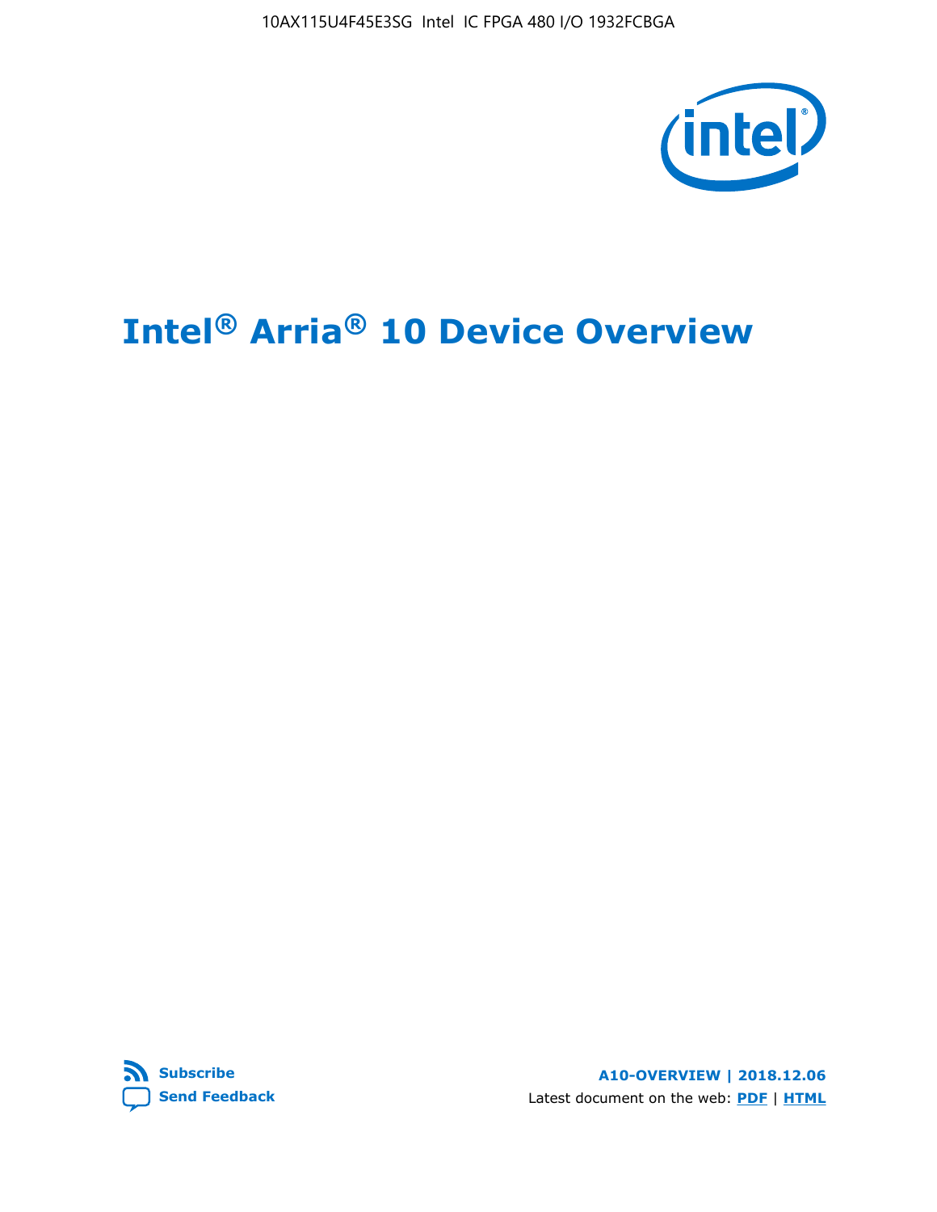# Intel® Arria® 10 Device Overview

**Subscribe**

**Send Feedback**

**A10-OVERVIEW | 2018.12.06**

Latest document on the web: **PDF** | **HTML**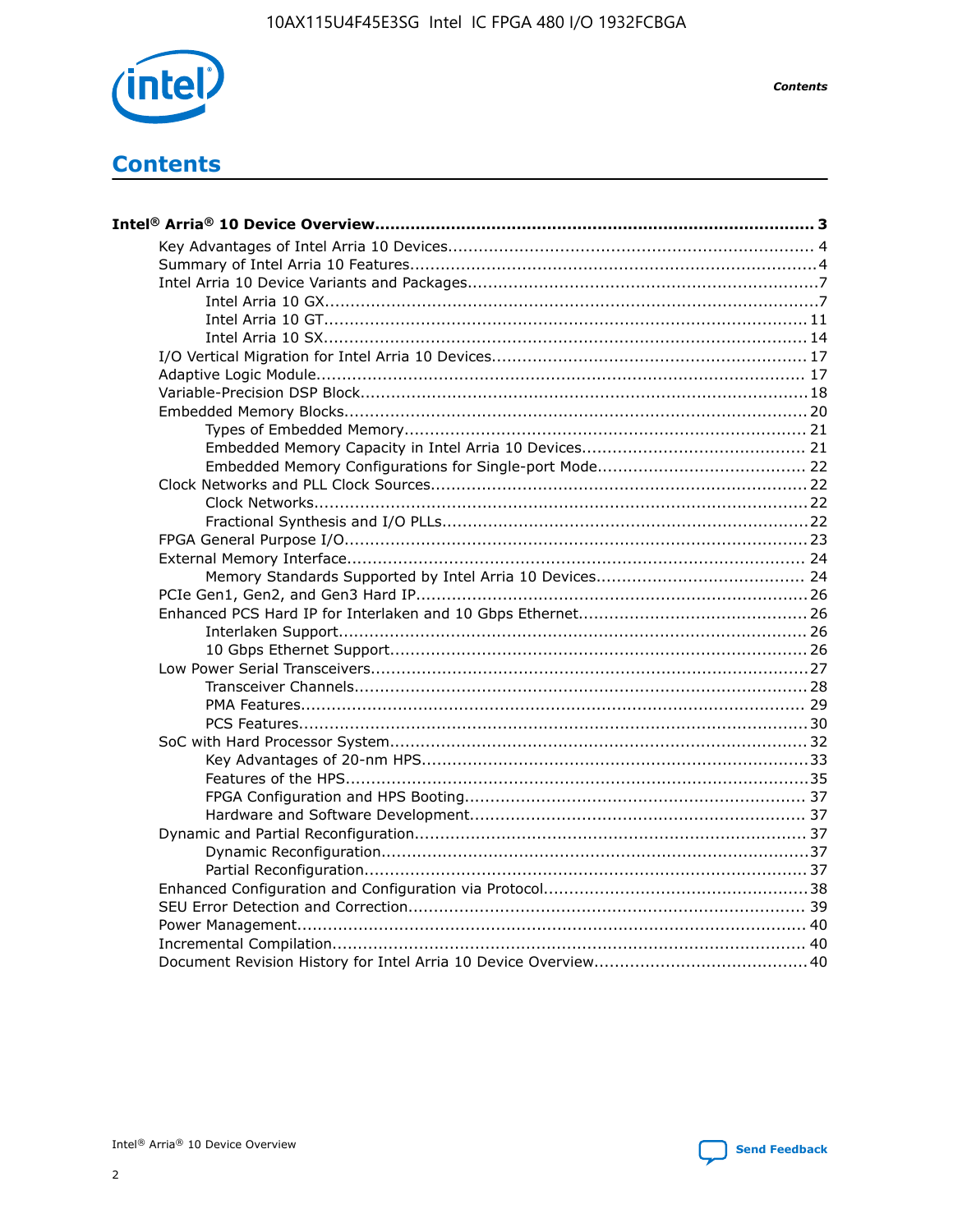# Contents

**Intel® Arria® 10 Device Overview....................................................................................... 3**

- Key Advantages of Intel Arria 10 Devices....................................................................... 4
- Summary of Intel Arria 10 Features................................................................................4
- Intel Arria 10 Device Variants and Packages....................................................................7
  - Intel Arria 10 GX.................................................................................................7
  - Intel Arria 10 GT............................................................................................... 11
  - Intel Arria 10 SX............................................................................................... 14
- I/O Vertical Migration for Intel Arria 10 Devices............................................................. 17
- Adaptive Logic Module................................................................................................ 17
- Variable-Precision DSP Block.......................................................................................18
- Embedded Memory Blocks..........................................................................................20
  - Types of Embedded Memory............................................................................... 21
  - Embedded Memory Capacity in Intel Arria 10 Devices............................................ 21
  - Embedded Memory Configurations for Single-port Mode......................................... 22
- Clock Networks and PLL Clock Sources.........................................................................22
  - Clock Networks.................................................................................................22
  - Fractional Synthesis and I/O PLLs.......................................................................22
- FPGA General Purpose I/O..........................................................................................23
- External Memory Interface......................................................................................... 24
  - Memory Standards Supported by Intel Arria 10 Devices......................................... 24
- PCIe Gen1, Gen2, and Gen3 Hard IP.............................................................................26
- Enhanced PCS Hard IP for Interlaken and 10 Gbps Ethernet.............................................26
  - Interlaken Support............................................................................................ 26
  - 10 Gbps Ethernet Support.................................................................................. 26
- Low Power Serial Transceivers.....................................................................................27
  - Transceiver Channels.........................................................................................28
  - PMA Features................................................................................................... 29
  - PCS Features....................................................................................................30
- SoC with Hard Processor System..................................................................................32
  - Key Advantages of 20-nm HPS............................................................................33
  - Features of the HPS..........................................................................................35
  - FPGA Configuration and HPS Booting.................................................................. 37
  - Hardware and Software Development................................................................. 37
- Dynamic and Partial Reconfiguration.............................................................................37
  - Dynamic Reconfiguration...................................................................................37
  - Partial Reconfiguration......................................................................................37
- Enhanced Configuration and Configuration via Protocol...................................................38
- SEU Error Detection and Correction............................................................................. 39
- Power Management.................................................................................................. 40
- Incremental Compilation............................................................................................ 40
- Document Revision History for Intel Arria 10 Device Overview.........................................40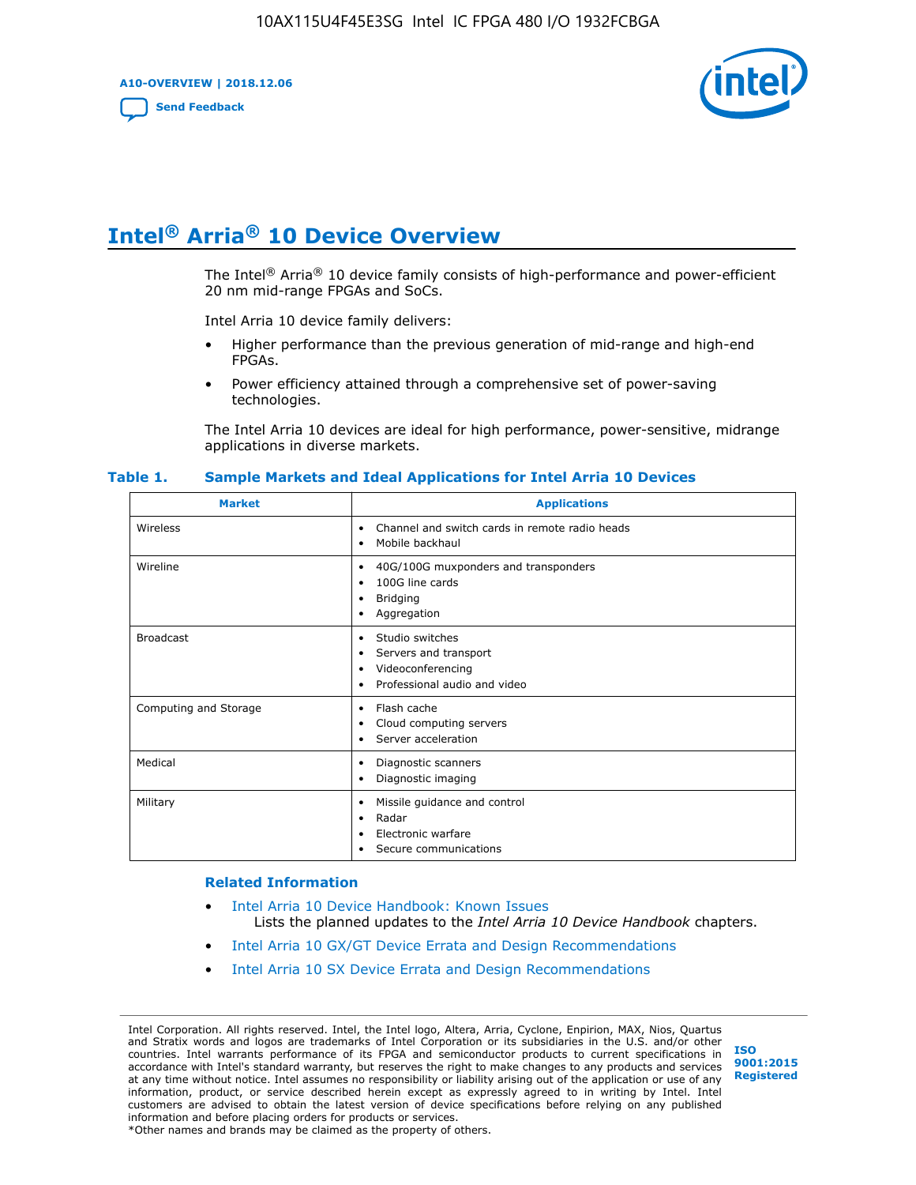# Intel® Arria® 10 Device Overview

The Intel® Arria® 10 device family consists of high-performance and power-efficient 20 nm mid-range FPGAs and SoCs.

Intel Arria 10 device family delivers:

- Higher performance than the previous generation of mid-range and high-end FPGAs.
- Power efficiency attained through a comprehensive set of power-saving technologies.

The Intel Arria 10 devices are ideal for high performance, power-sensitive, midrange applications in diverse markets.

**Table 1. Sample Markets and Ideal Applications for Intel Arria 10 Devices**

| Market | Applications |
|---|---|
| Wireless | • Channel and switch cards in remote radio heads<br>• Mobile backhaul |
| Wireline | • 40G/100G muxponders and transponders<br>• 100G line cards<br>• Bridging<br>• Aggregation |
| Broadcast | • Studio switches<br>• Servers and transport<br>• Videoconferencing<br>• Professional audio and video |
| Computing and Storage | • Flash cache<br>• Cloud computing servers<br>• Server acceleration |
| Medical | • Diagnostic scanners<br>• Diagnostic imaging |
| Military | • Missile guidance and control<br>• Radar<br>• Electronic warfare<br>• Secure communications |

**Related Information**

- Intel Arria 10 Device Handbook: Known Issues
  Lists the planned updates to the *Intel Arria 10 Device Handbook* chapters.
- Intel Arria 10 GX/GT Device Errata and Design Recommendations
- Intel Arria 10 SX Device Errata and Design Recommendations

Intel Corporation. All rights reserved. Intel, the Intel logo, Altera, Arria, Cyclone, Enpirion, MAX, Nios, Quartus and Stratix words and logos are trademarks of Intel Corporation or its subsidiaries in the U.S. and/or other countries. Intel warrants performance of its FPGA and semiconductor products to current specifications in accordance with Intel's standard warranty, but reserves the right to make changes to any products and services at any time without notice. Intel assumes no responsibility or liability arising out of the application or use of any information, product, or service described herein except as expressly agreed to in writing by Intel. Intel customers are advised to obtain the latest version of device specifications before relying on any published information and before placing orders for products or services.
*Other names and brands may be claimed as the property of others.

ISO 9001:2015 Registered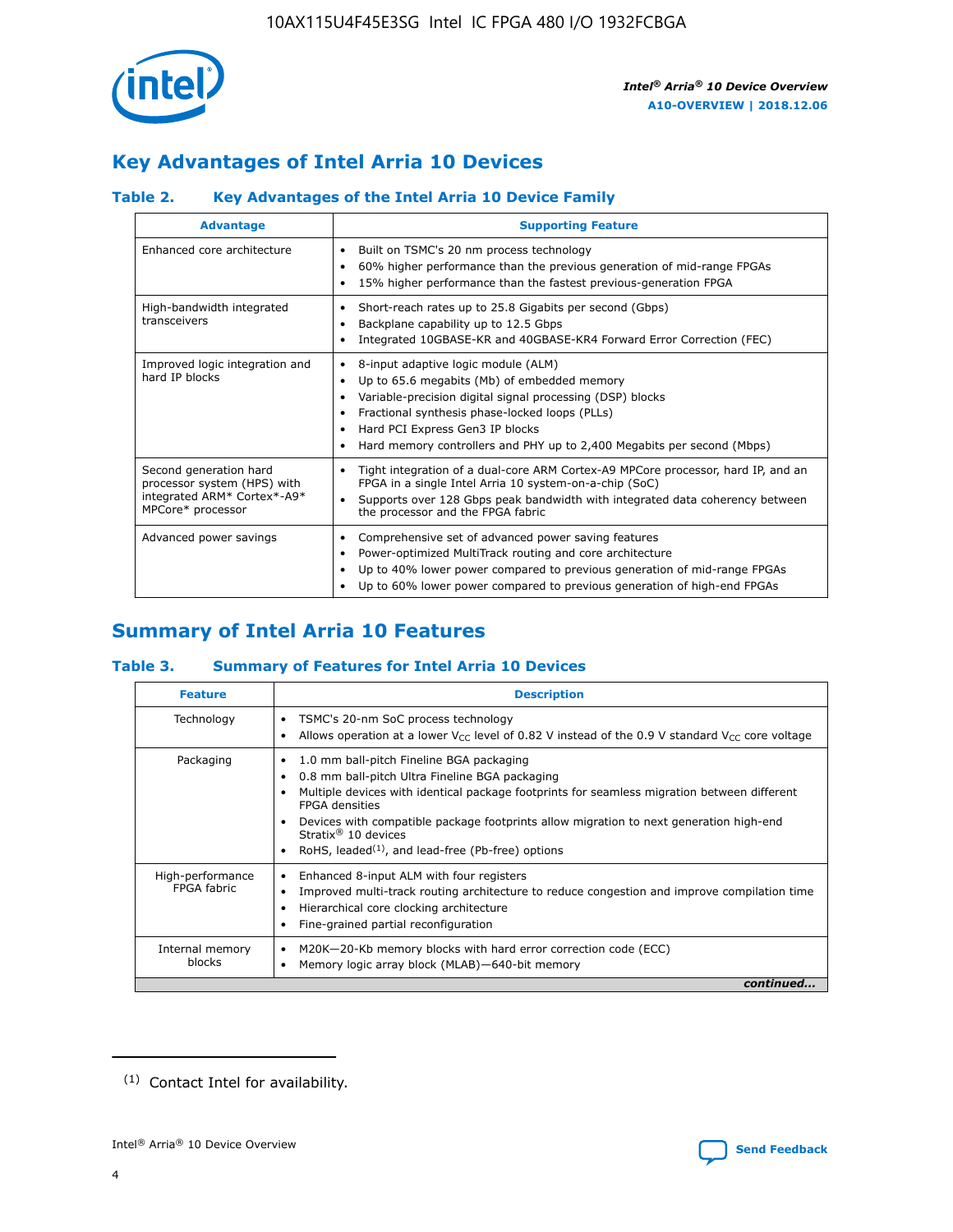## Key Advantages of Intel Arria 10 Devices

### Table 2. Key Advantages of the Intel Arria 10 Device Family

| Advantage | Supporting Feature |
|---|---|
| Enhanced core architecture | • Built on TSMC's 20 nm process technology<br>• 60% higher performance than the previous generation of mid-range FPGAs<br>• 15% higher performance than the fastest previous-generation FPGA |
| High-bandwidth integrated transceivers | • Short-reach rates up to 25.8 Gigabits per second (Gbps)<br>• Backplane capability up to 12.5 Gbps<br>• Integrated 10GBASE-KR and 40GBASE-KR4 Forward Error Correction (FEC) |
| Improved logic integration and hard IP blocks | • 8-input adaptive logic module (ALM)<br>• Up to 65.6 megabits (Mb) of embedded memory<br>• Variable-precision digital signal processing (DSP) blocks<br>• Fractional synthesis phase-locked loops (PLLs)<br>• Hard PCI Express Gen3 IP blocks<br>• Hard memory controllers and PHY up to 2,400 Megabits per second (Mbps) |
| Second generation hard processor system (HPS) with integrated ARM* Cortex*-A9* MPCore* processor | • Tight integration of a dual-core ARM Cortex-A9 MPCore processor, hard IP, and an FPGA in a single Intel Arria 10 system-on-a-chip (SoC)<br>• Supports over 128 Gbps peak bandwidth with integrated data coherency between the processor and the FPGA fabric |
| Advanced power savings | • Comprehensive set of advanced power saving features<br>• Power-optimized MultiTrack routing and core architecture<br>• Up to 40% lower power compared to previous generation of mid-range FPGAs<br>• Up to 60% lower power compared to previous generation of high-end FPGAs |

## Summary of Intel Arria 10 Features

### Table 3. Summary of Features for Intel Arria 10 Devices

| Feature | Description |
|---|---|
| Technology | • TSMC's 20-nm SoC process technology<br>• Allows operation at a lower $V_{CC}$ level of 0.82 V instead of the 0.9 V standard $V_{CC}$ core voltage |
| Packaging | • 1.0 mm ball-pitch Fineline BGA packaging<br>• 0.8 mm ball-pitch Ultra Fineline BGA packaging<br>• Multiple devices with identical package footprints for seamless migration between different FPGA densities<br>• Devices with compatible package footprints allow migration to next generation high-end Stratix® 10 devices<br>• RoHS, leaded[(1)], and lead-free (Pb-free) options |
| High-performance FPGA fabric | • Enhanced 8-input ALM with four registers<br>• Improved multi-track routing architecture to reduce congestion and improve compilation time<br>• Hierarchical core clocking architecture<br>• Fine-grained partial reconfiguration |
| Internal memory blocks | • M20K—20-Kb memory blocks with hard error correction code (ECC)<br>• Memory logic array block (MLAB)—640-bit memory |

*continued...*

(1) Contact Intel for availability.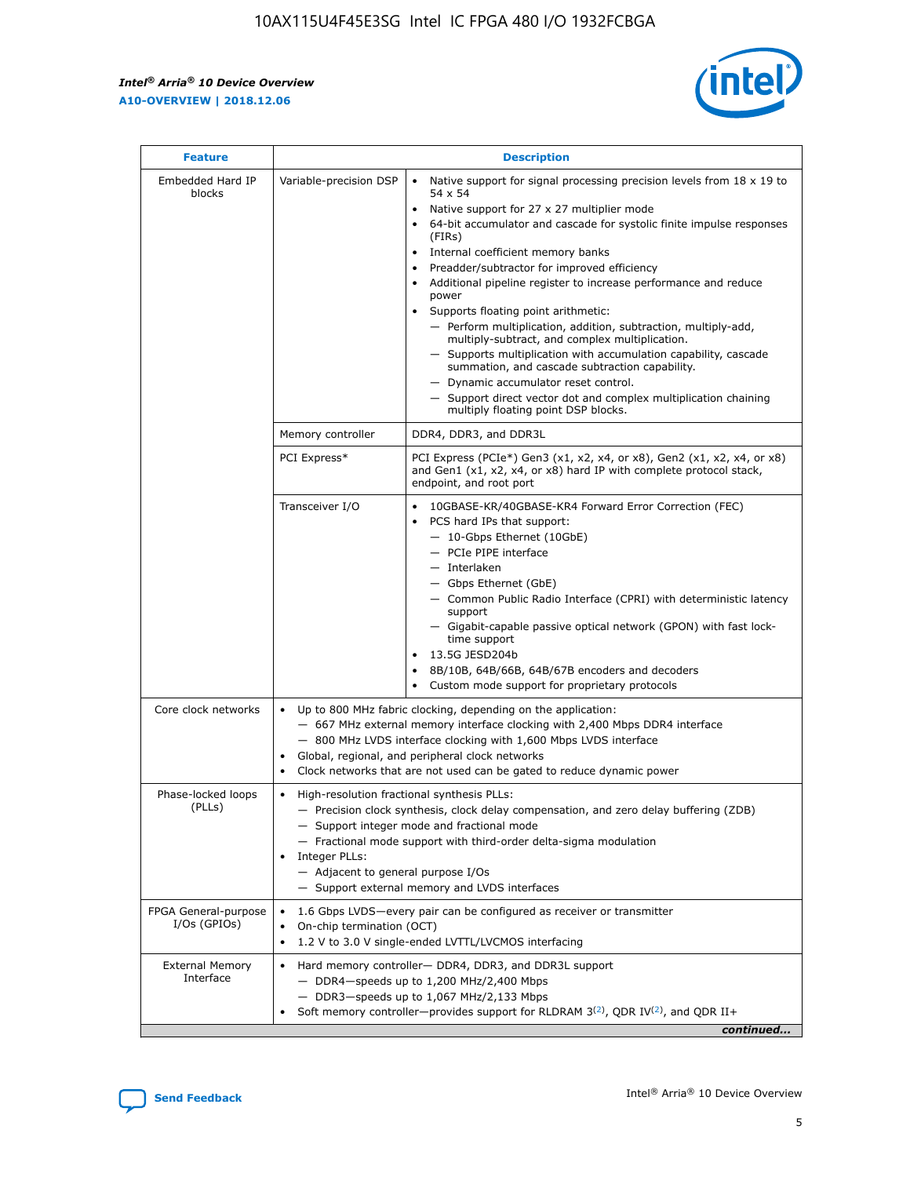| Feature | Description | |
|---|---|---|
| Embedded Hard IP blocks | Variable-precision DSP | • Native support for signal processing precision levels from 18 x 19 to 54 x 54<br>• Native support for 27 x 27 multiplier mode<br>• 64-bit accumulator and cascade for systolic finite impulse responses (FIRs)<br>• Internal coefficient memory banks<br>• Preadder/subtractor for improved efficiency<br>• Additional pipeline register to increase performance and reduce power<br>• Supports floating point arithmetic:<br>— Perform multiplication, addition, subtraction, multiply-add, multiply-subtract, and complex multiplication.<br>— Supports multiplication with accumulation capability, cascade summation, and cascade subtraction capability.<br>— Dynamic accumulator reset control.<br>— Support direct vector dot and complex multiplication chaining multiply floating point DSP blocks. |
| | Memory controller | DDR4, DDR3, and DDR3L |
| | PCI Express* | PCI Express (PCIe*) Gen3 (x1, x2, x4, or x8), Gen2 (x1, x2, x4, or x8) and Gen1 (x1, x2, x4, or x8) hard IP with complete protocol stack, endpoint, and root port |
| | Transceiver I/O | • 10GBASE-KR/40GBASE-KR4 Forward Error Correction (FEC)<br>• PCS hard IPs that support:<br>— 10-Gbps Ethernet (10GbE)<br>— PCIe PIPE interface<br>— Interlaken<br>— Gbps Ethernet (GbE)<br>— Common Public Radio Interface (CPRI) with deterministic latency support<br>— Gigabit-capable passive optical network (GPON) with fast lock-time support<br>• 13.5G JESD204b<br>• 8B/10B, 64B/66B, 64B/67B encoders and decoders<br>• Custom mode support for proprietary protocols |
| Core clock networks | • Up to 800 MHz fabric clocking, depending on the application:<br>— 667 MHz external memory interface clocking with 2,400 Mbps DDR4 interface<br>— 800 MHz LVDS interface clocking with 1,600 Mbps LVDS interface<br>• Global, regional, and peripheral clock networks<br>• Clock networks that are not used can be gated to reduce dynamic power | |
| Phase-locked loops (PLLs) | • High-resolution fractional synthesis PLLs:<br>— Precision clock synthesis, clock delay compensation, and zero delay buffering (ZDB)<br>— Support integer mode and fractional mode<br>— Fractional mode support with third-order delta-sigma modulation<br>• Integer PLLs:<br>— Adjacent to general purpose I/Os<br>— Support external memory and LVDS interfaces | |
| FPGA General-purpose I/Os (GPIOs) | • 1.6 Gbps LVDS—every pair can be configured as receiver or transmitter<br>• On-chip termination (OCT)<br>• 1.2 V to 3.0 V single-ended LVTTL/LVCMOS interfacing | |
| External Memory Interface | • Hard memory controller— DDR4, DDR3, and DDR3L support<br>— DDR4—speeds up to 1,200 MHz/2,400 Mbps<br>— DDR3—speeds up to 1,067 MHz/2,133 Mbps<br>• Soft memory controller—provides support for RLDRAM 3[(2)], QDR IV[(2)], and QDR II+ | |

*continued...*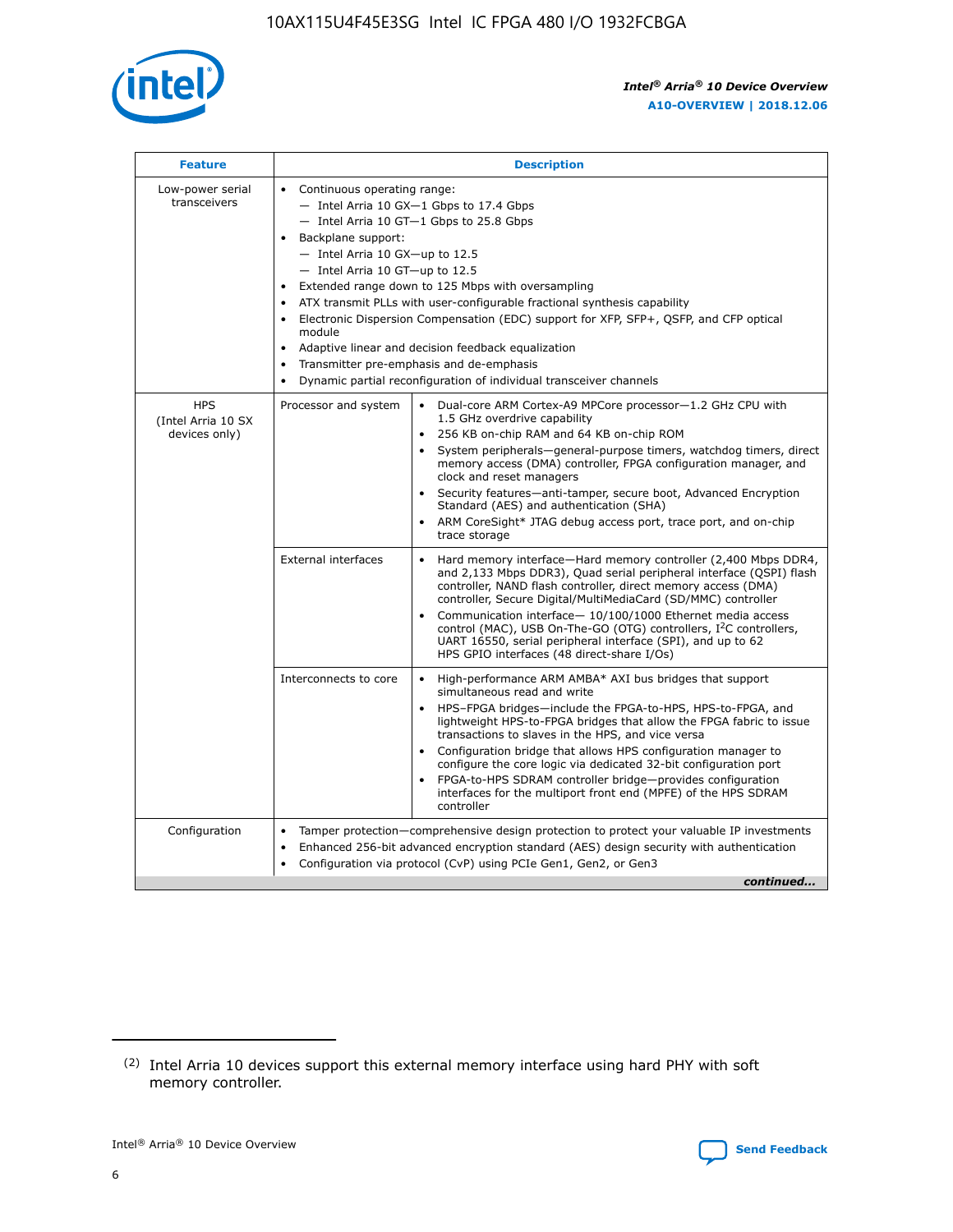| Feature | Description | |
|---|---|---|
| Low-power serial transceivers | • Continuous operating range:<br>— Intel Arria 10 GX—1 Gbps to 17.4 Gbps<br>— Intel Arria 10 GT—1 Gbps to 25.8 Gbps<br>• Backplane support:<br>— Intel Arria 10 GX—up to 12.5<br>— Intel Arria 10 GT—up to 12.5<br>• Extended range down to 125 Mbps with oversampling<br>• ATX transmit PLLs with user-configurable fractional synthesis capability<br>• Electronic Dispersion Compensation (EDC) support for XFP, SFP+, QSFP, and CFP optical module<br>• Adaptive linear and decision feedback equalization<br>• Transmitter pre-emphasis and de-emphasis<br>• Dynamic partial reconfiguration of individual transceiver channels | |
| HPS (Intel Arria 10 SX devices only) | Processor and system | • Dual-core ARM Cortex-A9 MPCore processor—1.2 GHz CPU with 1.5 GHz overdrive capability<br>• 256 KB on-chip RAM and 64 KB on-chip ROM<br>• System peripherals—general-purpose timers, watchdog timers, direct memory access (DMA) controller, FPGA configuration manager, and clock and reset managers<br>• Security features—anti-tamper, secure boot, Advanced Encryption Standard (AES) and authentication (SHA)<br>• ARM CoreSight* JTAG debug access port, trace port, and on-chip trace storage |
| | External interfaces | • Hard memory interface—Hard memory controller (2,400 Mbps DDR4, and 2,133 Mbps DDR3), Quad serial peripheral interface (QSPI) flash controller, NAND flash controller, direct memory access (DMA) controller, Secure Digital/MultiMediaCard (SD/MMC) controller<br>• Communication interface— 10/100/1000 Ethernet media access control (MAC), USB On-The-GO (OTG) controllers, I²C controllers, UART 16550, serial peripheral interface (SPI), and up to 62 HPS GPIO interfaces (48 direct-share I/Os) |
| | Interconnects to core | • High-performance ARM AMBA* AXI bus bridges that support simultaneous read and write<br>• HPS–FPGA bridges—include the FPGA-to-HPS, HPS-to-FPGA, and lightweight HPS-to-FPGA bridges that allow the FPGA fabric to issue transactions to slaves in the HPS, and vice versa<br>• Configuration bridge that allows HPS configuration manager to configure the core logic via dedicated 32-bit configuration port<br>• FPGA-to-HPS SDRAM controller bridge—provides configuration interfaces for the multiport front end (MPFE) of the HPS SDRAM controller |
| Configuration | • Tamper protection—comprehensive design protection to protect your valuable IP investments<br>• Enhanced 256-bit advanced encryption standard (AES) design security with authentication<br>• Configuration via protocol (CvP) using PCIe Gen1, Gen2, or Gen3 | |

*continued...*

(2) Intel Arria 10 devices support this external memory interface using hard PHY with soft memory controller.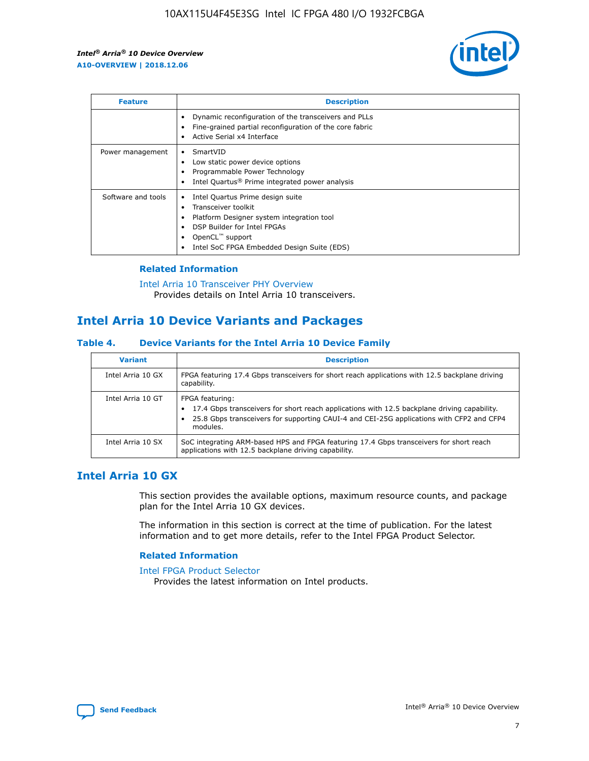| Feature | Description |
| --- | --- |
| | • Dynamic reconfiguration of the transceivers and PLLs<br>• Fine-grained partial reconfiguration of the core fabric<br>• Active Serial x4 Interface |
| Power management | • SmartVID<br>• Low static power device options<br>• Programmable Power Technology<br>• Intel Quartus® Prime integrated power analysis |
| Software and tools | • Intel Quartus Prime design suite<br>• Transceiver toolkit<br>• Platform Designer system integration tool<br>• DSP Builder for Intel FPGAs<br>• OpenCL™ support<br>• Intel SoC FPGA Embedded Design Suite (EDS) |

### Related Information

Intel Arria 10 Transceiver PHY Overview
Provides details on Intel Arria 10 transceivers.

## Intel Arria 10 Device Variants and Packages

**Table 4. Device Variants for the Intel Arria 10 Device Family**

| Variant | Description |
| --- | --- |
| Intel Arria 10 GX | FPGA featuring 17.4 Gbps transceivers for short reach applications with 12.5 backplane driving capability. |
| Intel Arria 10 GT | FPGA featuring:<br>• 17.4 Gbps transceivers for short reach applications with 12.5 backplane driving capability.<br>• 25.8 Gbps transceivers for supporting CAUI-4 and CEI-25G applications with CFP2 and CFP4 modules. |
| Intel Arria 10 SX | SoC integrating ARM-based HPS and FPGA featuring 17.4 Gbps transceivers for short reach applications with 12.5 backplane driving capability. |

## Intel Arria 10 GX

This section provides the available options, maximum resource counts, and package plan for the Intel Arria 10 GX devices.

The information in this section is correct at the time of publication. For the latest information and to get more details, refer to the Intel FPGA Product Selector.

### Related Information

Intel FPGA Product Selector
Provides the latest information on Intel products.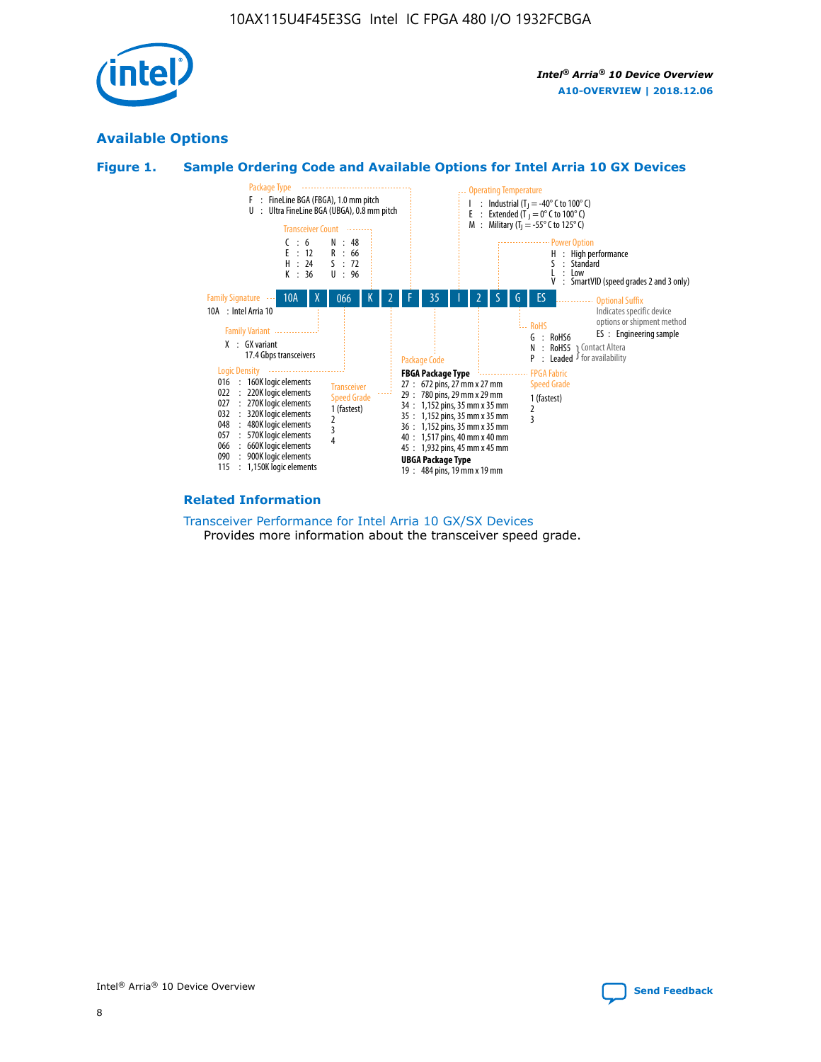## Available Options

### Figure 1. Sample Ordering Code and Available Options for Intel Arria 10 GX Devices

Sample ordering code: 10A X 066 K 2 F 35 I 2 S G ES

**Family Signature**
- 10A : Intel Arria 10

**Family Variant**
- X : GX variant, 17.4 Gbps transceivers

**Logic Density**
- 016 : 160K logic elements
- 022 : 220K logic elements
- 027 : 270K logic elements
- 032 : 320K logic elements
- 048 : 480K logic elements
- 057 : 570K logic elements
- 066 : 660K logic elements
- 090 : 900K logic elements
- 115 : 1,150K logic elements

**Transceiver Count**
- C : 6
- E : 12
- H : 24
- K : 36
- N : 48
- R : 66
- S : 72
- U : 96

**Transceiver Speed Grade**
- 1 (fastest)
- 2
- 3
- 4

**Package Type**
- F : FineLine BGA (FBGA), 1.0 mm pitch
- U : Ultra FineLine BGA (UBGA), 0.8 mm pitch

**Package Code**

FBGA Package Type
- 27 : 672 pins, 27 mm x 27 mm
- 29 : 780 pins, 29 mm x 29 mm
- 34 : 1,152 pins, 35 mm x 35 mm
- 35 : 1,152 pins, 35 mm x 35 mm
- 36 : 1,152 pins, 35 mm x 35 mm
- 40 : 1,517 pins, 40 mm x 40 mm
- 45 : 1,932 pins, 45 mm x 45 mm

UBGA Package Type
- 19 : 484 pins, 19 mm x 19 mm

**Operating Temperature**
- I : Industrial ($T_J$ = -40° C to 100° C)
- E : Extended ($T_J$ = 0° C to 100° C)
- M : Military ($T_J$ = -55° C to 125° C)

**FPGA Fabric Speed Grade**
- 1 (fastest)
- 2
- 3

**Power Option**
- H : High performance
- S : Standard
- L : Low
- V : SmartVID (speed grades 2 and 3 only)

**RoHS**
- G : RoHS6
- N : RoHS5 (Contact Altera for availability)
- P : Leaded (Contact Altera for availability)

**Optional Suffix**

Indicates specific device options or shipment method
- ES : Engineering sample

### Related Information

Transceiver Performance for Intel Arria 10 GX/SX Devices
Provides more information about the transceiver speed grade.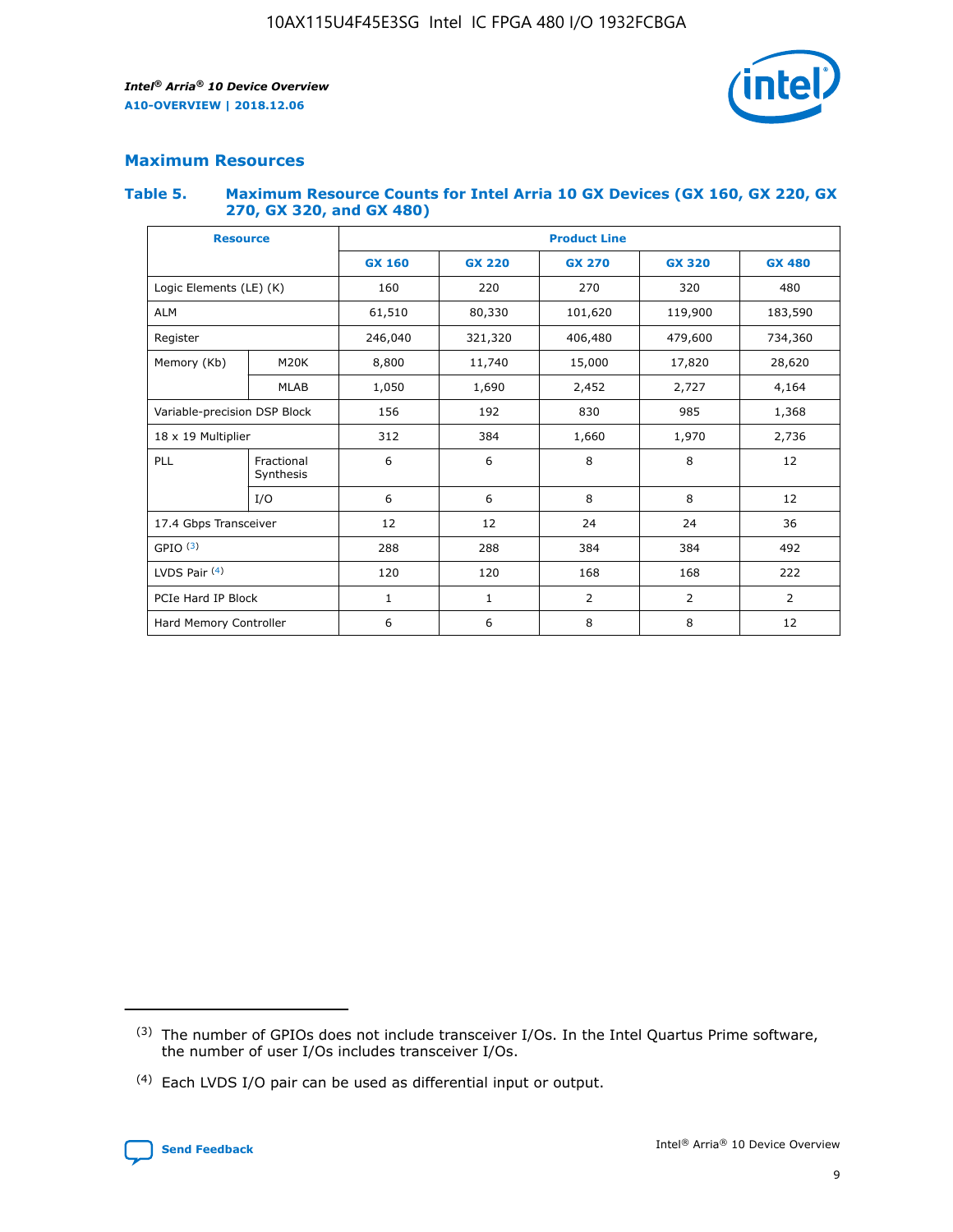## Maximum Resources

### Table 5. Maximum Resource Counts for Intel Arria 10 GX Devices (GX 160, GX 220, GX 270, GX 320, and GX 480)

| Resource | | Product Line | | | | |
|---|---|---|---|---|---|---|
| | | GX 160 | GX 220 | GX 270 | GX 320 | GX 480 |
| Logic Elements (LE) (K) | | 160 | 220 | 270 | 320 | 480 |
| ALM | | 61,510 | 80,330 | 101,620 | 119,900 | 183,590 |
| Register | | 246,040 | 321,320 | 406,480 | 479,600 | 734,360 |
| Memory (Kb) | M20K | 8,800 | 11,740 | 15,000 | 17,820 | 28,620 |
| | MLAB | 1,050 | 1,690 | 2,452 | 2,727 | 4,164 |
| Variable-precision DSP Block | | 156 | 192 | 830 | 985 | 1,368 |
| 18 x 19 Multiplier | | 312 | 384 | 1,660 | 1,970 | 2,736 |
| PLL | Fractional Synthesis | 6 | 6 | 8 | 8 | 12 |
| | I/O | 6 | 6 | 8 | 8 | 12 |
| 17.4 Gbps Transceiver | | 12 | 12 | 24 | 24 | 36 |
| GPIO [3] | | 288 | 288 | 384 | 384 | 492 |
| LVDS Pair [4] | | 120 | 120 | 168 | 168 | 222 |
| PCIe Hard IP Block | | 1 | 1 | 2 | 2 | 2 |
| Hard Memory Controller | | 6 | 6 | 8 | 8 | 12 |

(3) The number of GPIOs does not include transceiver I/Os. In the Intel Quartus Prime software, the number of user I/Os includes transceiver I/Os.

(4) Each LVDS I/O pair can be used as differential input or output.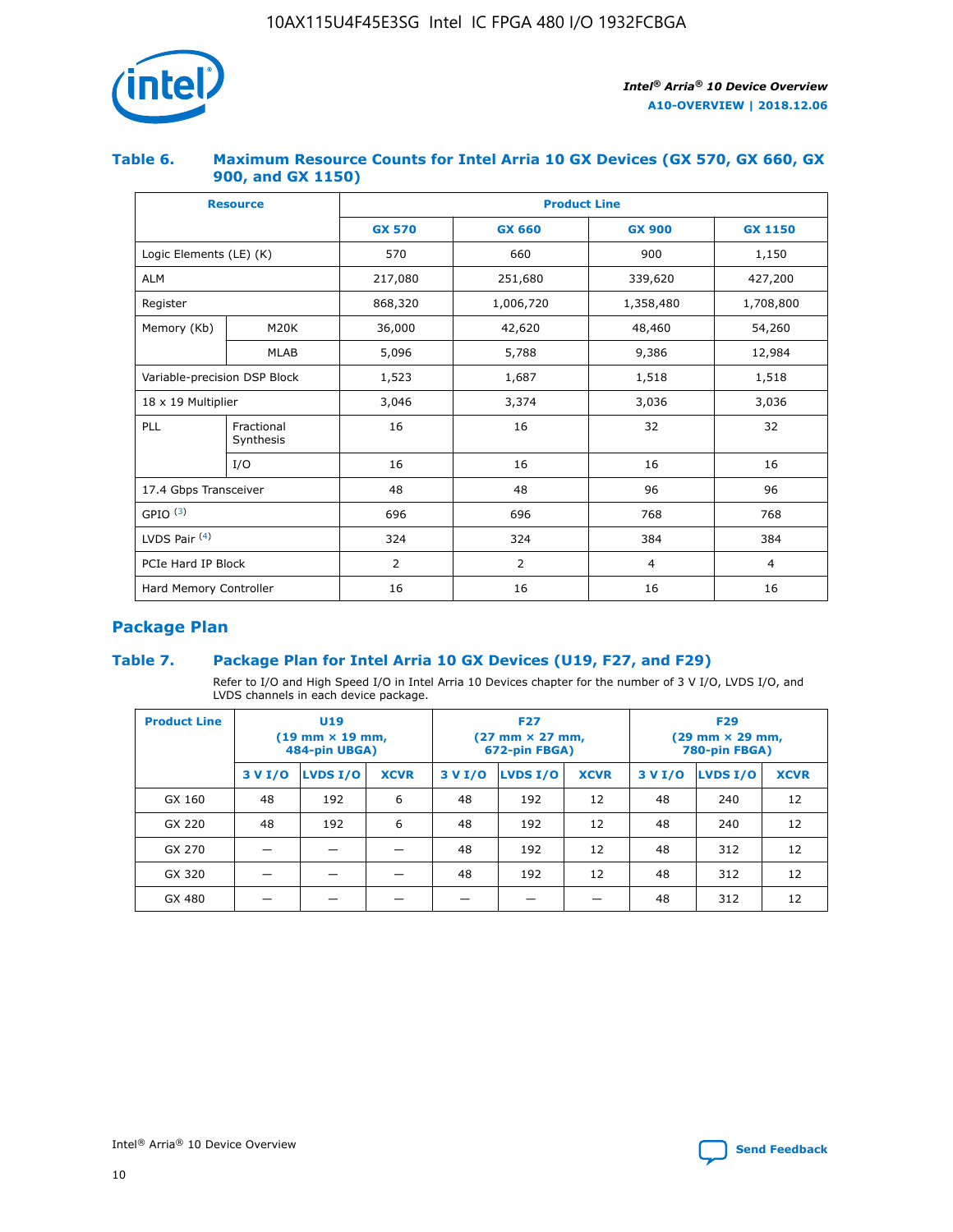#### Table 6. Maximum Resource Counts for Intel Arria 10 GX Devices (GX 570, GX 660, GX 900, and GX 1150)

| Resource | | Product Line | | | |
|---|---|---|---|---|---|
| | | GX 570 | GX 660 | GX 900 | GX 1150 |
| Logic Elements (LE) (K) | | 570 | 660 | 900 | 1,150 |
| ALM | | 217,080 | 251,680 | 339,620 | 427,200 |
| Register | | 868,320 | 1,006,720 | 1,358,480 | 1,708,800 |
| Memory (Kb) | M20K | 36,000 | 42,620 | 48,460 | 54,260 |
| | MLAB | 5,096 | 5,788 | 9,386 | 12,984 |
| Variable-precision DSP Block | | 1,523 | 1,687 | 1,518 | 1,518 |
| 18 x 19 Multiplier | | 3,046 | 3,374 | 3,036 | 3,036 |
| PLL | Fractional Synthesis | 16 | 16 | 32 | 32 |
| | I/O | 16 | 16 | 16 | 16 |
| 17.4 Gbps Transceiver | | 48 | 48 | 96 | 96 |
| GPIO [(3)] | | 696 | 696 | 768 | 768 |
| LVDS Pair [(4)] | | 324 | 324 | 384 | 384 |
| PCIe Hard IP Block | | 2 | 2 | 4 | 4 |
| Hard Memory Controller | | 16 | 16 | 16 | 16 |

## Package Plan

#### Table 7. Package Plan for Intel Arria 10 GX Devices (U19, F27, and F29)

Refer to I/O and High Speed I/O in Intel Arria 10 Devices chapter for the number of 3 V I/O, LVDS I/O, and LVDS channels in each device package.

| Product Line | U19 (19 mm × 19 mm, 484-pin UBGA) | | | F27 (27 mm × 27 mm, 672-pin FBGA) | | | F29 (29 mm × 29 mm, 780-pin FBGA) | | |
|---|---|---|---|---|---|---|---|---|---|
| | 3 V I/O | LVDS I/O | XCVR | 3 V I/O | LVDS I/O | XCVR | 3 V I/O | LVDS I/O | XCVR |
| GX 160 | 48 | 192 | 6 | 48 | 192 | 12 | 48 | 240 | 12 |
| GX 220 | 48 | 192 | 6 | 48 | 192 | 12 | 48 | 240 | 12 |
| GX 270 | — | — | — | 48 | 192 | 12 | 48 | 312 | 12 |
| GX 320 | — | — | — | 48 | 192 | 12 | 48 | 312 | 12 |
| GX 480 | — | — | — | — | — | — | 48 | 312 | 12 |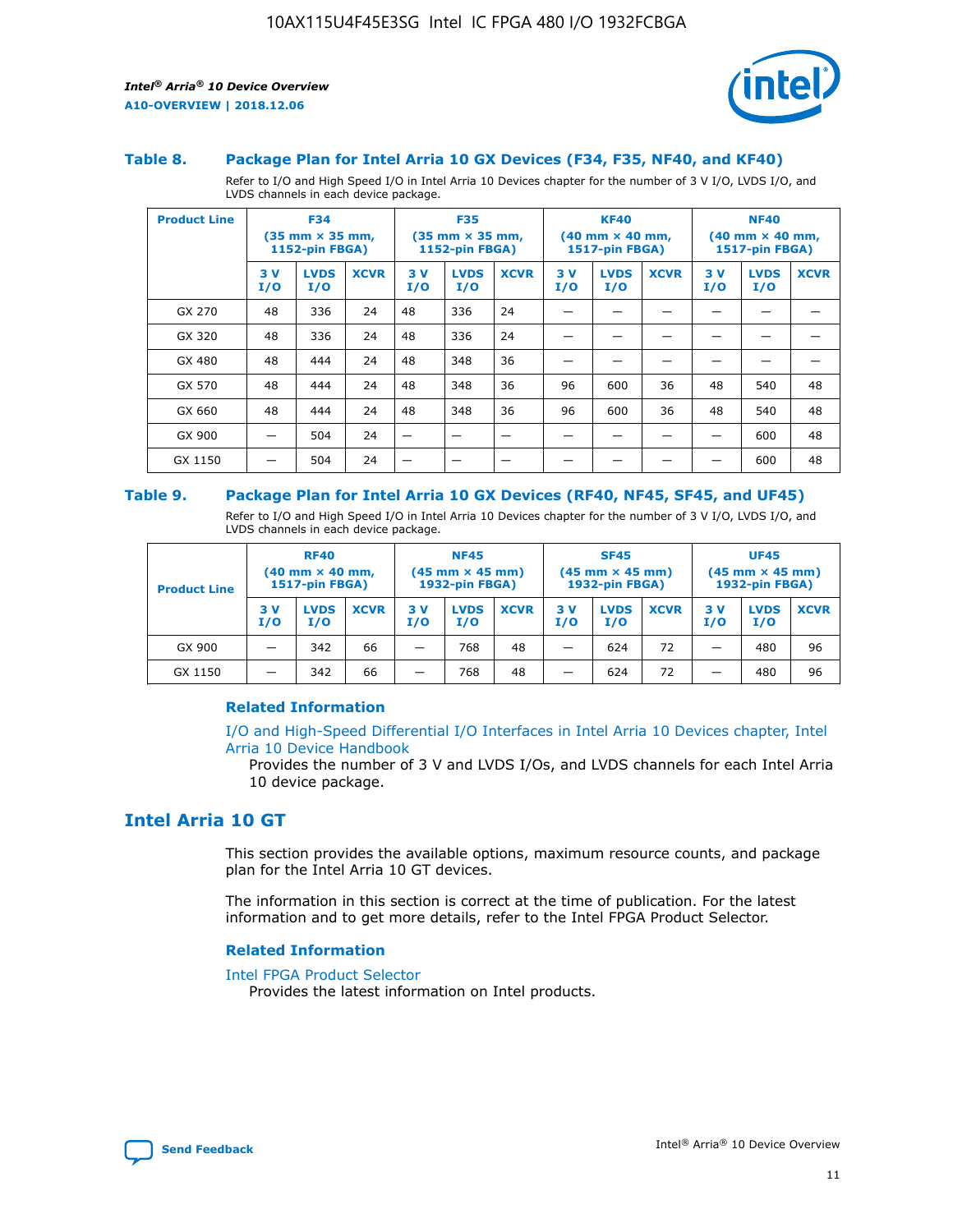### Table 8. Package Plan for Intel Arria 10 GX Devices (F34, F35, NF40, and KF40)

Refer to I/O and High Speed I/O in Intel Arria 10 Devices chapter for the number of 3 V I/O, LVDS I/O, and LVDS channels in each device package.

| Product Line | F34 (35 mm × 35 mm, 1152-pin FBGA) | | | F35 (35 mm × 35 mm, 1152-pin FBGA) | | | KF40 (40 mm × 40 mm, 1517-pin FBGA) | | | NF40 (40 mm × 40 mm, 1517-pin FBGA) | | |
|---|---|---|---|---|---|---|---|---|---|---|---|---|
| | 3 V I/O | LVDS I/O | XCVR | 3 V I/O | LVDS I/O | XCVR | 3 V I/O | LVDS I/O | XCVR | 3 V I/O | LVDS I/O | XCVR |
| GX 270 | 48 | 336 | 24 | 48 | 336 | 24 | — | — | — | — | — | — |
| GX 320 | 48 | 336 | 24 | 48 | 336 | 24 | — | — | — | — | — | — |
| GX 480 | 48 | 444 | 24 | 48 | 348 | 36 | — | — | — | — | — | — |
| GX 570 | 48 | 444 | 24 | 48 | 348 | 36 | 96 | 600 | 36 | 48 | 540 | 48 |
| GX 660 | 48 | 444 | 24 | 48 | 348 | 36 | 96 | 600 | 36 | 48 | 540 | 48 |
| GX 900 | — | 504 | 24 | — | — | — | — | — | — | — | 600 | 48 |
| GX 1150 | — | 504 | 24 | — | — | — | — | — | — | — | 600 | 48 |

### Table 9. Package Plan for Intel Arria 10 GX Devices (RF40, NF45, SF45, and UF45)

Refer to I/O and High Speed I/O in Intel Arria 10 Devices chapter for the number of 3 V I/O, LVDS I/O, and LVDS channels in each device package.

| Product Line | RF40 (40 mm × 40 mm, 1517-pin FBGA) | | | NF45 (45 mm × 45 mm) 1932-pin FBGA) | | | SF45 (45 mm × 45 mm) 1932-pin FBGA) | | | UF45 (45 mm × 45 mm) 1932-pin FBGA) | | |
|---|---|---|---|---|---|---|---|---|---|---|---|---|
| | 3 V I/O | LVDS I/O | XCVR | 3 V I/O | LVDS I/O | XCVR | 3 V I/O | LVDS I/O | XCVR | 3 V I/O | LVDS I/O | XCVR |
| GX 900 | — | 342 | 66 | — | 768 | 48 | — | 624 | 72 | — | 480 | 96 |
| GX 1150 | — | 342 | 66 | — | 768 | 48 | — | 624 | 72 | — | 480 | 96 |

#### Related Information

I/O and High-Speed Differential I/O Interfaces in Intel Arria 10 Devices chapter, Intel Arria 10 Device Handbook

Provides the number of 3 V and LVDS I/Os, and LVDS channels for each Intel Arria 10 device package.

## Intel Arria 10 GT

This section provides the available options, maximum resource counts, and package plan for the Intel Arria 10 GT devices.

The information in this section is correct at the time of publication. For the latest information and to get more details, refer to the Intel FPGA Product Selector.

#### Related Information

Intel FPGA Product Selector

Provides the latest information on Intel products.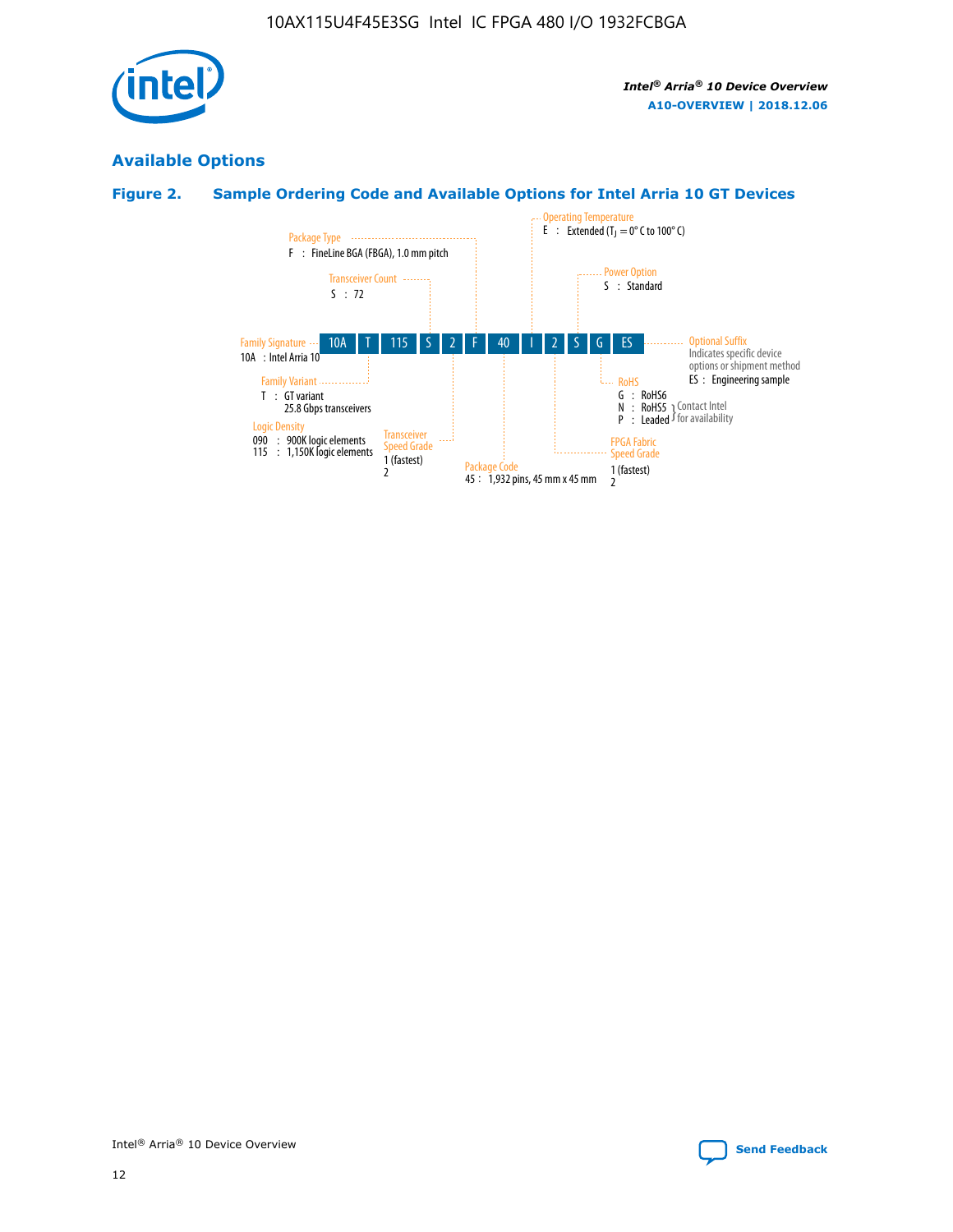## Available Options

### Figure 2. Sample Ordering Code and Available Options for Intel Arria 10 GT Devices

| 10A | T | 115 | S | 2 | F | 40 | I | 2 | S | G | ES |
|---|---|---|---|---|---|---|---|---|---|---|---|

**Family Signature**
- 10A : Intel Arria 10

**Family Variant**
- T : GT variant, 25.8 Gbps transceivers

**Logic Density**
- 090 : 900K logic elements
- 115 : 1,150K logic elements

**Transceiver Count**
- S : 72

**Transceiver Speed Grade**
- 1 (fastest)
- 2

**Package Type**
- F : FineLine BGA (FBGA), 1.0 mm pitch

**Package Code**
- 45 : 1,932 pins, 45 mm x 45 mm

**Operating Temperature**
- E : Extended ($T_J$ = 0° C to 100° C)

**FPGA Fabric Speed Grade**
- 1 (fastest)
- 2

**Power Option**
- S : Standard

**RoHS**
- G : RoHS6
- N : RoHS5 (Contact Intel for availability)
- P : Leaded (Contact Intel for availability)

**Optional Suffix**

Indicates specific device options or shipment method
- ES : Engineering sample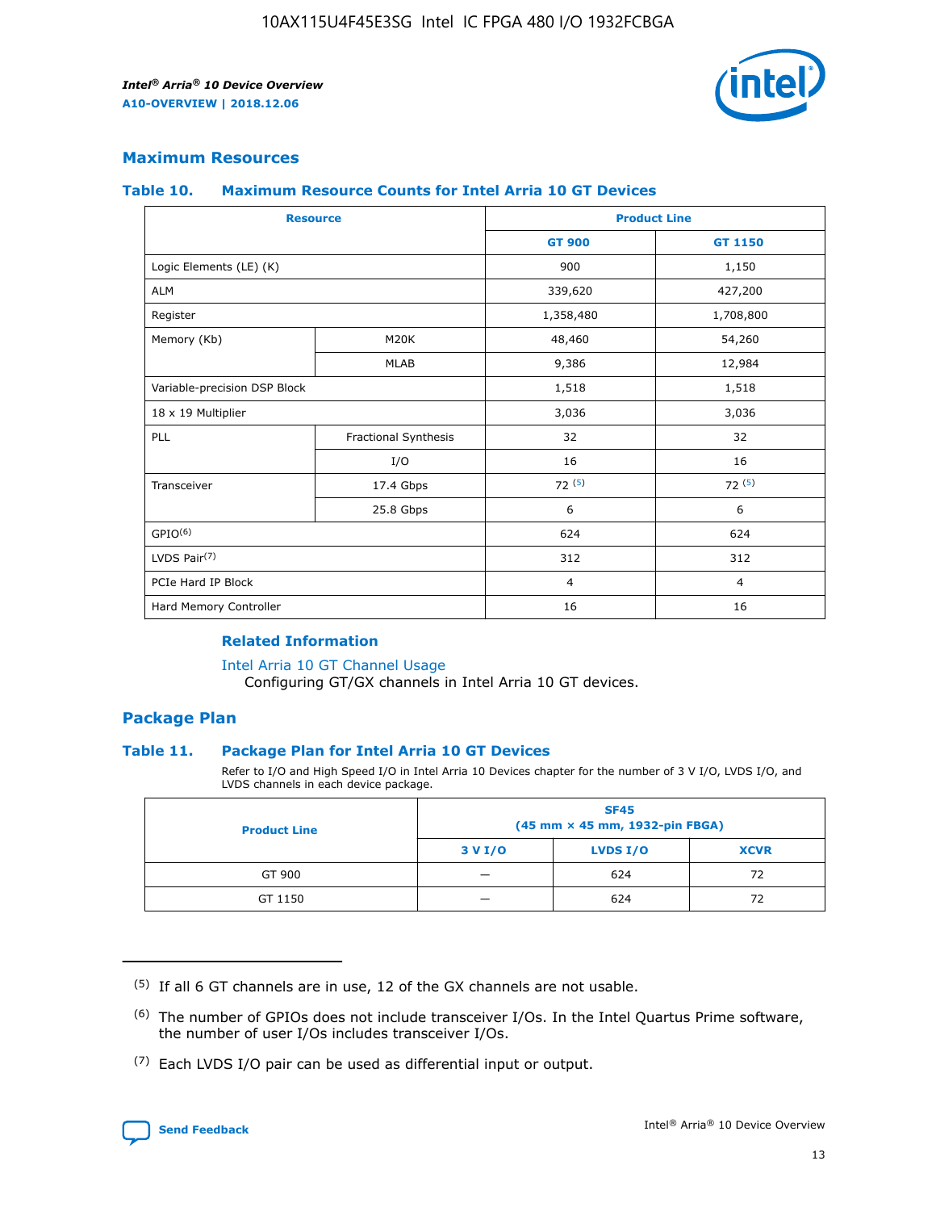## Maximum Resources

### Table 10. Maximum Resource Counts for Intel Arria 10 GT Devices

| Resource | | Product Line | |
|---|---|---|---|
| | | GT 900 | GT 1150 |
| Logic Elements (LE) (K) | | 900 | 1,150 |
| ALM | | 339,620 | 427,200 |
| Register | | 1,358,480 | 1,708,800 |
| Memory (Kb) | M20K | 48,460 | 54,260 |
| | MLAB | 9,386 | 12,984 |
| Variable-precision DSP Block | | 1,518 | 1,518 |
| 18 x 19 Multiplier | | 3,036 | 3,036 |
| PLL | Fractional Synthesis | 32 | 32 |
| | I/O | 16 | 16 |
| Transceiver | 17.4 Gbps | 72 (5) | 72 (5) |
| | 25.8 Gbps | 6 | 6 |
| GPIO(6) | | 624 | 624 |
| LVDS Pair(7) | | 312 | 312 |
| PCIe Hard IP Block | | 4 | 4 |
| Hard Memory Controller | | 16 | 16 |

#### Related Information

Intel Arria 10 GT Channel Usage

Configuring GT/GX channels in Intel Arria 10 GT devices.

## Package Plan

### Table 11. Package Plan for Intel Arria 10 GT Devices

Refer to I/O and High Speed I/O in Intel Arria 10 Devices chapter for the number of 3 V I/O, LVDS I/O, and LVDS channels in each device package.

| Product Line | SF45 (45 mm × 45 mm, 1932-pin FBGA) | | |
|---|---|---|---|
| | 3 V I/O | LVDS I/O | XCVR |
| GT 900 | — | 624 | 72 |
| GT 1150 | — | 624 | 72 |

(5) If all 6 GT channels are in use, 12 of the GX channels are not usable.

(6) The number of GPIOs does not include transceiver I/Os. In the Intel Quartus Prime software, the number of user I/Os includes transceiver I/Os.

(7) Each LVDS I/O pair can be used as differential input or output.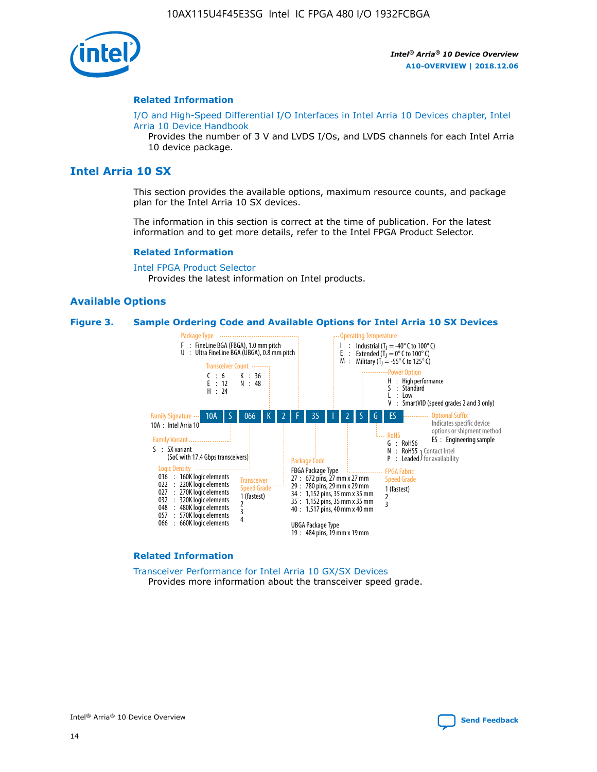### Related Information

I/O and High-Speed Differential I/O Interfaces in Intel Arria 10 Devices chapter, Intel Arria 10 Device Handbook

Provides the number of 3 V and LVDS I/Os, and LVDS channels for each Intel Arria 10 device package.

## Intel Arria 10 SX

This section provides the available options, maximum resource counts, and package plan for the Intel Arria 10 SX devices.

The information in this section is correct at the time of publication. For the latest information and to get more details, refer to the Intel FPGA Product Selector.

### Related Information

Intel FPGA Product Selector

Provides the latest information on Intel products.

### Available Options

**Figure 3. Sample Ordering Code and Available Options for Intel Arria 10 SX Devices**

Sample ordering code: 10A S 066 K 2 F 35 I 2 S G ES

- **Family Signature**
  - 10A : Intel Arria 10
- **Family Variant**
  - S : SX variant (SoC with 17.4 Gbps transceivers)
- **Logic Density**
  - 016 : 160K logic elements
  - 022 : 220K logic elements
  - 027 : 270K logic elements
  - 032 : 320K logic elements
  - 048 : 480K logic elements
  - 057 : 570K logic elements
  - 066 : 660K logic elements
- **Transceiver Count**
  - C : 6
  - E : 12
  - H : 24
  - K : 36
  - N : 48
- **Transceiver Speed Grade**
  - 1 (fastest)
  - 2
  - 3
  - 4
- **Package Type**
  - F : FineLine BGA (FBGA), 1.0 mm pitch
  - U : Ultra FineLine BGA (UBGA), 0.8 mm pitch
- **Package Code**
  - FBGA Package Type
    - 27 : 672 pins, 27 mm x 27 mm
    - 29 : 780 pins, 29 mm x 29 mm
    - 34 : 1,152 pins, 35 mm x 35 mm
    - 35 : 1,152 pins, 35 mm x 35 mm
    - 40 : 1,517 pins, 40 mm x 40 mm
  - UBGA Package Type
    - 19 : 484 pins, 19 mm x 19 mm
- **Operating Temperature**
  - I : Industrial ($T_J$ = -40° C to 100° C)
  - E : Extended ($T_J$ = 0° C to 100° C)
  - M : Military ($T_J$ = -55° C to 125° C)
- **FPGA Fabric Speed Grade**
  - 1 (fastest)
  - 2
  - 3
- **Power Option**
  - H : High performance
  - S : Standard
  - L : Low
  - V : SmartVID (speed grades 2 and 3 only)
- **RoHS**
  - G : RoHS6
  - N : RoHS5 (Contact Intel for availability)
  - P : Leaded (Contact Intel for availability)
- **Optional Suffix**
  - Indicates specific device options or shipment method
  - ES : Engineering sample

### Related Information

Transceiver Performance for Intel Arria 10 GX/SX Devices

Provides more information about the transceiver speed grade.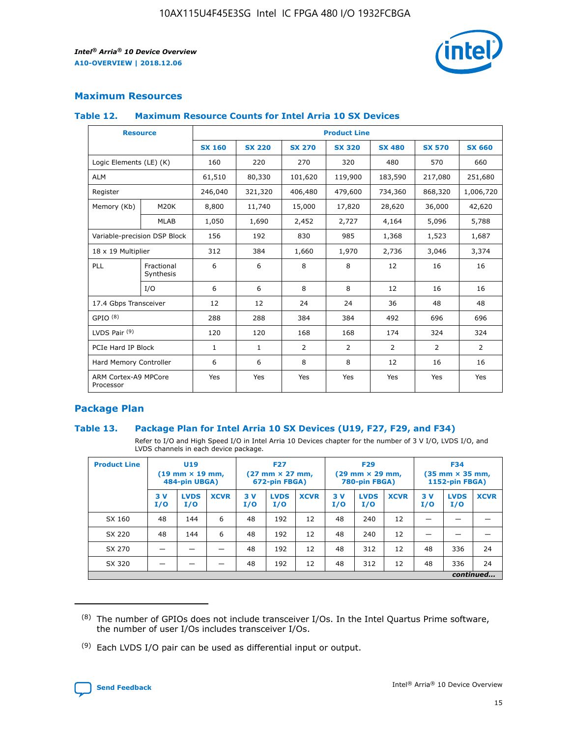## Maximum Resources

### Table 12. Maximum Resource Counts for Intel Arria 10 SX Devices

| Resource | | Product Line | | | | | | |
|---|---|---|---|---|---|---|---|---|
| | | SX 160 | SX 220 | SX 270 | SX 320 | SX 480 | SX 570 | SX 660 |
| Logic Elements (LE) (K) | | 160 | 220 | 270 | 320 | 480 | 570 | 660 |
| ALM | | 61,510 | 80,330 | 101,620 | 119,900 | 183,590 | 217,080 | 251,680 |
| Register | | 246,040 | 321,320 | 406,480 | 479,600 | 734,360 | 868,320 | 1,006,720 |
| Memory (Kb) | M20K | 8,800 | 11,740 | 15,000 | 17,820 | 28,620 | 36,000 | 42,620 |
| | MLAB | 1,050 | 1,690 | 2,452 | 2,727 | 4,164 | 5,096 | 5,788 |
| Variable-precision DSP Block | | 156 | 192 | 830 | 985 | 1,368 | 1,523 | 1,687 |
| 18 x 19 Multiplier | | 312 | 384 | 1,660 | 1,970 | 2,736 | 3,046 | 3,374 |
| PLL | Fractional Synthesis | 6 | 6 | 8 | 8 | 12 | 16 | 16 |
| | I/O | 6 | 6 | 8 | 8 | 12 | 16 | 16 |
| 17.4 Gbps Transceiver | | 12 | 12 | 24 | 24 | 36 | 48 | 48 |
| GPIO [8] | | 288 | 288 | 384 | 384 | 492 | 696 | 696 |
| LVDS Pair [9] | | 120 | 120 | 168 | 168 | 174 | 324 | 324 |
| PCIe Hard IP Block | | 1 | 1 | 2 | 2 | 2 | 2 | 2 |
| Hard Memory Controller | | 6 | 6 | 8 | 8 | 12 | 16 | 16 |
| ARM Cortex-A9 MPCore Processor | | Yes | Yes | Yes | Yes | Yes | Yes | Yes |

## Package Plan

### Table 13. Package Plan for Intel Arria 10 SX Devices (U19, F27, F29, and F34)

Refer to I/O and High Speed I/O in Intel Arria 10 Devices chapter for the number of 3 V I/O, LVDS I/O, and LVDS channels in each device package.

| Product Line | U19 (19 mm × 19 mm, 484-pin UBGA) | | | F27 (27 mm × 27 mm, 672-pin FBGA) | | | F29 (29 mm × 29 mm, 780-pin FBGA) | | | F34 (35 mm × 35 mm, 1152-pin FBGA) | | |
|---|---|---|---|---|---|---|---|---|---|---|---|---|
| | 3 V I/O | LVDS I/O | XCVR | 3 V I/O | LVDS I/O | XCVR | 3 V I/O | LVDS I/O | XCVR | 3 V I/O | LVDS I/O | XCVR |
| SX 160 | 48 | 144 | 6 | 48 | 192 | 12 | 48 | 240 | 12 | — | — | — |
| SX 220 | 48 | 144 | 6 | 48 | 192 | 12 | 48 | 240 | 12 | — | — | — |
| SX 270 | — | — | — | 48 | 192 | 12 | 48 | 312 | 12 | 48 | 336 | 24 |
| SX 320 | — | — | — | 48 | 192 | 12 | 48 | 312 | 12 | 48 | 336 | 24 |

*continued...*

(8) The number of GPIOs does not include transceiver I/Os. In the Intel Quartus Prime software, the number of user I/Os includes transceiver I/Os.

(9) Each LVDS I/O pair can be used as differential input or output.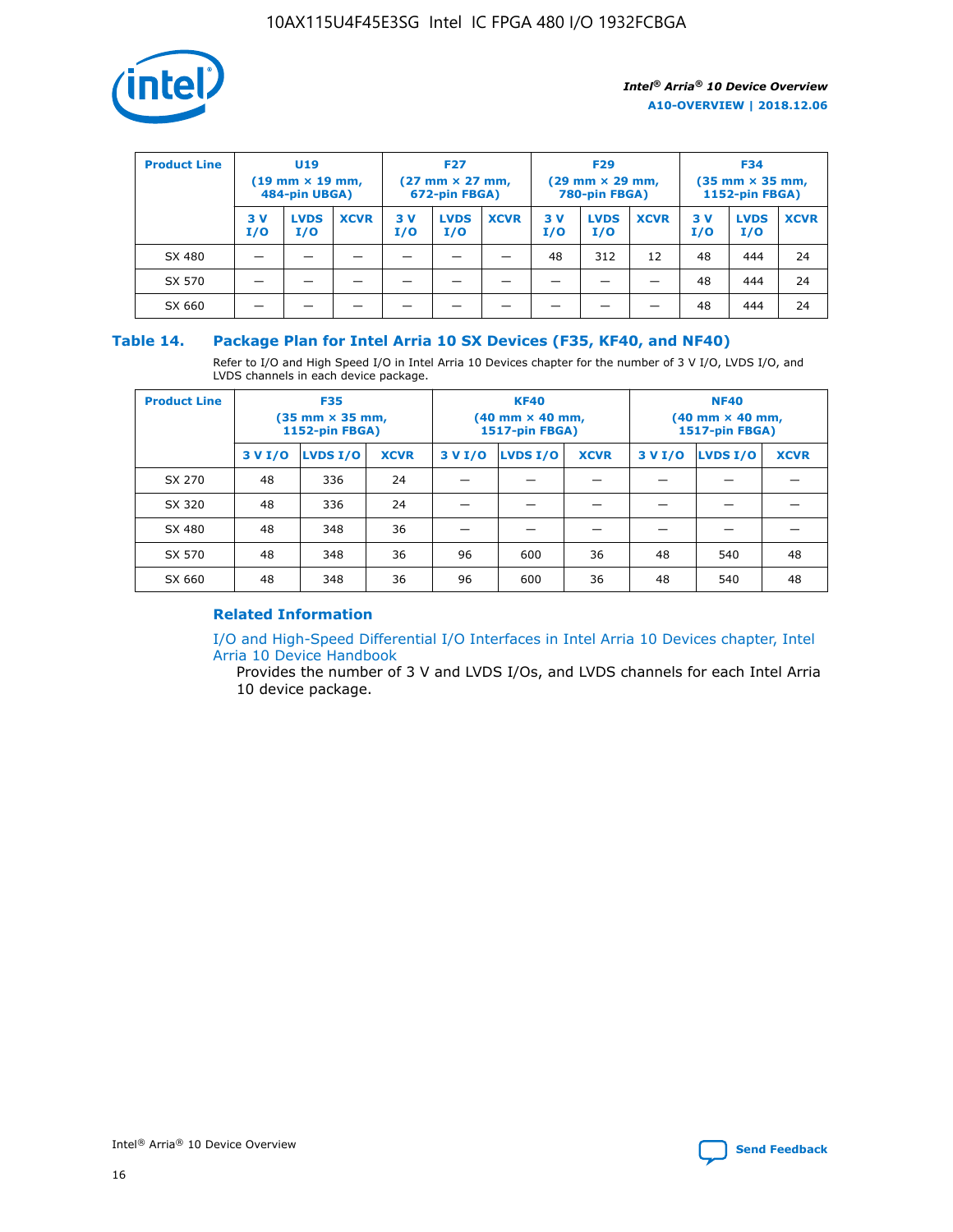| Product Line | U19 (19 mm × 19 mm, 484-pin UBGA) | | | F27 (27 mm × 27 mm, 672-pin FBGA) | | | F29 (29 mm × 29 mm, 780-pin FBGA) | | | F34 (35 mm × 35 mm, 1152-pin FBGA) | | |
|---|---|---|---|---|---|---|---|---|---|---|---|---|
| | 3 V I/O | LVDS I/O | XCVR | 3 V I/O | LVDS I/O | XCVR | 3 V I/O | LVDS I/O | XCVR | 3 V I/O | LVDS I/O | XCVR |
| SX 480 | — | — | — | — | — | — | 48 | 312 | 12 | 48 | 444 | 24 |
| SX 570 | — | — | — | — | — | — | — | — | — | 48 | 444 | 24 |
| SX 660 | — | — | — | — | — | — | — | — | — | 48 | 444 | 24 |

## Table 14. Package Plan for Intel Arria 10 SX Devices (F35, KF40, and NF40)

Refer to I/O and High Speed I/O in Intel Arria 10 Devices chapter for the number of 3 V I/O, LVDS I/O, and LVDS channels in each device package.

| Product Line | F35 (35 mm × 35 mm, 1152-pin FBGA) | | | KF40 (40 mm × 40 mm, 1517-pin FBGA) | | | NF40 (40 mm × 40 mm, 1517-pin FBGA) | | |
|---|---|---|---|---|---|---|---|---|---|
| | 3 V I/O | LVDS I/O | XCVR | 3 V I/O | LVDS I/O | XCVR | 3 V I/O | LVDS I/O | XCVR |
| SX 270 | 48 | 336 | 24 | — | — | — | — | — | — |
| SX 320 | 48 | 336 | 24 | — | — | — | — | — | — |
| SX 480 | 48 | 348 | 36 | — | — | — | — | — | — |
| SX 570 | 48 | 348 | 36 | 96 | 600 | 36 | 48 | 540 | 48 |
| SX 660 | 48 | 348 | 36 | 96 | 600 | 36 | 48 | 540 | 48 |

### Related Information

I/O and High-Speed Differential I/O Interfaces in Intel Arria 10 Devices chapter, Intel Arria 10 Device Handbook

Provides the number of 3 V and LVDS I/Os, and LVDS channels for each Intel Arria 10 device package.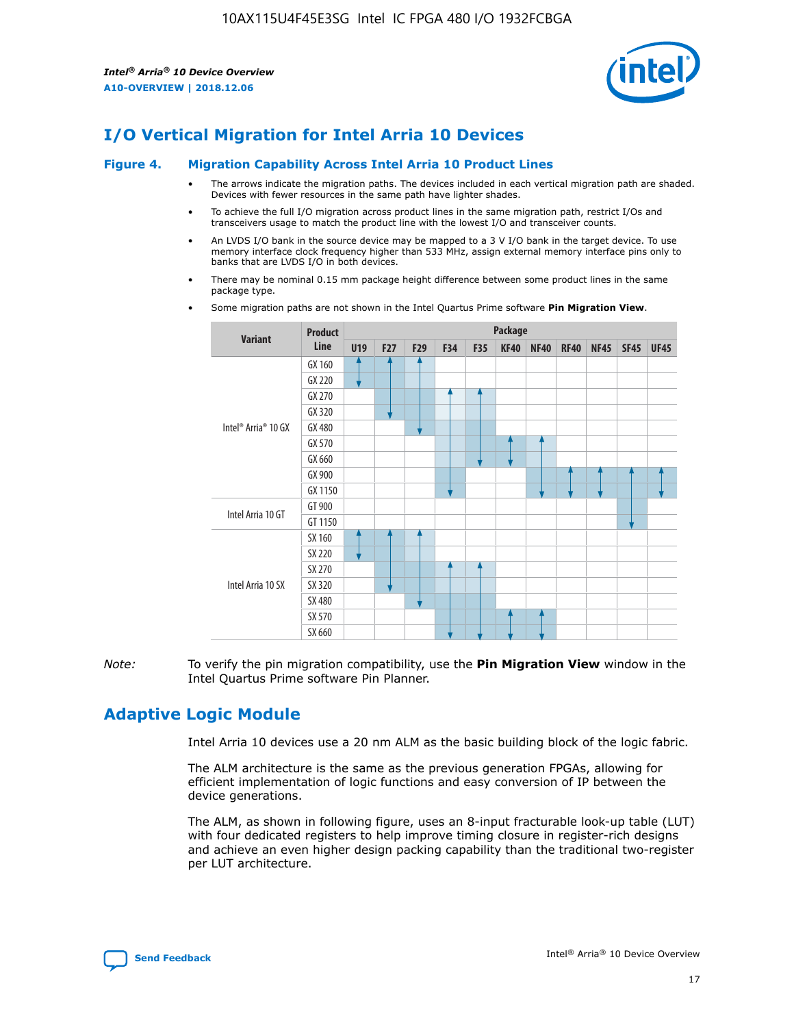## I/O Vertical Migration for Intel Arria 10 Devices

**Figure 4. Migration Capability Across Intel Arria 10 Product Lines**

- The arrows indicate the migration paths. The devices included in each vertical migration path are shaded. Devices with fewer resources in the same path have lighter shades.
- To achieve the full I/O migration across product lines in the same migration path, restrict I/Os and transceivers usage to match the product line with the lowest I/O and transceiver counts.
- An LVDS I/O bank in the source device may be mapped to a 3 V I/O bank in the target device. To use memory interface clock frequency higher than 533 MHz, assign external memory interface pins only to banks that are LVDS I/O in both devices.
- There may be nominal 0.15 mm package height difference between some product lines in the same package type.
- Some migration paths are not shown in the Intel Quartus Prime software **Pin Migration View**.

| Variant | Product Line | Package | | | | | | | | | | |
|---|---|---|---|---|---|---|---|---|---|---|---|---|
| | | U19 | F27 | F29 | F34 | F35 | KF40 | NF40 | RF40 | NF45 | SF45 | UF45 |
| Intel® Arria® 10 GX | GX 160 | | | | | | | | | | | |
| | GX 220 | | | | | | | | | | | |
| | GX 270 | | | | | | | | | | | |
| | GX 320 | | | | | | | | | | | |
| | GX 480 | | | | | | | | | | | |
| | GX 570 | | | | | | | | | | | |
| | GX 660 | | | | | | | | | | | |
| | GX 900 | | | | | | | | | | | |
| | GX 1150 | | | | | | | | | | | |
| Intel Arria 10 GT | GT 900 | | | | | | | | | | | |
| | GT 1150 | | | | | | | | | | | |
| Intel Arria 10 SX | SX 160 | | | | | | | | | | | |
| | SX 220 | | | | | | | | | | | |
| | SX 270 | | | | | | | | | | | |
| | SX 320 | | | | | | | | | | | |
| | SX 480 | | | | | | | | | | | |
| | SX 570 | | | | | | | | | | | |
| | SX 660 | | | | | | | | | | | |

*Note:* To verify the pin migration compatibility, use the **Pin Migration View** window in the Intel Quartus Prime software Pin Planner.

## Adaptive Logic Module

Intel Arria 10 devices use a 20 nm ALM as the basic building block of the logic fabric.

The ALM architecture is the same as the previous generation FPGAs, allowing for efficient implementation of logic functions and easy conversion of IP between the device generations.

The ALM, as shown in following figure, uses an 8-input fracturable look-up table (LUT) with four dedicated registers to help improve timing closure in register-rich designs and achieve an even higher design packing capability than the traditional two-register per LUT architecture.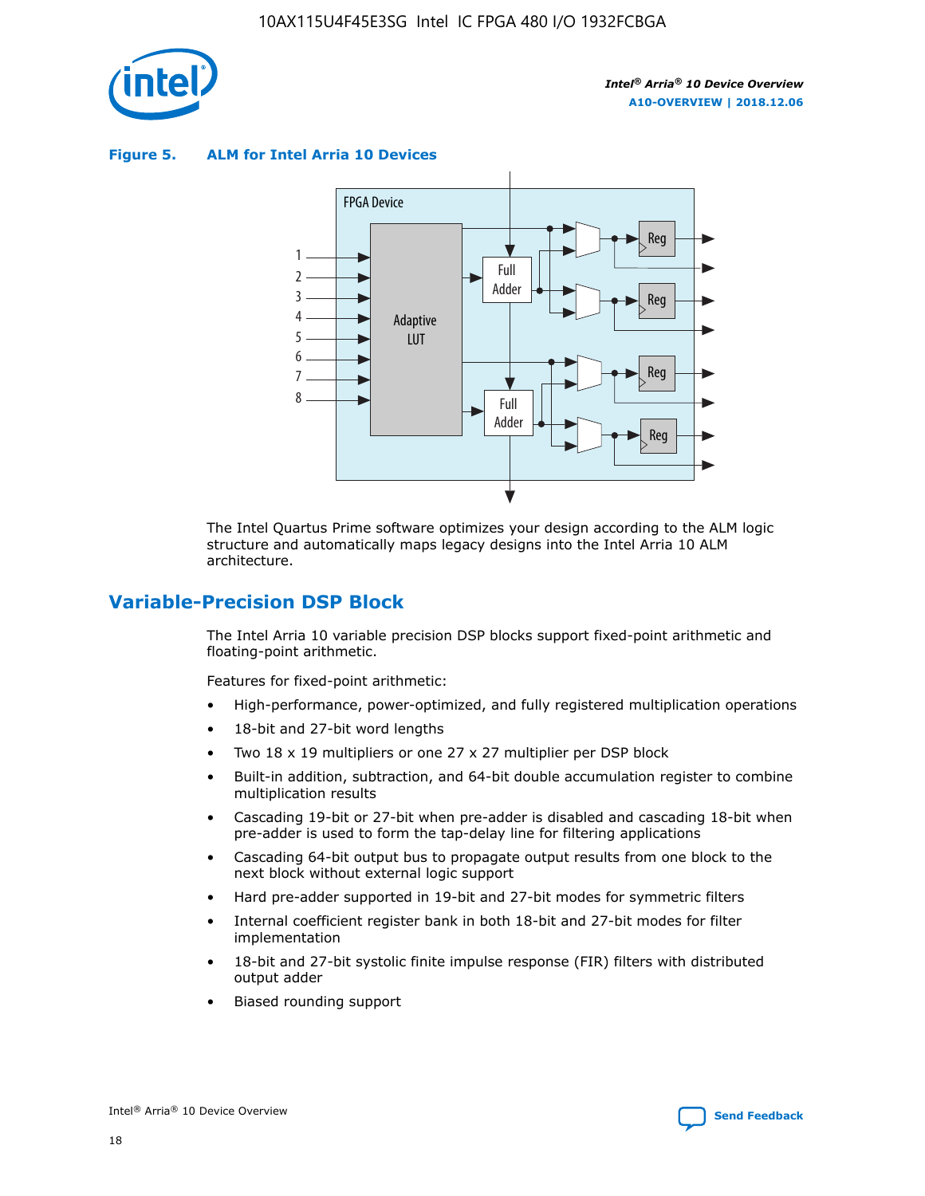**Figure 5. ALM for Intel Arria 10 Devices**

The Intel Quartus Prime software optimizes your design according to the ALM logic structure and automatically maps legacy designs into the Intel Arria 10 ALM architecture.

## Variable-Precision DSP Block

The Intel Arria 10 variable precision DSP blocks support fixed-point arithmetic and floating-point arithmetic.

Features for fixed-point arithmetic:

- High-performance, power-optimized, and fully registered multiplication operations
- 18-bit and 27-bit word lengths
- Two 18 x 19 multipliers or one 27 x 27 multiplier per DSP block
- Built-in addition, subtraction, and 64-bit double accumulation register to combine multiplication results
- Cascading 19-bit or 27-bit when pre-adder is disabled and cascading 18-bit when pre-adder is used to form the tap-delay line for filtering applications
- Cascading 64-bit output bus to propagate output results from one block to the next block without external logic support
- Hard pre-adder supported in 19-bit and 27-bit modes for symmetric filters
- Internal coefficient register bank in both 18-bit and 27-bit modes for filter implementation
- 18-bit and 27-bit systolic finite impulse response (FIR) filters with distributed output adder
- Biased rounding support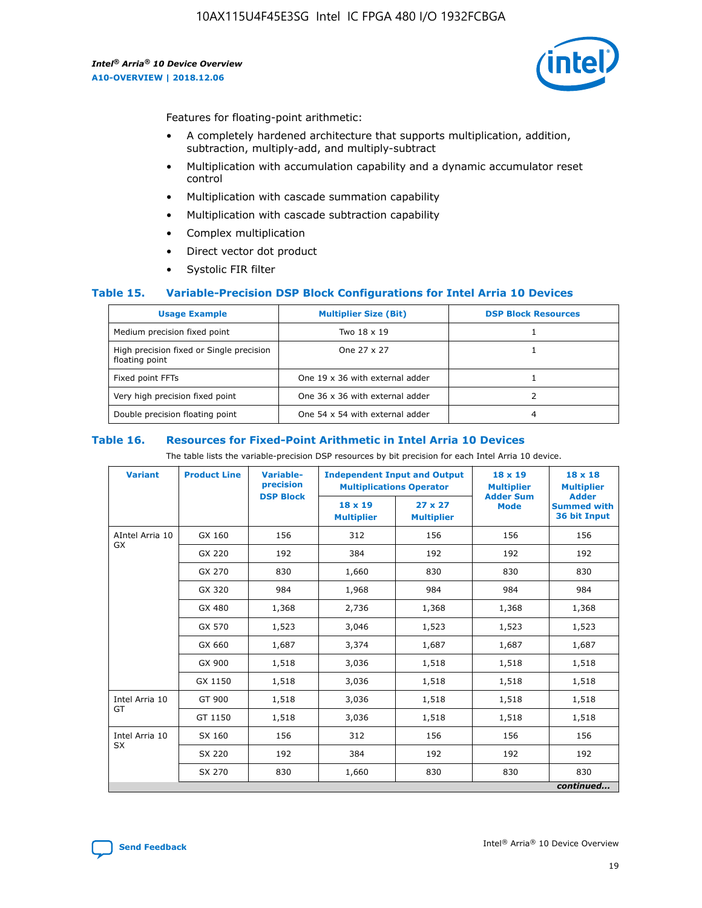Features for floating-point arithmetic:

- A completely hardened architecture that supports multiplication, addition, subtraction, multiply-add, and multiply-subtract
- Multiplication with accumulation capability and a dynamic accumulator reset control
- Multiplication with cascade summation capability
- Multiplication with cascade subtraction capability
- Complex multiplication
- Direct vector dot product
- Systolic FIR filter

## Table 15. Variable-Precision DSP Block Configurations for Intel Arria 10 Devices

| Usage Example | Multiplier Size (Bit) | DSP Block Resources |
|---|---|---|
| Medium precision fixed point | Two 18 x 19 | 1 |
| High precision fixed or Single precision floating point | One 27 x 27 | 1 |
| Fixed point FFTs | One 19 x 36 with external adder | 1 |
| Very high precision fixed point | One 36 x 36 with external adder | 2 |
| Double precision floating point | One 54 x 54 with external adder | 4 |

## Table 16. Resources for Fixed-Point Arithmetic in Intel Arria 10 Devices

The table lists the variable-precision DSP resources by bit precision for each Intel Arria 10 device.

| Variant | Product Line | Variable-precision DSP Block | Independent Input and Output Multiplications Operator | | 18 x 19 Multiplier Adder Sum Mode | 18 x 18 Multiplier Adder Summed with 36 bit Input |
|---|---|---|---|---|---|---|
| | | | 18 x 19 Multiplier | 27 x 27 Multiplier | | |
| AIntel Arria 10 GX | GX 160 | 156 | 312 | 156 | 156 | 156 |
| | GX 220 | 192 | 384 | 192 | 192 | 192 |
| | GX 270 | 830 | 1,660 | 830 | 830 | 830 |
| | GX 320 | 984 | 1,968 | 984 | 984 | 984 |
| | GX 480 | 1,368 | 2,736 | 1,368 | 1,368 | 1,368 |
| | GX 570 | 1,523 | 3,046 | 1,523 | 1,523 | 1,523 |
| | GX 660 | 1,687 | 3,374 | 1,687 | 1,687 | 1,687 |
| | GX 900 | 1,518 | 3,036 | 1,518 | 1,518 | 1,518 |
| | GX 1150 | 1,518 | 3,036 | 1,518 | 1,518 | 1,518 |
| Intel Arria 10 GT | GT 900 | 1,518 | 3,036 | 1,518 | 1,518 | 1,518 |
| | GT 1150 | 1,518 | 3,036 | 1,518 | 1,518 | 1,518 |
| Intel Arria 10 SX | SX 160 | 156 | 312 | 156 | 156 | 156 |
| | SX 220 | 192 | 384 | 192 | 192 | 192 |
| | SX 270 | 830 | 1,660 | 830 | 830 | 830 |

*continued...*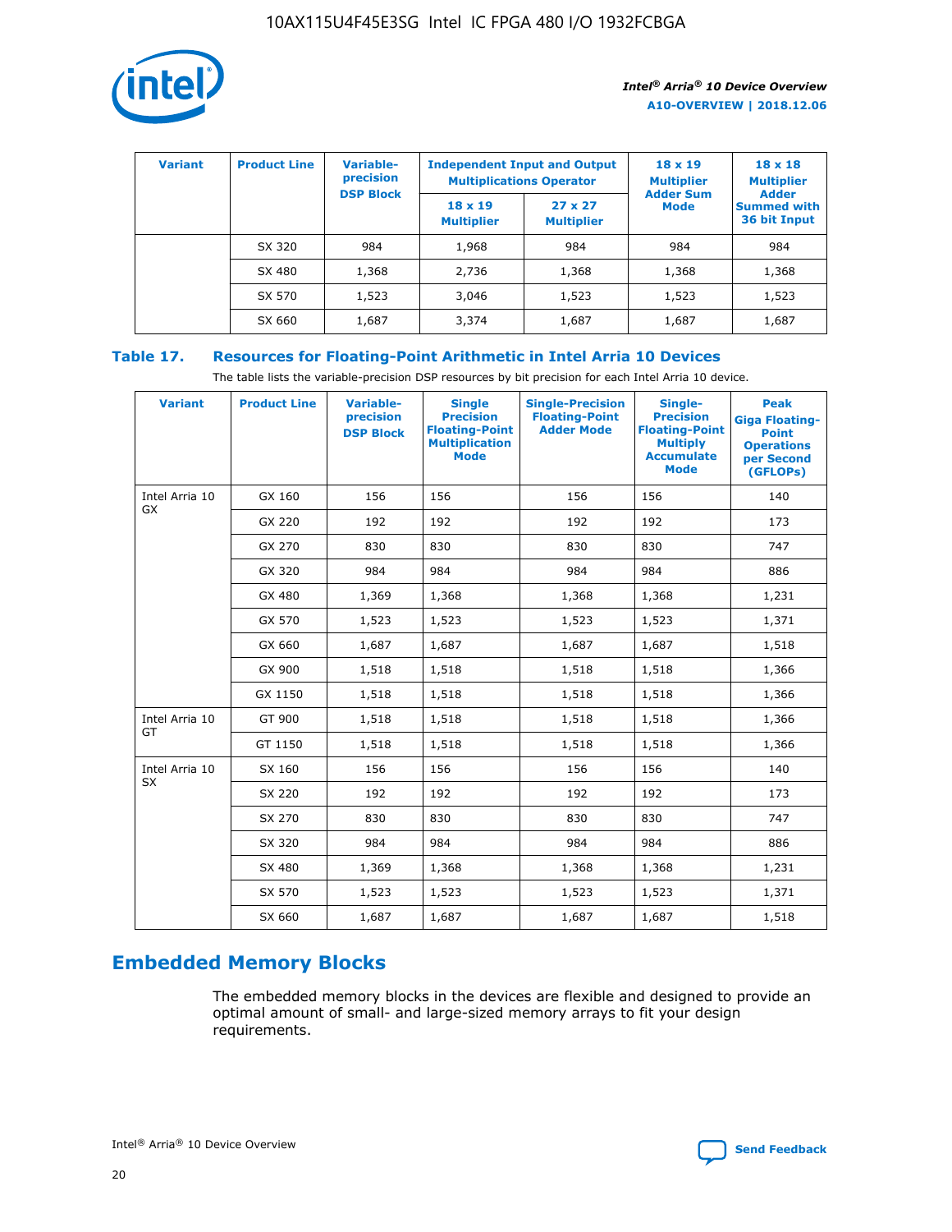| Variant | Product Line | Variable-precision DSP Block | Independent Input and Output Multiplications Operator | | 18 x 19 Multiplier Adder Sum Mode | 18 x 18 Multiplier Adder Summed with 36 bit Input |
|---|---|---|---|---|---|---|
| | | | 18 x 19 Multiplier | 27 x 27 Multiplier | | |
| | SX 320 | 984 | 1,968 | 984 | 984 | 984 |
| | SX 480 | 1,368 | 2,736 | 1,368 | 1,368 | 1,368 |
| | SX 570 | 1,523 | 3,046 | 1,523 | 1,523 | 1,523 |
| | SX 660 | 1,687 | 3,374 | 1,687 | 1,687 | 1,687 |

**Table 17. Resources for Floating-Point Arithmetic in Intel Arria 10 Devices**

The table lists the variable-precision DSP resources by bit precision for each Intel Arria 10 device.

| Variant | Product Line | Variable-precision DSP Block | Single Precision Floating-Point Multiplication Mode | Single-Precision Floating-Point Adder Mode | Single-Precision Floating-Point Multiply Accumulate Mode | Peak Giga Floating-Point Operations per Second (GFLOPs) |
|---|---|---|---|---|---|---|
| Intel Arria 10 GX | GX 160 | 156 | 156 | 156 | 156 | 140 |
| | GX 220 | 192 | 192 | 192 | 192 | 173 |
| | GX 270 | 830 | 830 | 830 | 830 | 747 |
| | GX 320 | 984 | 984 | 984 | 984 | 886 |
| | GX 480 | 1,369 | 1,368 | 1,368 | 1,368 | 1,231 |
| | GX 570 | 1,523 | 1,523 | 1,523 | 1,523 | 1,371 |
| | GX 660 | 1,687 | 1,687 | 1,687 | 1,687 | 1,518 |
| | GX 900 | 1,518 | 1,518 | 1,518 | 1,518 | 1,366 |
| | GX 1150 | 1,518 | 1,518 | 1,518 | 1,518 | 1,366 |
| Intel Arria 10 GT | GT 900 | 1,518 | 1,518 | 1,518 | 1,518 | 1,366 |
| | GT 1150 | 1,518 | 1,518 | 1,518 | 1,518 | 1,366 |
| Intel Arria 10 SX | SX 160 | 156 | 156 | 156 | 156 | 140 |
| | SX 220 | 192 | 192 | 192 | 192 | 173 |
| | SX 270 | 830 | 830 | 830 | 830 | 747 |
| | SX 320 | 984 | 984 | 984 | 984 | 886 |
| | SX 480 | 1,369 | 1,368 | 1,368 | 1,368 | 1,231 |
| | SX 570 | 1,523 | 1,523 | 1,523 | 1,523 | 1,371 |
| | SX 660 | 1,687 | 1,687 | 1,687 | 1,687 | 1,518 |

## Embedded Memory Blocks

The embedded memory blocks in the devices are flexible and designed to provide an optimal amount of small- and large-sized memory arrays to fit your design requirements.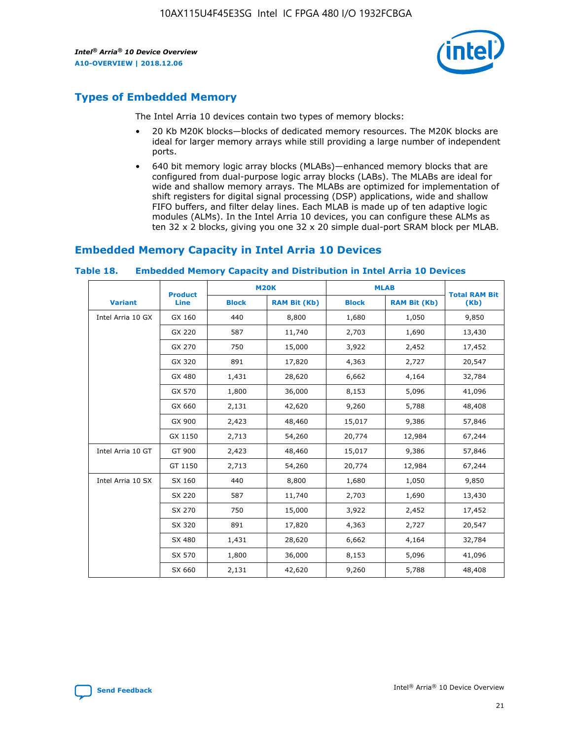## Types of Embedded Memory

The Intel Arria 10 devices contain two types of memory blocks:

- 20 Kb M20K blocks—blocks of dedicated memory resources. The M20K blocks are ideal for larger memory arrays while still providing a large number of independent ports.
- 640 bit memory logic array blocks (MLABs)—enhanced memory blocks that are configured from dual-purpose logic array blocks (LABs). The MLABs are ideal for wide and shallow memory arrays. The MLABs are optimized for implementation of shift registers for digital signal processing (DSP) applications, wide and shallow FIFO buffers, and filter delay lines. Each MLAB is made up of ten adaptive logic modules (ALMs). In the Intel Arria 10 devices, you can configure these ALMs as ten 32 x 2 blocks, giving you one 32 x 20 simple dual-port SRAM block per MLAB.

## Embedded Memory Capacity in Intel Arria 10 Devices

**Table 18. Embedded Memory Capacity and Distribution in Intel Arria 10 Devices**

| Variant | Product Line | M20K | | MLAB | | Total RAM Bit (Kb) |
|---|---|---|---|---|---|---|
| | | Block | RAM Bit (Kb) | Block | RAM Bit (Kb) | |
| Intel Arria 10 GX | GX 160 | 440 | 8,800 | 1,680 | 1,050 | 9,850 |
| | GX 220 | 587 | 11,740 | 2,703 | 1,690 | 13,430 |
| | GX 270 | 750 | 15,000 | 3,922 | 2,452 | 17,452 |
| | GX 320 | 891 | 17,820 | 4,363 | 2,727 | 20,547 |
| | GX 480 | 1,431 | 28,620 | 6,662 | 4,164 | 32,784 |
| | GX 570 | 1,800 | 36,000 | 8,153 | 5,096 | 41,096 |
| | GX 660 | 2,131 | 42,620 | 9,260 | 5,788 | 48,408 |
| | GX 900 | 2,423 | 48,460 | 15,017 | 9,386 | 57,846 |
| | GX 1150 | 2,713 | 54,260 | 20,774 | 12,984 | 67,244 |
| Intel Arria 10 GT | GT 900 | 2,423 | 48,460 | 15,017 | 9,386 | 57,846 |
| | GT 1150 | 2,713 | 54,260 | 20,774 | 12,984 | 67,244 |
| Intel Arria 10 SX | SX 160 | 440 | 8,800 | 1,680 | 1,050 | 9,850 |
| | SX 220 | 587 | 11,740 | 2,703 | 1,690 | 13,430 |
| | SX 270 | 750 | 15,000 | 3,922 | 2,452 | 17,452 |
| | SX 320 | 891 | 17,820 | 4,363 | 2,727 | 20,547 |
| | SX 480 | 1,431 | 28,620 | 6,662 | 4,164 | 32,784 |
| | SX 570 | 1,800 | 36,000 | 8,153 | 5,096 | 41,096 |
| | SX 660 | 2,131 | 42,620 | 9,260 | 5,788 | 48,408 |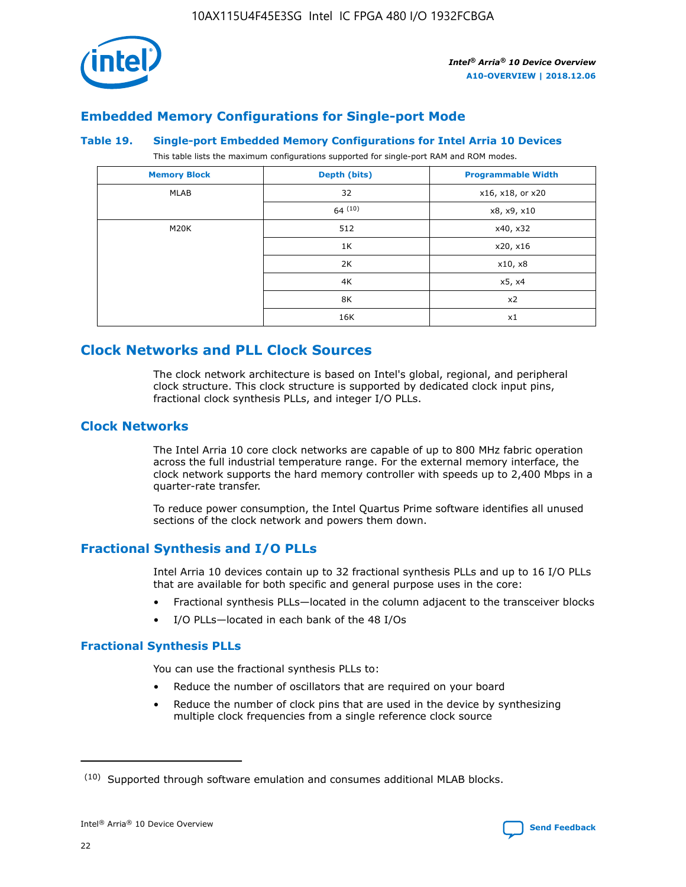## Embedded Memory Configurations for Single-port Mode

### Table 19. Single-port Embedded Memory Configurations for Intel Arria 10 Devices

This table lists the maximum configurations supported for single-port RAM and ROM modes.

| Memory Block | Depth (bits) | Programmable Width |
|---|---|---|
| MLAB | 32 | x16, x18, or x20 |
| | 64 [10] | x8, x9, x10 |
| M20K | 512 | x40, x32 |
| | 1K | x20, x16 |
| | 2K | x10, x8 |
| | 4K | x5, x4 |
| | 8K | x2 |
| | 16K | x1 |

# Clock Networks and PLL Clock Sources

The clock network architecture is based on Intel's global, regional, and peripheral clock structure. This clock structure is supported by dedicated clock input pins, fractional clock synthesis PLLs, and integer I/O PLLs.

## Clock Networks

The Intel Arria 10 core clock networks are capable of up to 800 MHz fabric operation across the full industrial temperature range. For the external memory interface, the clock network supports the hard memory controller with speeds up to 2,400 Mbps in a quarter-rate transfer.

To reduce power consumption, the Intel Quartus Prime software identifies all unused sections of the clock network and powers them down.

## Fractional Synthesis and I/O PLLs

Intel Arria 10 devices contain up to 32 fractional synthesis PLLs and up to 16 I/O PLLs that are available for both specific and general purpose uses in the core:

- Fractional synthesis PLLs—located in the column adjacent to the transceiver blocks
- I/O PLLs—located in each bank of the 48 I/Os

### Fractional Synthesis PLLs

You can use the fractional synthesis PLLs to:

- Reduce the number of oscillators that are required on your board
- Reduce the number of clock pins that are used in the device by synthesizing multiple clock frequencies from a single reference clock source

[10] Supported through software emulation and consumes additional MLAB blocks.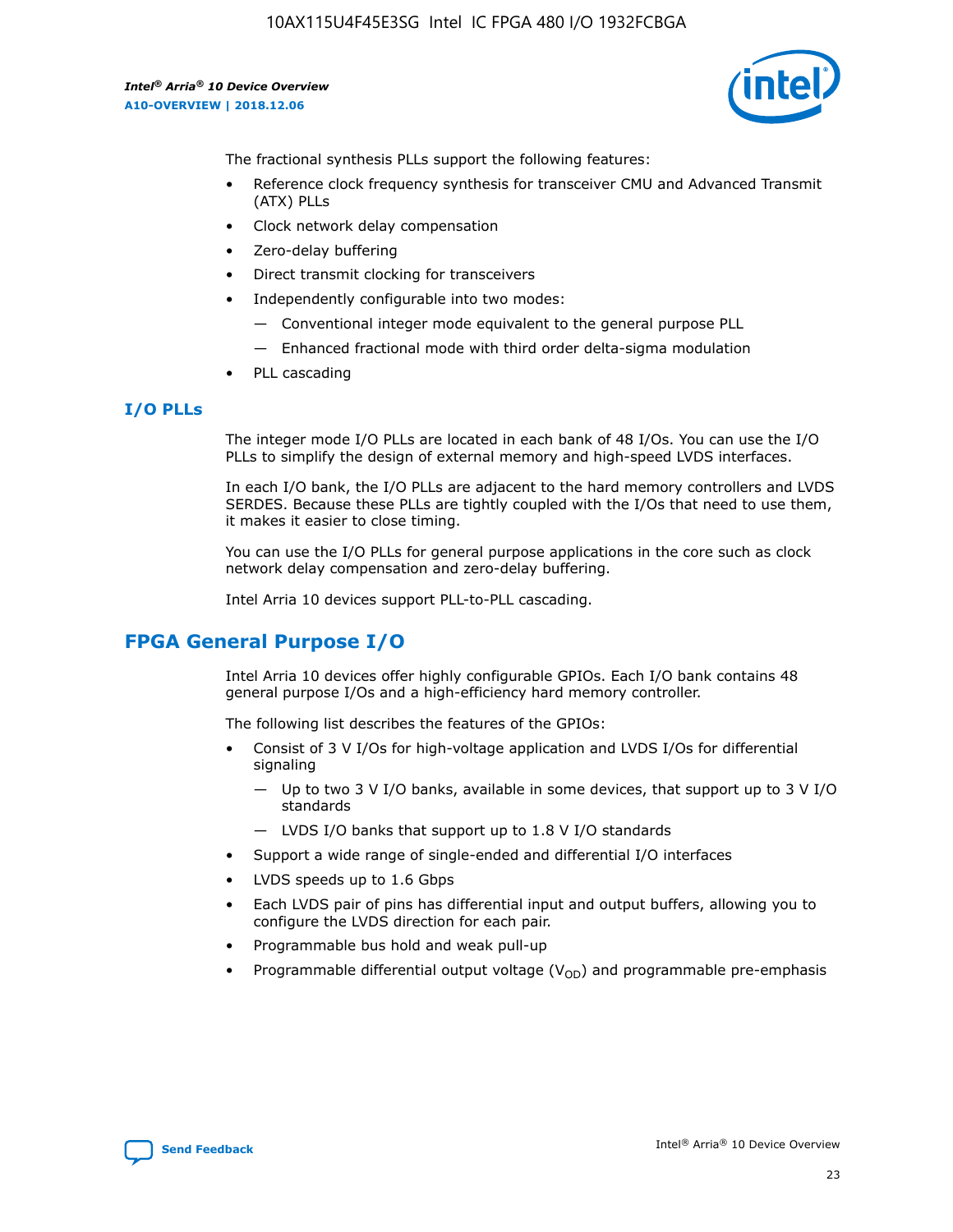The fractional synthesis PLLs support the following features:

- Reference clock frequency synthesis for transceiver CMU and Advanced Transmit (ATX) PLLs
- Clock network delay compensation
- Zero-delay buffering
- Direct transmit clocking for transceivers
- Independently configurable into two modes:
  - — Conventional integer mode equivalent to the general purpose PLL
  - — Enhanced fractional mode with third order delta-sigma modulation
- PLL cascading

### I/O PLLs

The integer mode I/O PLLs are located in each bank of 48 I/Os. You can use the I/O PLLs to simplify the design of external memory and high-speed LVDS interfaces.

In each I/O bank, the I/O PLLs are adjacent to the hard memory controllers and LVDS SERDES. Because these PLLs are tightly coupled with the I/Os that need to use them, it makes it easier to close timing.

You can use the I/O PLLs for general purpose applications in the core such as clock network delay compensation and zero-delay buffering.

Intel Arria 10 devices support PLL-to-PLL cascading.

## FPGA General Purpose I/O

Intel Arria 10 devices offer highly configurable GPIOs. Each I/O bank contains 48 general purpose I/Os and a high-efficiency hard memory controller.

The following list describes the features of the GPIOs:

- Consist of 3 V I/Os for high-voltage application and LVDS I/Os for differential signaling
  - — Up to two 3 V I/O banks, available in some devices, that support up to 3 V I/O standards
  - — LVDS I/O banks that support up to 1.8 V I/O standards
- Support a wide range of single-ended and differential I/O interfaces
- LVDS speeds up to 1.6 Gbps
- Each LVDS pair of pins has differential input and output buffers, allowing you to configure the LVDS direction for each pair.
- Programmable bus hold and weak pull-up
- Programmable differential output voltage ($V_{OD}$) and programmable pre-emphasis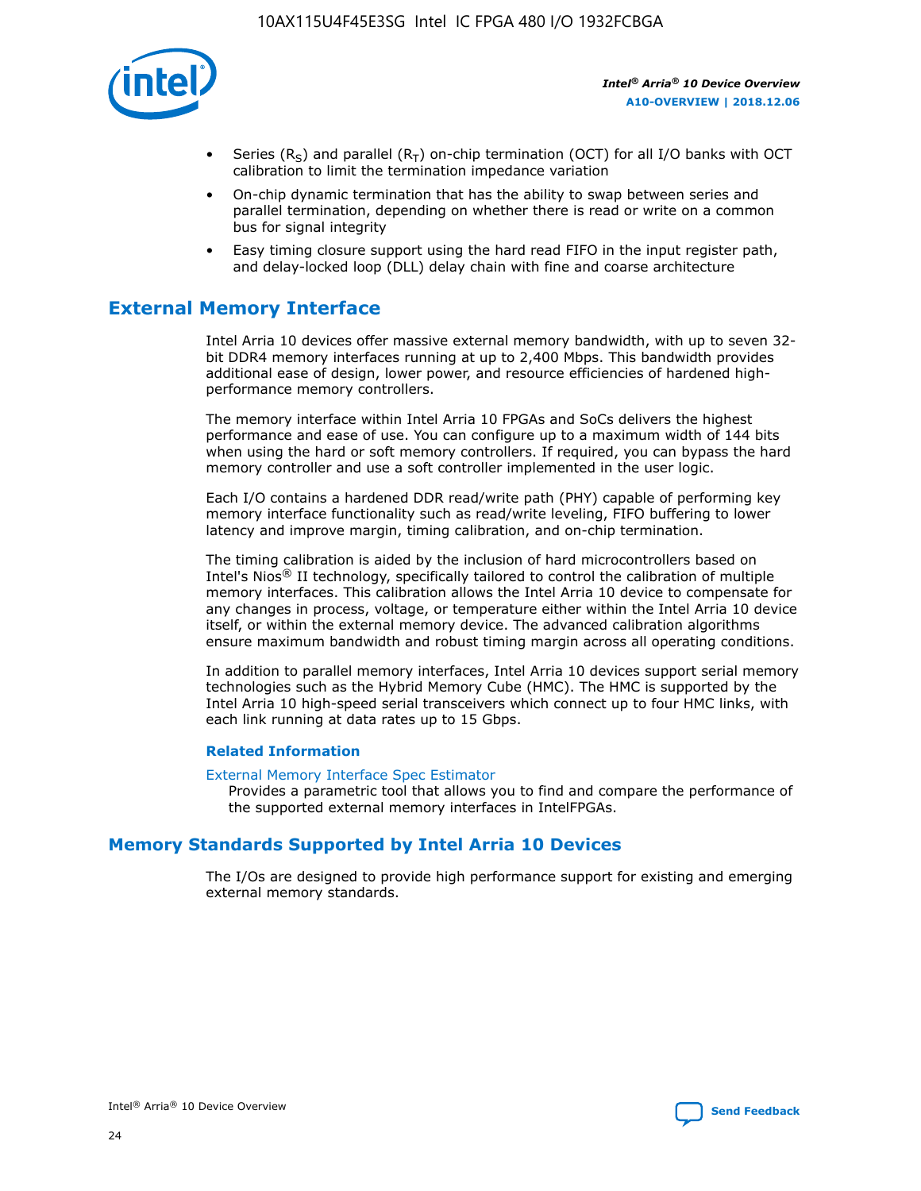- Series ($R_S$) and parallel ($R_T$) on-chip termination (OCT) for all I/O banks with OCT calibration to limit the termination impedance variation
- On-chip dynamic termination that has the ability to swap between series and parallel termination, depending on whether there is read or write on a common bus for signal integrity
- Easy timing closure support using the hard read FIFO in the input register path, and delay-locked loop (DLL) delay chain with fine and coarse architecture

## External Memory Interface

Intel Arria 10 devices offer massive external memory bandwidth, with up to seven 32-bit DDR4 memory interfaces running at up to 2,400 Mbps. This bandwidth provides additional ease of design, lower power, and resource efficiencies of hardened high-performance memory controllers.

The memory interface within Intel Arria 10 FPGAs and SoCs delivers the highest performance and ease of use. You can configure up to a maximum width of 144 bits when using the hard or soft memory controllers. If required, you can bypass the hard memory controller and use a soft controller implemented in the user logic.

Each I/O contains a hardened DDR read/write path (PHY) capable of performing key memory interface functionality such as read/write leveling, FIFO buffering to lower latency and improve margin, timing calibration, and on-chip termination.

The timing calibration is aided by the inclusion of hard microcontrollers based on Intel's Nios® II technology, specifically tailored to control the calibration of multiple memory interfaces. This calibration allows the Intel Arria 10 device to compensate for any changes in process, voltage, or temperature either within the Intel Arria 10 device itself, or within the external memory device. The advanced calibration algorithms ensure maximum bandwidth and robust timing margin across all operating conditions.

In addition to parallel memory interfaces, Intel Arria 10 devices support serial memory technologies such as the Hybrid Memory Cube (HMC). The HMC is supported by the Intel Arria 10 high-speed serial transceivers which connect up to four HMC links, with each link running at data rates up to 15 Gbps.

### Related Information

External Memory Interface Spec Estimator
Provides a parametric tool that allows you to find and compare the performance of the supported external memory interfaces in IntelFPGAs.

## Memory Standards Supported by Intel Arria 10 Devices

The I/Os are designed to provide high performance support for existing and emerging external memory standards.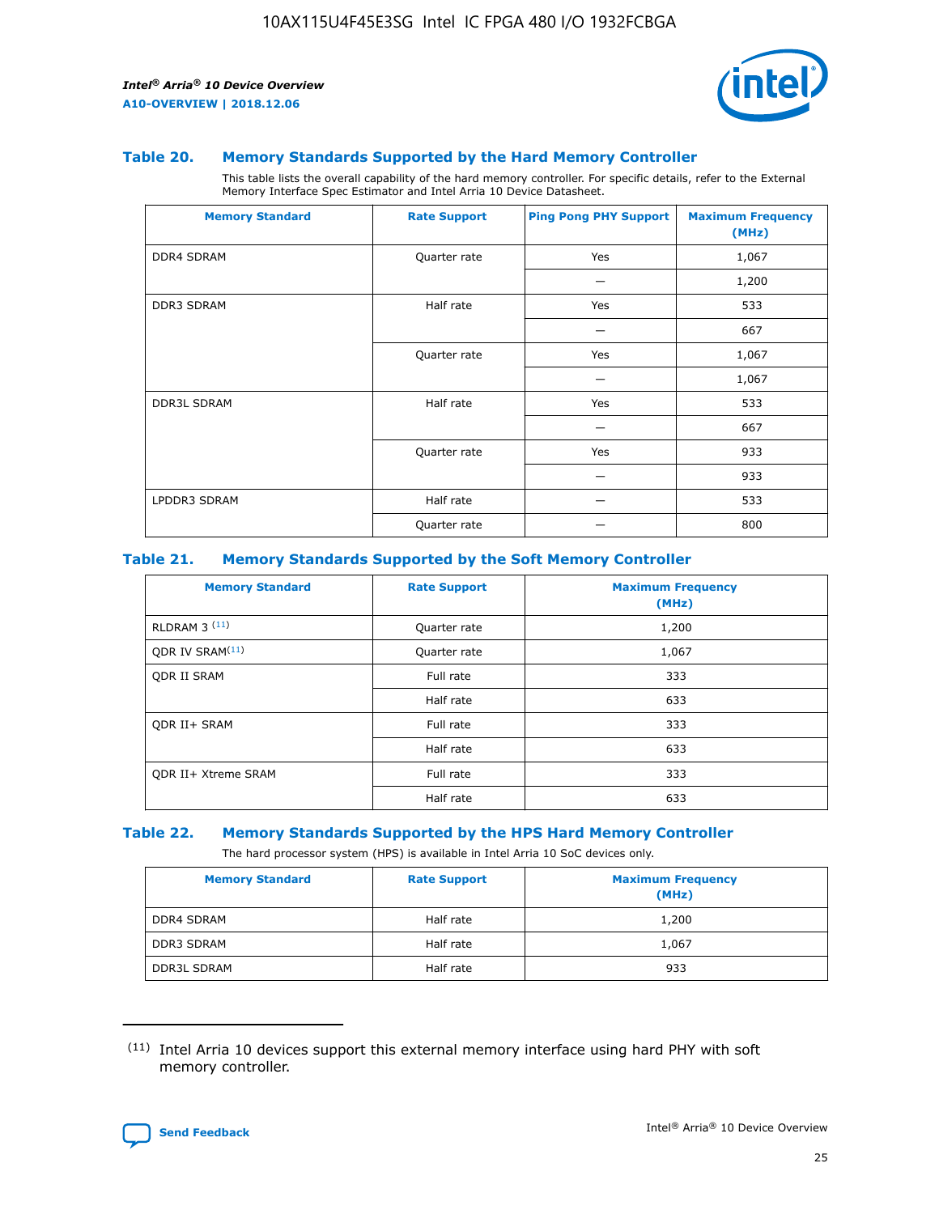### Table 20. Memory Standards Supported by the Hard Memory Controller

This table lists the overall capability of the hard memory controller. For specific details, refer to the External Memory Interface Spec Estimator and Intel Arria 10 Device Datasheet.

| Memory Standard | Rate Support | Ping Pong PHY Support | Maximum Frequency (MHz) |
| --- | --- | --- | --- |
| DDR4 SDRAM | Quarter rate | Yes | 1,067 |
| | | — | 1,200 |
| DDR3 SDRAM | Half rate | Yes | 533 |
| | | — | 667 |
| | Quarter rate | Yes | 1,067 |
| | | — | 1,067 |
| DDR3L SDRAM | Half rate | Yes | 533 |
| | | — | 667 |
| | Quarter rate | Yes | 933 |
| | | — | 933 |
| LPDDR3 SDRAM | Half rate | — | 533 |
| | Quarter rate | — | 800 |

### Table 21. Memory Standards Supported by the Soft Memory Controller

| Memory Standard | Rate Support | Maximum Frequency (MHz) |
| --- | --- | --- |
| RLDRAM 3 [11] | Quarter rate | 1,200 |
| QDR IV SRAM[11] | Quarter rate | 1,067 |
| QDR II SRAM | Full rate | 333 |
| | Half rate | 633 |
| QDR II+ SRAM | Full rate | 333 |
| | Half rate | 633 |
| QDR II+ Xtreme SRAM | Full rate | 333 |
| | Half rate | 633 |

### Table 22. Memory Standards Supported by the HPS Hard Memory Controller

The hard processor system (HPS) is available in Intel Arria 10 SoC devices only.

| Memory Standard | Rate Support | Maximum Frequency (MHz) |
| --- | --- | --- |
| DDR4 SDRAM | Half rate | 1,200 |
| DDR3 SDRAM | Half rate | 1,067 |
| DDR3L SDRAM | Half rate | 933 |

(11) Intel Arria 10 devices support this external memory interface using hard PHY with soft memory controller.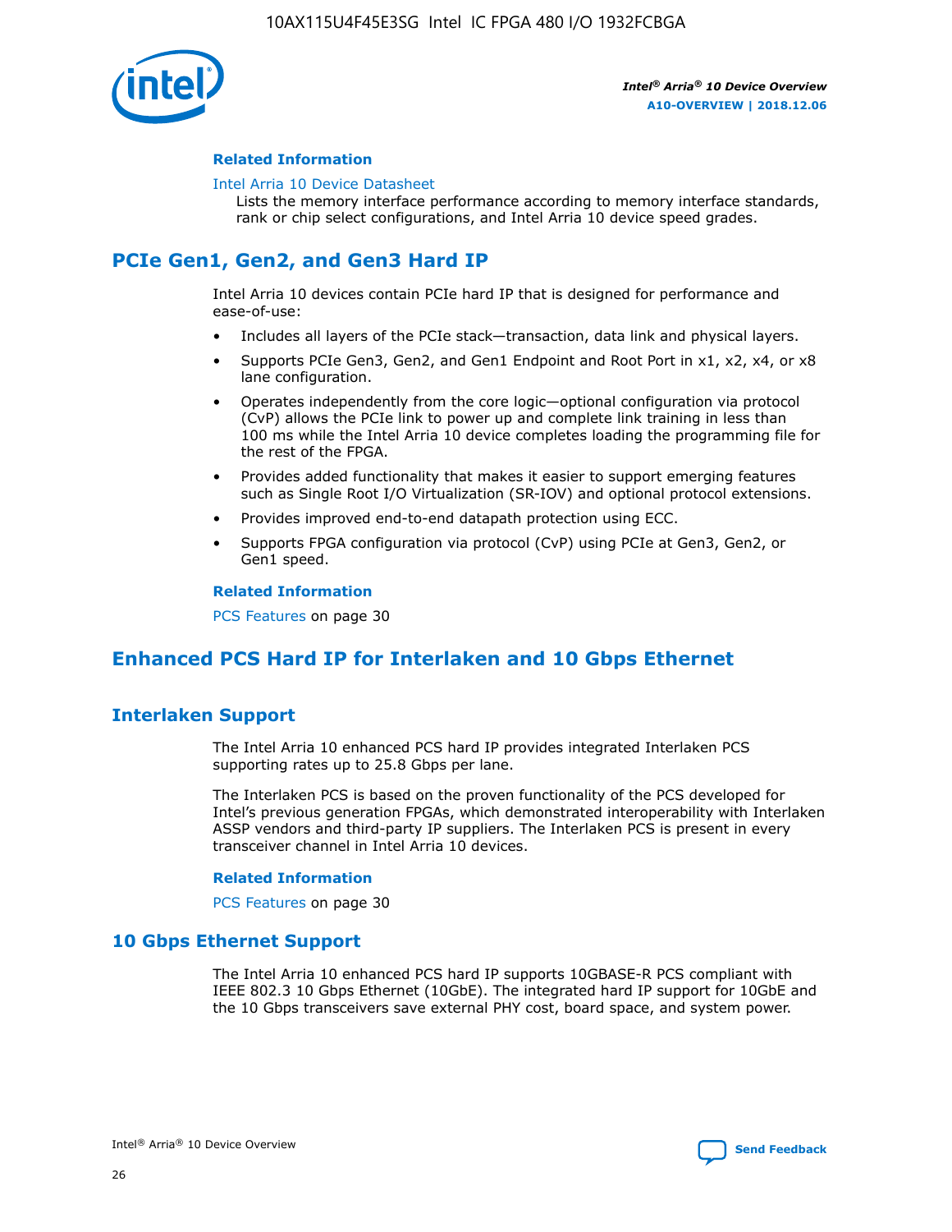#### Related Information

Intel Arria 10 Device Datasheet
Lists the memory interface performance according to memory interface standards, rank or chip select configurations, and Intel Arria 10 device speed grades.

## PCIe Gen1, Gen2, and Gen3 Hard IP

Intel Arria 10 devices contain PCIe hard IP that is designed for performance and ease-of-use:

- Includes all layers of the PCIe stack—transaction, data link and physical layers.
- Supports PCIe Gen3, Gen2, and Gen1 Endpoint and Root Port in x1, x2, x4, or x8 lane configuration.
- Operates independently from the core logic—optional configuration via protocol (CvP) allows the PCIe link to power up and complete link training in less than 100 ms while the Intel Arria 10 device completes loading the programming file for the rest of the FPGA.
- Provides added functionality that makes it easier to support emerging features such as Single Root I/O Virtualization (SR-IOV) and optional protocol extensions.
- Provides improved end-to-end datapath protection using ECC.
- Supports FPGA configuration via protocol (CvP) using PCIe at Gen3, Gen2, or Gen1 speed.

#### Related Information

PCS Features on page 30

## Enhanced PCS Hard IP for Interlaken and 10 Gbps Ethernet

### Interlaken Support

The Intel Arria 10 enhanced PCS hard IP provides integrated Interlaken PCS supporting rates up to 25.8 Gbps per lane.

The Interlaken PCS is based on the proven functionality of the PCS developed for Intel's previous generation FPGAs, which demonstrated interoperability with Interlaken ASSP vendors and third-party IP suppliers. The Interlaken PCS is present in every transceiver channel in Intel Arria 10 devices.

#### Related Information

PCS Features on page 30

### 10 Gbps Ethernet Support

The Intel Arria 10 enhanced PCS hard IP supports 10GBASE-R PCS compliant with IEEE 802.3 10 Gbps Ethernet (10GbE). The integrated hard IP support for 10GbE and the 10 Gbps transceivers save external PHY cost, board space, and system power.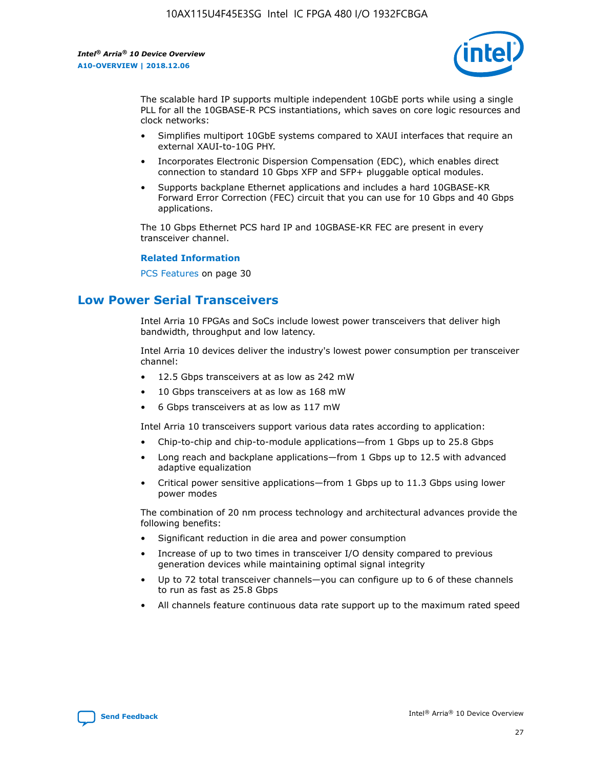The scalable hard IP supports multiple independent 10GbE ports while using a single PLL for all the 10GBASE-R PCS instantiations, which saves on core logic resources and clock networks:

- Simplifies multiport 10GbE systems compared to XAUI interfaces that require an external XAUI-to-10G PHY.
- Incorporates Electronic Dispersion Compensation (EDC), which enables direct connection to standard 10 Gbps XFP and SFP+ pluggable optical modules.
- Supports backplane Ethernet applications and includes a hard 10GBASE-KR Forward Error Correction (FEC) circuit that you can use for 10 Gbps and 40 Gbps applications.

The 10 Gbps Ethernet PCS hard IP and 10GBASE-KR FEC are present in every transceiver channel.

**Related Information**

PCS Features on page 30

## Low Power Serial Transceivers

Intel Arria 10 FPGAs and SoCs include lowest power transceivers that deliver high bandwidth, throughput and low latency.

Intel Arria 10 devices deliver the industry's lowest power consumption per transceiver channel:

- 12.5 Gbps transceivers at as low as 242 mW
- 10 Gbps transceivers at as low as 168 mW
- 6 Gbps transceivers at as low as 117 mW

Intel Arria 10 transceivers support various data rates according to application:

- Chip-to-chip and chip-to-module applications—from 1 Gbps up to 25.8 Gbps
- Long reach and backplane applications—from 1 Gbps up to 12.5 with advanced adaptive equalization
- Critical power sensitive applications—from 1 Gbps up to 11.3 Gbps using lower power modes

The combination of 20 nm process technology and architectural advances provide the following benefits:

- Significant reduction in die area and power consumption
- Increase of up to two times in transceiver I/O density compared to previous generation devices while maintaining optimal signal integrity
- Up to 72 total transceiver channels—you can configure up to 6 of these channels to run as fast as 25.8 Gbps
- All channels feature continuous data rate support up to the maximum rated speed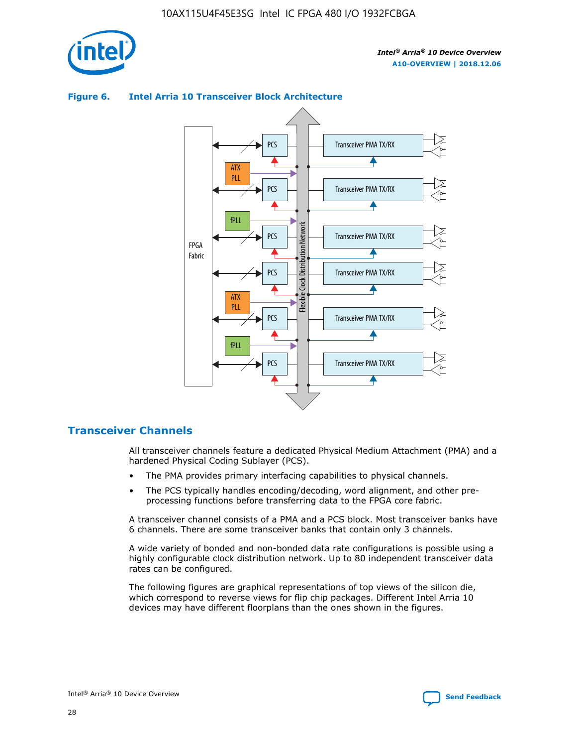**Figure 6. Intel Arria 10 Transceiver Block Architecture**

## Transceiver Channels

All transceiver channels feature a dedicated Physical Medium Attachment (PMA) and a hardened Physical Coding Sublayer (PCS).

- The PMA provides primary interfacing capabilities to physical channels.
- The PCS typically handles encoding/decoding, word alignment, and other pre-processing functions before transferring data to the FPGA core fabric.

A transceiver channel consists of a PMA and a PCS block. Most transceiver banks have 6 channels. There are some transceiver banks that contain only 3 channels.

A wide variety of bonded and non-bonded data rate configurations is possible using a highly configurable clock distribution network. Up to 80 independent transceiver data rates can be configured.

The following figures are graphical representations of top views of the silicon die, which correspond to reverse views for flip chip packages. Different Intel Arria 10 devices may have different floorplans than the ones shown in the figures.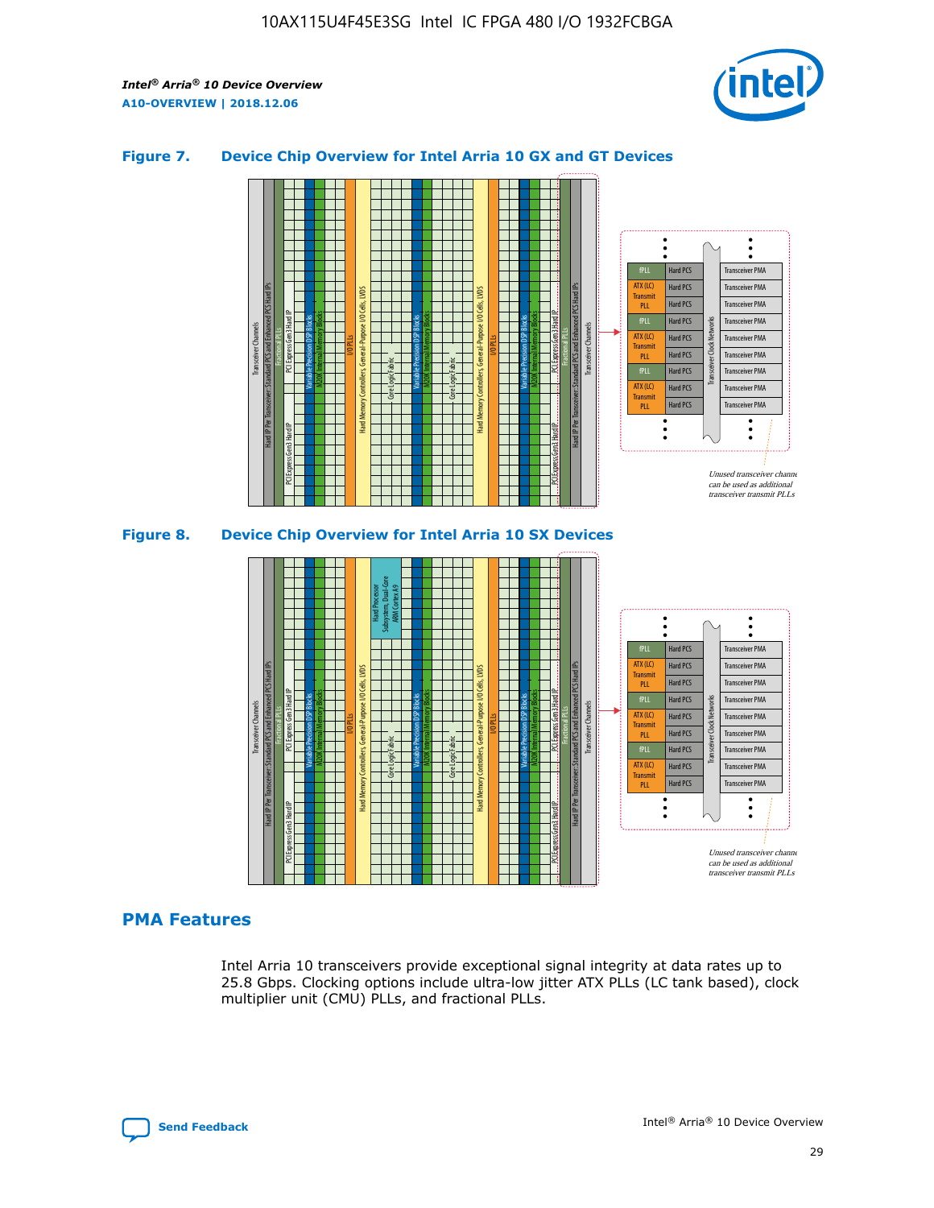### Figure 7. Device Chip Overview for Intel Arria 10 GX and GT Devices

### Figure 8. Device Chip Overview for Intel Arria 10 SX Devices

## PMA Features

Intel Arria 10 transceivers provide exceptional signal integrity at data rates up to 25.8 Gbps. Clocking options include ultra-low jitter ATX PLLs (LC tank based), clock multiplier unit (CMU) PLLs, and fractional PLLs.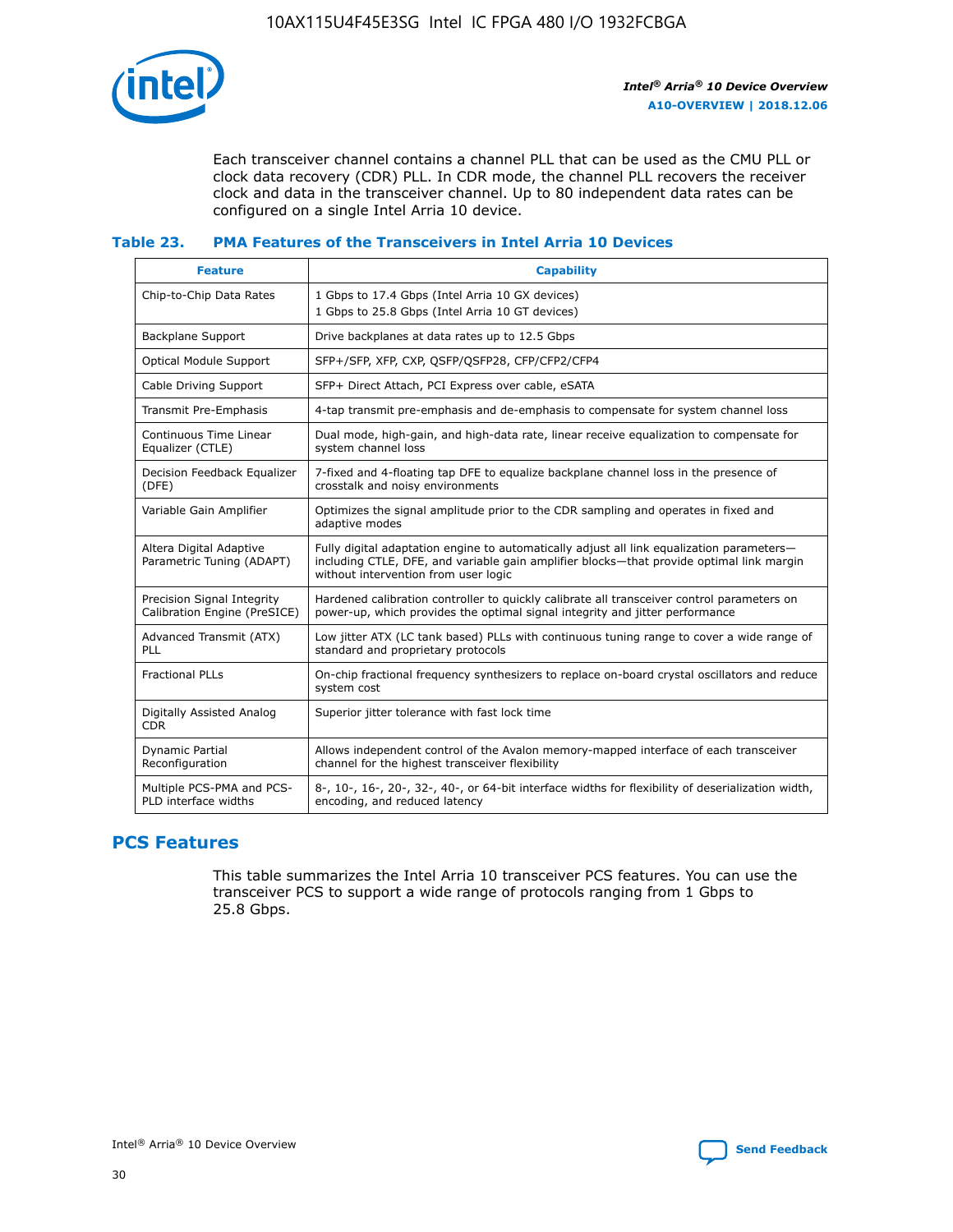Each transceiver channel contains a channel PLL that can be used as the CMU PLL or clock data recovery (CDR) PLL. In CDR mode, the channel PLL recovers the receiver clock and data in the transceiver channel. Up to 80 independent data rates can be configured on a single Intel Arria 10 device.

### Table 23. PMA Features of the Transceivers in Intel Arria 10 Devices

| Feature | Capability |
| --- | --- |
| Chip-to-Chip Data Rates | 1 Gbps to 17.4 Gbps (Intel Arria 10 GX devices)<br>1 Gbps to 25.8 Gbps (Intel Arria 10 GT devices) |
| Backplane Support | Drive backplanes at data rates up to 12.5 Gbps |
| Optical Module Support | SFP+/SFP, XFP, CXP, QSFP/QSFP28, CFP/CFP2/CFP4 |
| Cable Driving Support | SFP+ Direct Attach, PCI Express over cable, eSATA |
| Transmit Pre-Emphasis | 4-tap transmit pre-emphasis and de-emphasis to compensate for system channel loss |
| Continuous Time Linear Equalizer (CTLE) | Dual mode, high-gain, and high-data rate, linear receive equalization to compensate for system channel loss |
| Decision Feedback Equalizer (DFE) | 7-fixed and 4-floating tap DFE to equalize backplane channel loss in the presence of crosstalk and noisy environments |
| Variable Gain Amplifier | Optimizes the signal amplitude prior to the CDR sampling and operates in fixed and adaptive modes |
| Altera Digital Adaptive Parametric Tuning (ADAPT) | Fully digital adaptation engine to automatically adjust all link equalization parameters—including CTLE, DFE, and variable gain amplifier blocks—that provide optimal link margin without intervention from user logic |
| Precision Signal Integrity Calibration Engine (PreSICE) | Hardened calibration controller to quickly calibrate all transceiver control parameters on power-up, which provides the optimal signal integrity and jitter performance |
| Advanced Transmit (ATX) PLL | Low jitter ATX (LC tank based) PLLs with continuous tuning range to cover a wide range of standard and proprietary protocols |
| Fractional PLLs | On-chip fractional frequency synthesizers to replace on-board crystal oscillators and reduce system cost |
| Digitally Assisted Analog CDR | Superior jitter tolerance with fast lock time |
| Dynamic Partial Reconfiguration | Allows independent control of the Avalon memory-mapped interface of each transceiver channel for the highest transceiver flexibility |
| Multiple PCS-PMA and PCS-PLD interface widths | 8-, 10-, 16-, 20-, 32-, 40-, or 64-bit interface widths for flexibility of deserialization width, encoding, and reduced latency |

## PCS Features

This table summarizes the Intel Arria 10 transceiver PCS features. You can use the transceiver PCS to support a wide range of protocols ranging from 1 Gbps to 25.8 Gbps.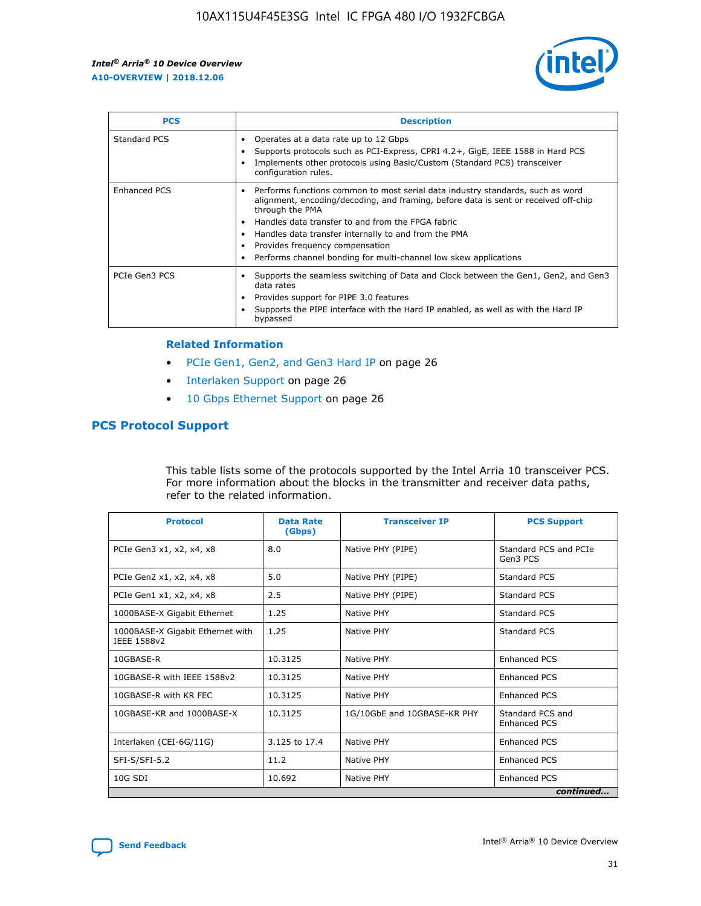| PCS | Description |
| --- | --- |
| Standard PCS | • Operates at a data rate up to 12 Gbps<br>• Supports protocols such as PCI-Express, CPRI 4.2+, GigE, IEEE 1588 in Hard PCS<br>• Implements other protocols using Basic/Custom (Standard PCS) transceiver configuration rules. |
| Enhanced PCS | • Performs functions common to most serial data industry standards, such as word alignment, encoding/decoding, and framing, before data is sent or received off-chip through the PMA<br>• Handles data transfer to and from the FPGA fabric<br>• Handles data transfer internally to and from the PMA<br>• Provides frequency compensation<br>• Performs channel bonding for multi-channel low skew applications |
| PCIe Gen3 PCS | • Supports the seamless switching of Data and Clock between the Gen1, Gen2, and Gen3 data rates<br>• Provides support for PIPE 3.0 features<br>• Supports the PIPE interface with the Hard IP enabled, as well as with the Hard IP bypassed |

### Related Information

- PCIe Gen1, Gen2, and Gen3 Hard IP on page 26
- Interlaken Support on page 26
- 10 Gbps Ethernet Support on page 26

## PCS Protocol Support

This table lists some of the protocols supported by the Intel Arria 10 transceiver PCS. For more information about the blocks in the transmitter and receiver data paths, refer to the related information.

| Protocol | Data Rate (Gbps) | Transceiver IP | PCS Support |
| --- | --- | --- | --- |
| PCIe Gen3 x1, x2, x4, x8 | 8.0 | Native PHY (PIPE) | Standard PCS and PCIe Gen3 PCS |
| PCIe Gen2 x1, x2, x4, x8 | 5.0 | Native PHY (PIPE) | Standard PCS |
| PCIe Gen1 x1, x2, x4, x8 | 2.5 | Native PHY (PIPE) | Standard PCS |
| 1000BASE-X Gigabit Ethernet | 1.25 | Native PHY | Standard PCS |
| 1000BASE-X Gigabit Ethernet with IEEE 1588v2 | 1.25 | Native PHY | Standard PCS |
| 10GBASE-R | 10.3125 | Native PHY | Enhanced PCS |
| 10GBASE-R with IEEE 1588v2 | 10.3125 | Native PHY | Enhanced PCS |
| 10GBASE-R with KR FEC | 10.3125 | Native PHY | Enhanced PCS |
| 10GBASE-KR and 1000BASE-X | 10.3125 | 1G/10GbE and 10GBASE-KR PHY | Standard PCS and Enhanced PCS |
| Interlaken (CEI-6G/11G) | 3.125 to 17.4 | Native PHY | Enhanced PCS |
| SFI-S/SFI-5.2 | 11.2 | Native PHY | Enhanced PCS |
| 10G SDI | 10.692 | Native PHY | Enhanced PCS |

*continued...*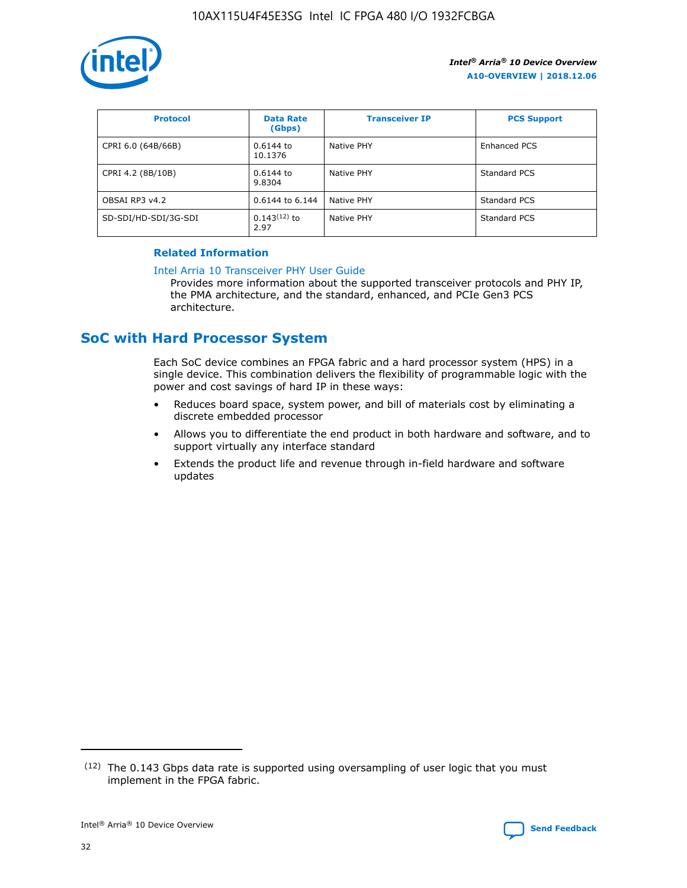| Protocol | Data Rate (Gbps) | Transceiver IP | PCS Support |
| --- | --- | --- | --- |
| CPRI 6.0 (64B/66B) | 0.6144 to 10.1376 | Native PHY | Enhanced PCS |
| CPRI 4.2 (8B/10B) | 0.6144 to 9.8304 | Native PHY | Standard PCS |
| OBSAI RP3 v4.2 | 0.6144 to 6.144 | Native PHY | Standard PCS |
| SD-SDI/HD-SDI/3G-SDI | 0.143[(12)] to 2.97 | Native PHY | Standard PCS |

**Related Information**

Intel Arria 10 Transceiver PHY User Guide
Provides more information about the supported transceiver protocols and PHY IP, the PMA architecture, and the standard, enhanced, and PCIe Gen3 PCS architecture.

## SoC with Hard Processor System

Each SoC device combines an FPGA fabric and a hard processor system (HPS) in a single device. This combination delivers the flexibility of programmable logic with the power and cost savings of hard IP in these ways:

- Reduces board space, system power, and bill of materials cost by eliminating a discrete embedded processor
- Allows you to differentiate the end product in both hardware and software, and to support virtually any interface standard
- Extends the product life and revenue through in-field hardware and software updates

(12) The 0.143 Gbps data rate is supported using oversampling of user logic that you must implement in the FPGA fabric.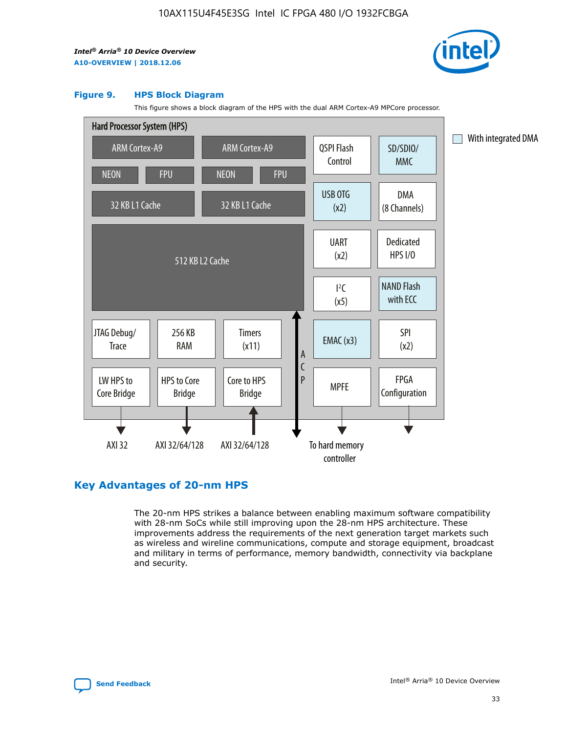**Figure 9. HPS Block Diagram**

This figure shows a block diagram of the HPS with the dual ARM Cortex-A9 MPCore processor.

Hard Processor System (HPS)

- ARM Cortex-A9 (NEON, FPU, 32 KB L1 Cache)
- ARM Cortex-A9 (NEON, FPU, 32 KB L1 Cache)
- 512 KB L2 Cache
- QSPI Flash Control
- SD/SDIO/MMC
- USB OTG (x2)
- DMA (8 Channels)
- UART (x2)
- Dedicated HPS I/O
- $I^2C$ (x5)
- NAND Flash with ECC
- JTAG Debug/Trace
- 256 KB RAM
- Timers (x11)
- EMAC (x3)
- SPI (x2)
- LW HPS to Core Bridge → AXI 32
- HPS to Core Bridge → AXI 32/64/128
- Core to HPS Bridge ← AXI 32/64/128
- ACP
- MPFE → To hard memory controller
- FPGA Configuration

With integrated DMA

## Key Advantages of 20-nm HPS

The 20-nm HPS strikes a balance between enabling maximum software compatibility with 28-nm SoCs while still improving upon the 28-nm HPS architecture. These improvements address the requirements of the next generation target markets such as wireless and wireline communications, compute and storage equipment, broadcast and military in terms of performance, memory bandwidth, connectivity via backplane and security.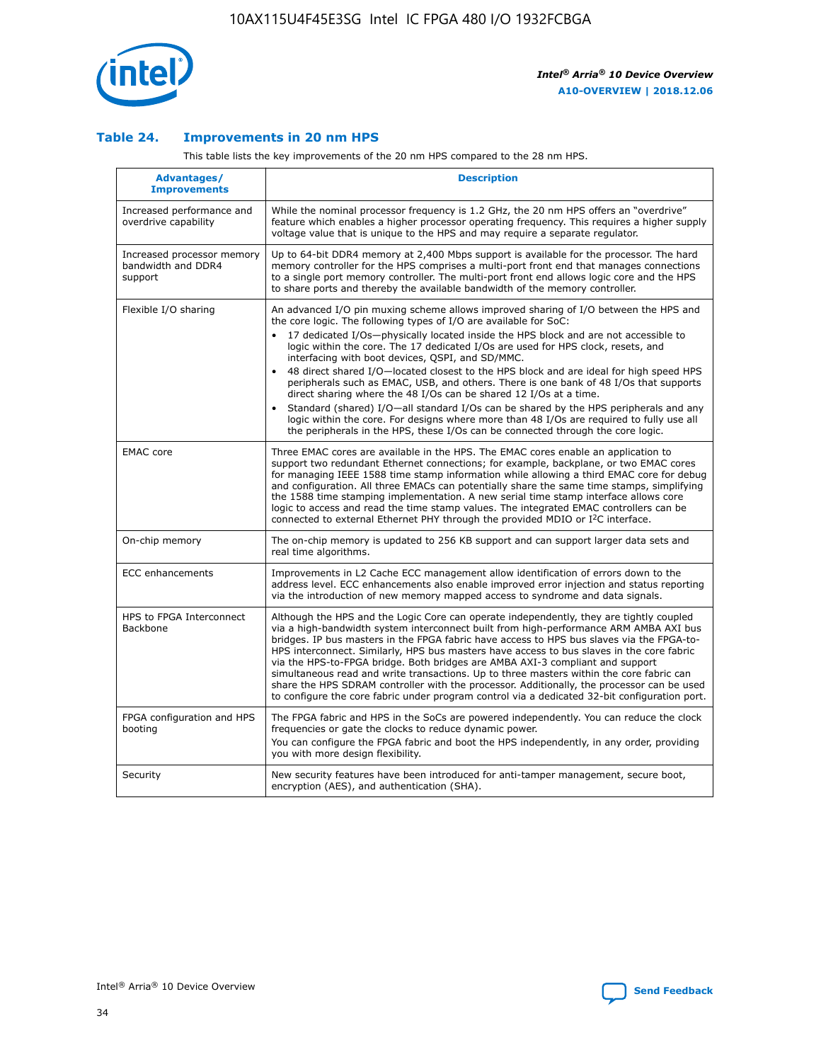### Table 24. Improvements in 20 nm HPS

This table lists the key improvements of the 20 nm HPS compared to the 28 nm HPS.

| Advantages/ Improvements | Description |
| --- | --- |
| Increased performance and overdrive capability | While the nominal processor frequency is 1.2 GHz, the 20 nm HPS offers an "overdrive" feature which enables a higher processor operating frequency. This requires a higher supply voltage value that is unique to the HPS and may require a separate regulator. |
| Increased processor memory bandwidth and DDR4 support | Up to 64-bit DDR4 memory at 2,400 Mbps support is available for the processor. The hard memory controller for the HPS comprises a multi-port front end that manages connections to a single port memory controller. The multi-port front end allows logic core and the HPS to share ports and thereby the available bandwidth of the memory controller. |
| Flexible I/O sharing | An advanced I/O pin muxing scheme allows improved sharing of I/O between the HPS and the core logic. The following types of I/O are available for SoC:<br>• 17 dedicated I/Os—physically located inside the HPS block and are not accessible to logic within the core. The 17 dedicated I/Os are used for HPS clock, resets, and interfacing with boot devices, QSPI, and SD/MMC.<br>• 48 direct shared I/O—located closest to the HPS block and are ideal for high speed HPS peripherals such as EMAC, USB, and others. There is one bank of 48 I/Os that supports direct sharing where the 48 I/Os can be shared 12 I/Os at a time.<br>• Standard (shared) I/O—all standard I/Os can be shared by the HPS peripherals and any logic within the core. For designs where more than 48 I/Os are required to fully use all the peripherals in the HPS, these I/Os can be connected through the core logic. |
| EMAC core | Three EMAC cores are available in the HPS. The EMAC cores enable an application to support two redundant Ethernet connections; for example, backplane, or two EMAC cores for managing IEEE 1588 time stamp information while allowing a third EMAC core for debug and configuration. All three EMACs can potentially share the same time stamps, simplifying the 1588 time stamping implementation. A new serial time stamp interface allows core logic to access and read the time stamp values. The integrated EMAC controllers can be connected to external Ethernet PHY through the provided MDIO or I²C interface. |
| On-chip memory | The on-chip memory is updated to 256 KB support and can support larger data sets and real time algorithms. |
| ECC enhancements | Improvements in L2 Cache ECC management allow identification of errors down to the address level. ECC enhancements also enable improved error injection and status reporting via the introduction of new memory mapped access to syndrome and data signals. |
| HPS to FPGA Interconnect Backbone | Although the HPS and the Logic Core can operate independently, they are tightly coupled via a high-bandwidth system interconnect built from high-performance ARM AMBA AXI bus bridges. IP bus masters in the FPGA fabric have access to HPS bus slaves via the FPGA-to-HPS interconnect. Similarly, HPS bus masters have access to bus slaves in the core fabric via the HPS-to-FPGA bridge. Both bridges are AMBA AXI-3 compliant and support simultaneous read and write transactions. Up to three masters within the core fabric can share the HPS SDRAM controller with the processor. Additionally, the processor can be used to configure the core fabric under program control via a dedicated 32-bit configuration port. |
| FPGA configuration and HPS booting | The FPGA fabric and HPS in the SoCs are powered independently. You can reduce the clock frequencies or gate the clocks to reduce dynamic power.<br>You can configure the FPGA fabric and boot the HPS independently, in any order, providing you with more design flexibility. |
| Security | New security features have been introduced for anti-tamper management, secure boot, encryption (AES), and authentication (SHA). |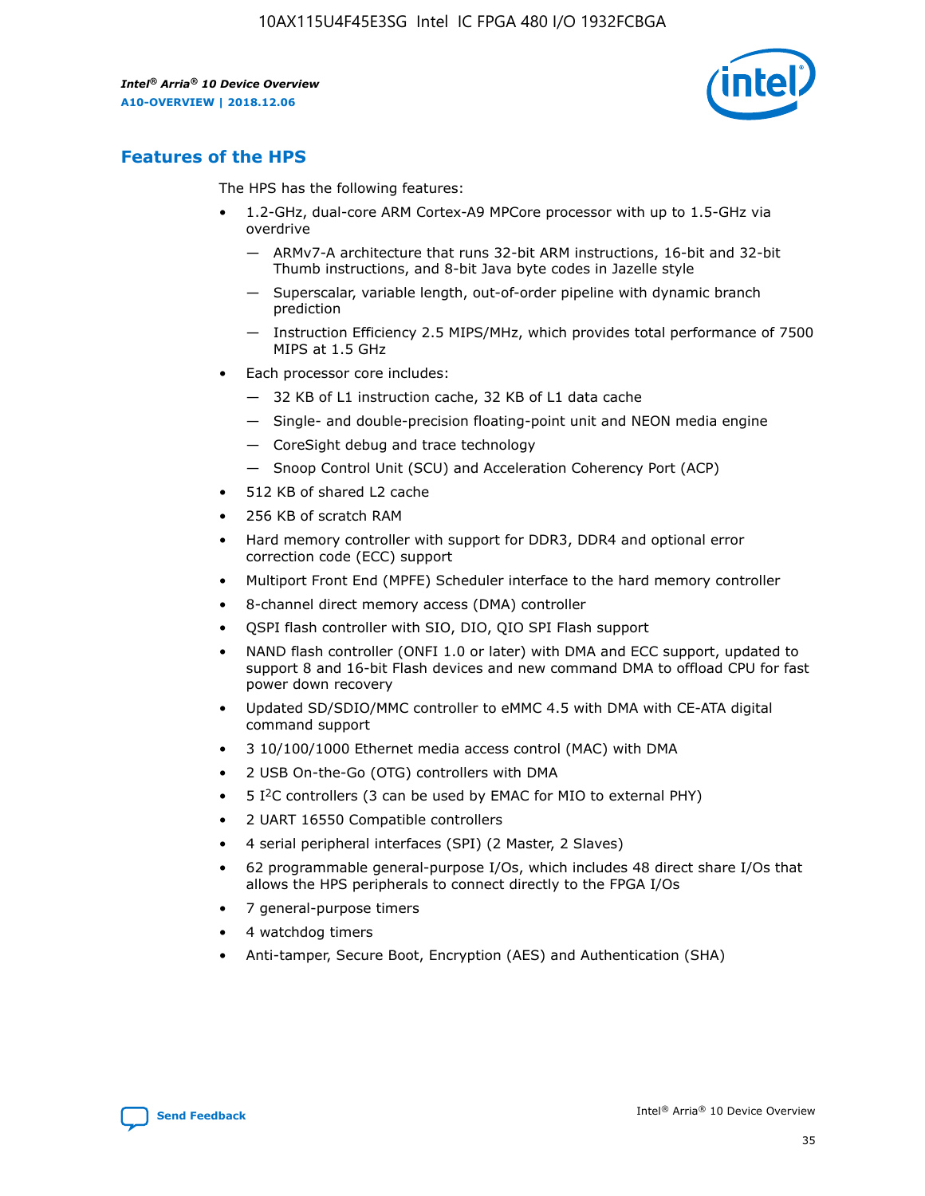## Features of the HPS

The HPS has the following features:

- 1.2-GHz, dual-core ARM Cortex-A9 MPCore processor with up to 1.5-GHz via overdrive
  - — ARMv7-A architecture that runs 32-bit ARM instructions, 16-bit and 32-bit Thumb instructions, and 8-bit Java byte codes in Jazelle style
  - — Superscalar, variable length, out-of-order pipeline with dynamic branch prediction
  - — Instruction Efficiency 2.5 MIPS/MHz, which provides total performance of 7500 MIPS at 1.5 GHz
- Each processor core includes:
  - — 32 KB of L1 instruction cache, 32 KB of L1 data cache
  - — Single- and double-precision floating-point unit and NEON media engine
  - — CoreSight debug and trace technology
  - — Snoop Control Unit (SCU) and Acceleration Coherency Port (ACP)
- 512 KB of shared L2 cache
- 256 KB of scratch RAM
- Hard memory controller with support for DDR3, DDR4 and optional error correction code (ECC) support
- Multiport Front End (MPFE) Scheduler interface to the hard memory controller
- 8-channel direct memory access (DMA) controller
- QSPI flash controller with SIO, DIO, QIO SPI Flash support
- NAND flash controller (ONFI 1.0 or later) with DMA and ECC support, updated to support 8 and 16-bit Flash devices and new command DMA to offload CPU for fast power down recovery
- Updated SD/SDIO/MMC controller to eMMC 4.5 with DMA with CE-ATA digital command support
- 3 10/100/1000 Ethernet media access control (MAC) with DMA
- 2 USB On-the-Go (OTG) controllers with DMA
- 5 I$^2$C controllers (3 can be used by EMAC for MIO to external PHY)
- 2 UART 16550 Compatible controllers
- 4 serial peripheral interfaces (SPI) (2 Master, 2 Slaves)
- 62 programmable general-purpose I/Os, which includes 48 direct share I/Os that allows the HPS peripherals to connect directly to the FPGA I/Os
- 7 general-purpose timers
- 4 watchdog timers
- Anti-tamper, Secure Boot, Encryption (AES) and Authentication (SHA)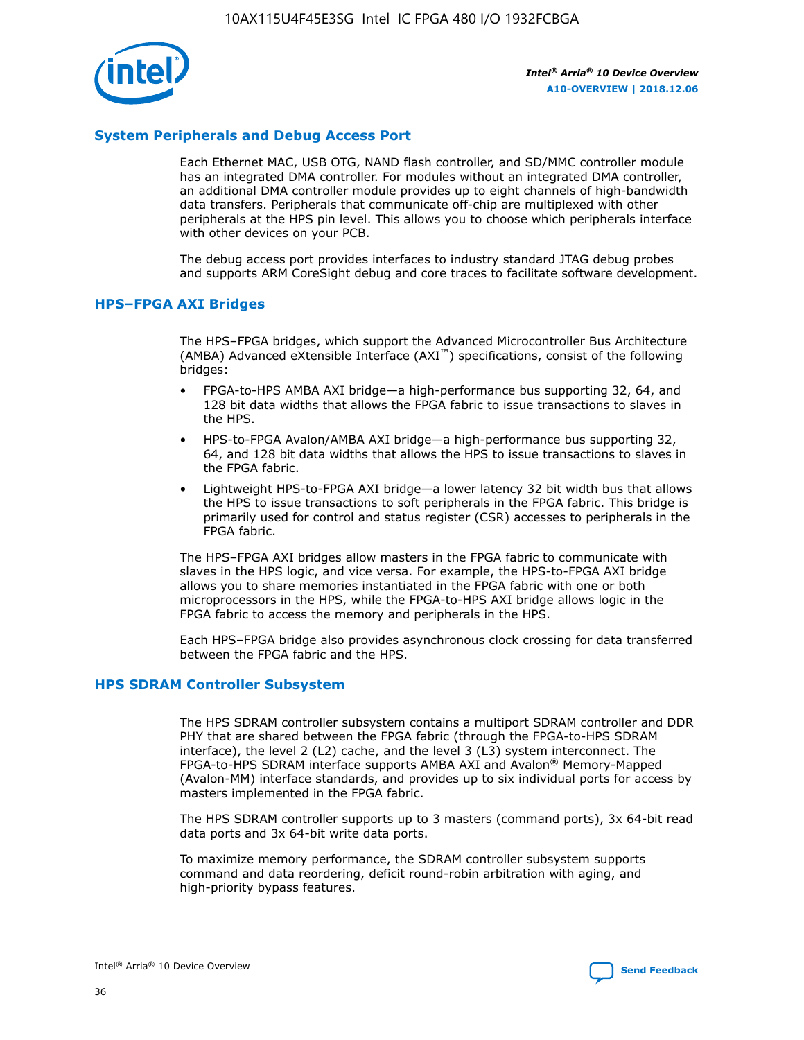## System Peripherals and Debug Access Port

Each Ethernet MAC, USB OTG, NAND flash controller, and SD/MMC controller module has an integrated DMA controller. For modules without an integrated DMA controller, an additional DMA controller module provides up to eight channels of high-bandwidth data transfers. Peripherals that communicate off-chip are multiplexed with other peripherals at the HPS pin level. This allows you to choose which peripherals interface with other devices on your PCB.

The debug access port provides interfaces to industry standard JTAG debug probes and supports ARM CoreSight debug and core traces to facilitate software development.

## HPS–FPGA AXI Bridges

The HPS–FPGA bridges, which support the Advanced Microcontroller Bus Architecture (AMBA) Advanced eXtensible Interface (AXI™) specifications, consist of the following bridges:

- FPGA-to-HPS AMBA AXI bridge—a high-performance bus supporting 32, 64, and 128 bit data widths that allows the FPGA fabric to issue transactions to slaves in the HPS.
- HPS-to-FPGA Avalon/AMBA AXI bridge—a high-performance bus supporting 32, 64, and 128 bit data widths that allows the HPS to issue transactions to slaves in the FPGA fabric.
- Lightweight HPS-to-FPGA AXI bridge—a lower latency 32 bit width bus that allows the HPS to issue transactions to soft peripherals in the FPGA fabric. This bridge is primarily used for control and status register (CSR) accesses to peripherals in the FPGA fabric.

The HPS–FPGA AXI bridges allow masters in the FPGA fabric to communicate with slaves in the HPS logic, and vice versa. For example, the HPS-to-FPGA AXI bridge allows you to share memories instantiated in the FPGA fabric with one or both microprocessors in the HPS, while the FPGA-to-HPS AXI bridge allows logic in the FPGA fabric to access the memory and peripherals in the HPS.

Each HPS–FPGA bridge also provides asynchronous clock crossing for data transferred between the FPGA fabric and the HPS.

## HPS SDRAM Controller Subsystem

The HPS SDRAM controller subsystem contains a multiport SDRAM controller and DDR PHY that are shared between the FPGA fabric (through the FPGA-to-HPS SDRAM interface), the level 2 (L2) cache, and the level 3 (L3) system interconnect. The FPGA-to-HPS SDRAM interface supports AMBA AXI and Avalon® Memory-Mapped (Avalon-MM) interface standards, and provides up to six individual ports for access by masters implemented in the FPGA fabric.

The HPS SDRAM controller supports up to 3 masters (command ports), 3x 64-bit read data ports and 3x 64-bit write data ports.

To maximize memory performance, the SDRAM controller subsystem supports command and data reordering, deficit round-robin arbitration with aging, and high-priority bypass features.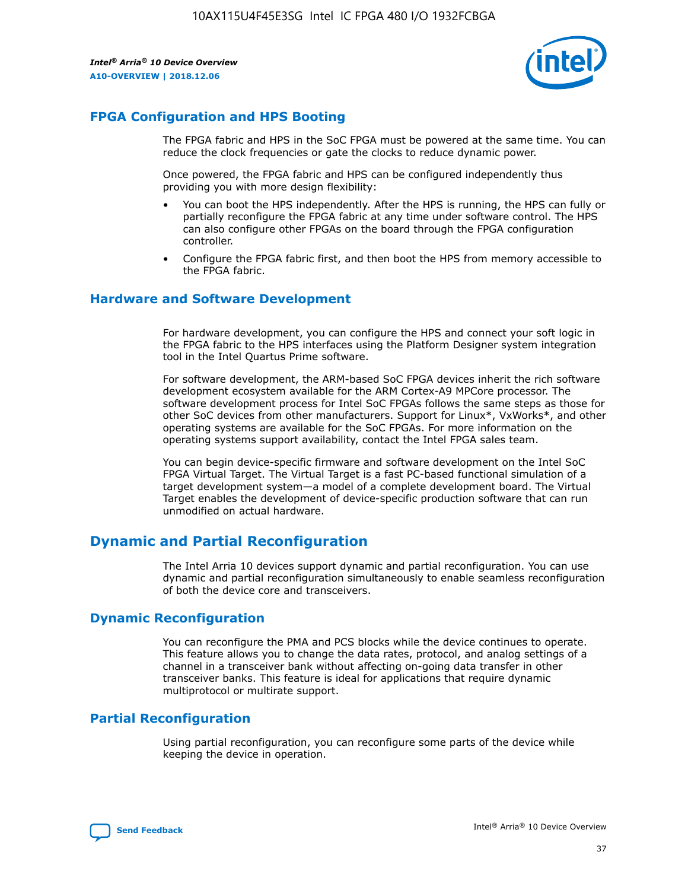## FPGA Configuration and HPS Booting

The FPGA fabric and HPS in the SoC FPGA must be powered at the same time. You can reduce the clock frequencies or gate the clocks to reduce dynamic power.

Once powered, the FPGA fabric and HPS can be configured independently thus providing you with more design flexibility:

- You can boot the HPS independently. After the HPS is running, the HPS can fully or partially reconfigure the FPGA fabric at any time under software control. The HPS can also configure other FPGAs on the board through the FPGA configuration controller.
- Configure the FPGA fabric first, and then boot the HPS from memory accessible to the FPGA fabric.

## Hardware and Software Development

For hardware development, you can configure the HPS and connect your soft logic in the FPGA fabric to the HPS interfaces using the Platform Designer system integration tool in the Intel Quartus Prime software.

For software development, the ARM-based SoC FPGA devices inherit the rich software development ecosystem available for the ARM Cortex-A9 MPCore processor. The software development process for Intel SoC FPGAs follows the same steps as those for other SoC devices from other manufacturers. Support for Linux*, VxWorks*, and other operating systems are available for the SoC FPGAs. For more information on the operating systems support availability, contact the Intel FPGA sales team.

You can begin device-specific firmware and software development on the Intel SoC FPGA Virtual Target. The Virtual Target is a fast PC-based functional simulation of a target development system—a model of a complete development board. The Virtual Target enables the development of device-specific production software that can run unmodified on actual hardware.

# Dynamic and Partial Reconfiguration

The Intel Arria 10 devices support dynamic and partial reconfiguration. You can use dynamic and partial reconfiguration simultaneously to enable seamless reconfiguration of both the device core and transceivers.

## Dynamic Reconfiguration

You can reconfigure the PMA and PCS blocks while the device continues to operate. This feature allows you to change the data rates, protocol, and analog settings of a channel in a transceiver bank without affecting on-going data transfer in other transceiver banks. This feature is ideal for applications that require dynamic multiprotocol or multirate support.

## Partial Reconfiguration

Using partial reconfiguration, you can reconfigure some parts of the device while keeping the device in operation.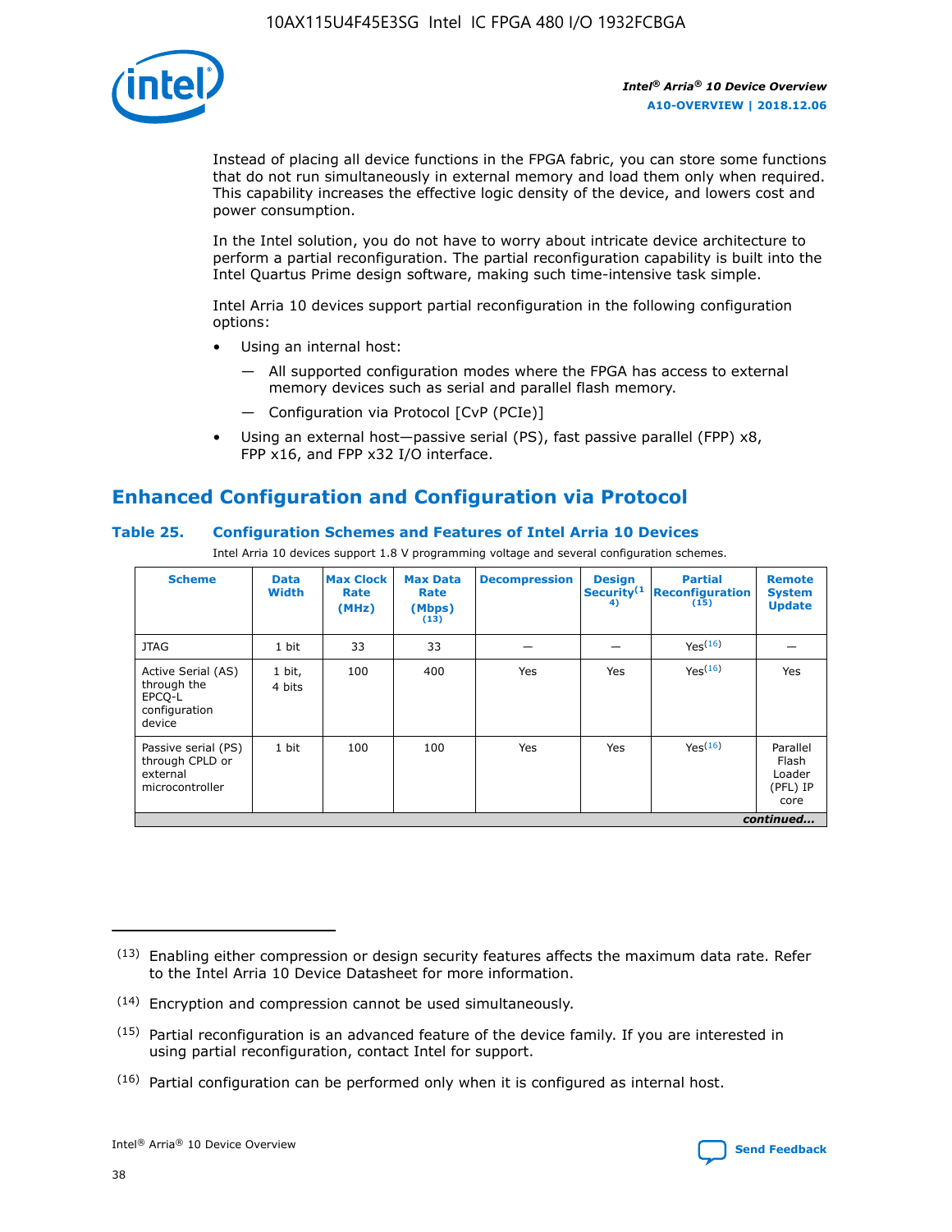Instead of placing all device functions in the FPGA fabric, you can store some functions that do not run simultaneously in external memory and load them only when required. This capability increases the effective logic density of the device, and lowers cost and power consumption.

In the Intel solution, you do not have to worry about intricate device architecture to perform a partial reconfiguration. The partial reconfiguration capability is built into the Intel Quartus Prime design software, making such time-intensive task simple.

Intel Arria 10 devices support partial reconfiguration in the following configuration options:

- Using an internal host:
  - — All supported configuration modes where the FPGA has access to external memory devices such as serial and parallel flash memory.
  - — Configuration via Protocol [CvP (PCIe)]
- Using an external host—passive serial (PS), fast passive parallel (FPP) x8, FPP x16, and FPP x32 I/O interface.

## Enhanced Configuration and Configuration via Protocol

### Table 25. Configuration Schemes and Features of Intel Arria 10 Devices

Intel Arria 10 devices support 1.8 V programming voltage and several configuration schemes.

| Scheme | Data Width | Max Clock Rate (MHz) | Max Data Rate (Mbps) (13) | Decompression | Design Security(14) | Partial Reconfiguration (15) | Remote System Update |
|---|---|---|---|---|---|---|---|
| JTAG | 1 bit | 33 | 33 | — | — | Yes(16) | — |
| Active Serial (AS) through the EPCQ-L configuration device | 1 bit, 4 bits | 100 | 400 | Yes | Yes | Yes(16) | Yes |
| Passive serial (PS) through CPLD or external microcontroller | 1 bit | 100 | 100 | Yes | Yes | Yes(16) | Parallel Flash Loader (PFL) IP core |

*continued...*

(13) Enabling either compression or design security features affects the maximum data rate. Refer to the Intel Arria 10 Device Datasheet for more information.

(14) Encryption and compression cannot be used simultaneously.

(15) Partial reconfiguration is an advanced feature of the device family. If you are interested in using partial reconfiguration, contact Intel for support.

(16) Partial configuration can be performed only when it is configured as internal host.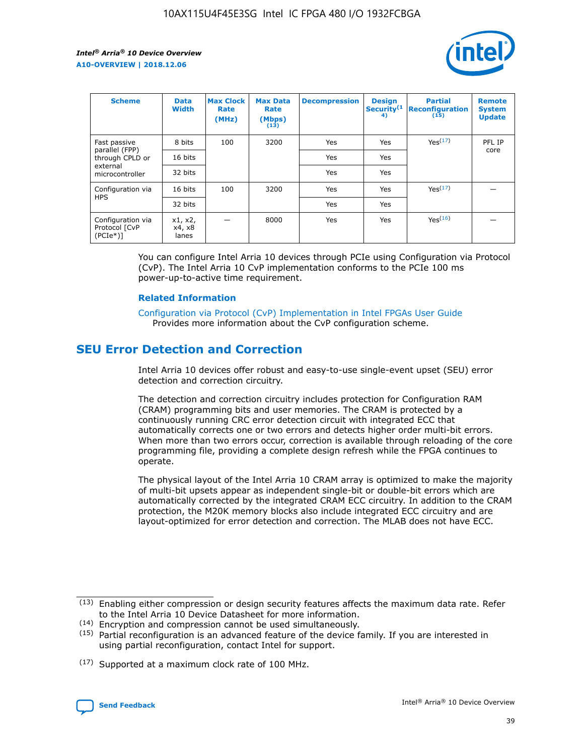| Scheme | Data Width | Max Clock Rate (MHz) | Max Data Rate (Mbps) (13) | Decompression | Design Security(14) | Partial Reconfiguration (15) | Remote System Update |
| --- | --- | --- | --- | --- | --- | --- | --- |
| Fast passive parallel (FPP) through CPLD or external microcontroller | 8 bits | 100 | 3200 | Yes | Yes | Yes(17) | PFL IP core |
| | 16 bits | | | Yes | Yes | | |
| | 32 bits | | | Yes | Yes | | |
| Configuration via HPS | 16 bits | 100 | 3200 | Yes | Yes | Yes(17) | — |
| | 32 bits | | | Yes | Yes | | |
| Configuration via Protocol [CvP (PCIe*)] | x1, x2, x4, x8 lanes | — | 8000 | Yes | Yes | Yes(16) | — |

You can configure Intel Arria 10 devices through PCIe using Configuration via Protocol (CvP). The Intel Arria 10 CvP implementation conforms to the PCIe 100 ms power-up-to-active time requirement.

**Related Information**

Configuration via Protocol (CvP) Implementation in Intel FPGAs User Guide
Provides more information about the CvP configuration scheme.

## SEU Error Detection and Correction

Intel Arria 10 devices offer robust and easy-to-use single-event upset (SEU) error detection and correction circuitry.

The detection and correction circuitry includes protection for Configuration RAM (CRAM) programming bits and user memories. The CRAM is protected by a continuously running CRC error detection circuit with integrated ECC that automatically corrects one or two errors and detects higher order multi-bit errors. When more than two errors occur, correction is available through reloading of the core programming file, providing a complete design refresh while the FPGA continues to operate.

The physical layout of the Intel Arria 10 CRAM array is optimized to make the majority of multi-bit upsets appear as independent single-bit or double-bit errors which are automatically corrected by the integrated CRAM ECC circuitry. In addition to the CRAM protection, the M20K memory blocks also include integrated ECC circuitry and are layout-optimized for error detection and correction. The MLAB does not have ECC.

(13) Enabling either compression or design security features affects the maximum data rate. Refer to the Intel Arria 10 Device Datasheet for more information.

(14) Encryption and compression cannot be used simultaneously.

(15) Partial reconfiguration is an advanced feature of the device family. If you are interested in using partial reconfiguration, contact Intel for support.

(17) Supported at a maximum clock rate of 100 MHz.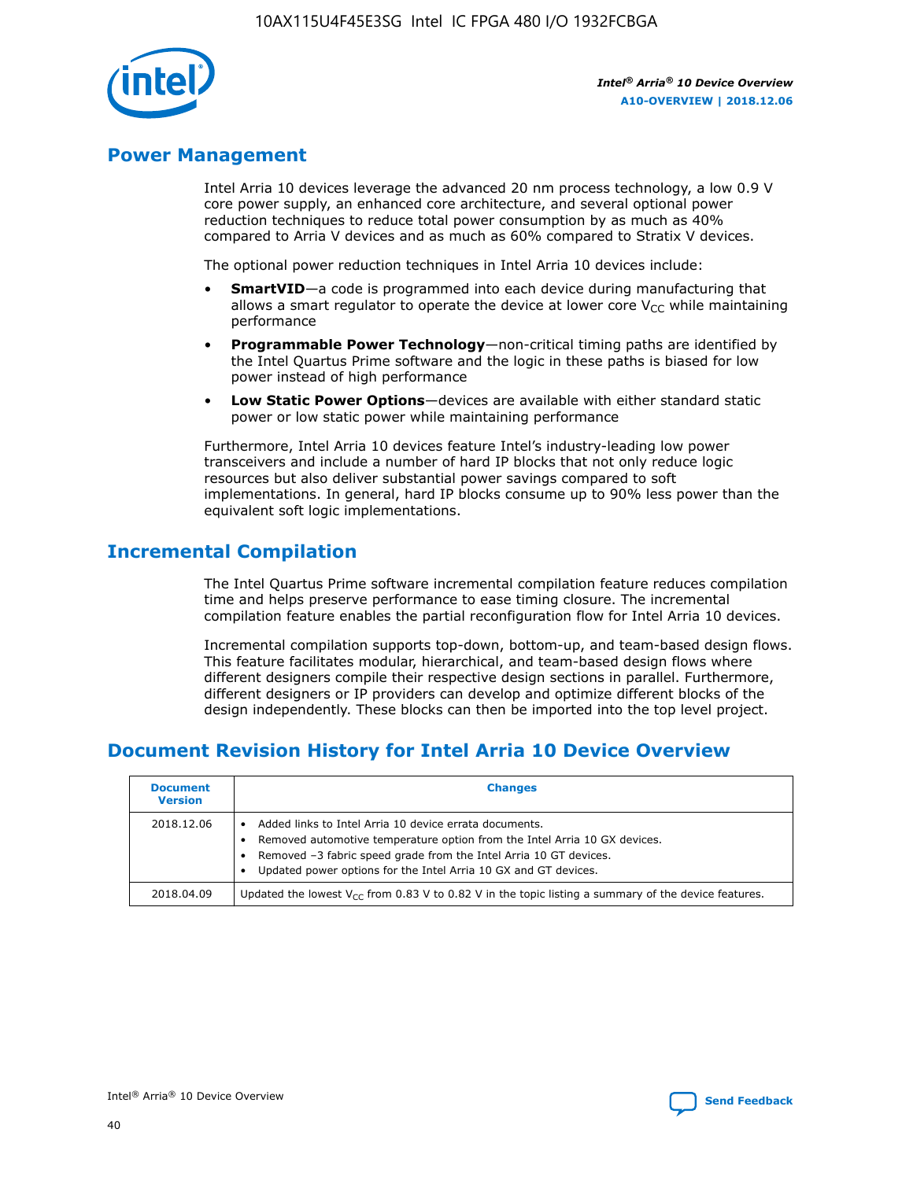## Power Management

Intel Arria 10 devices leverage the advanced 20 nm process technology, a low 0.9 V core power supply, an enhanced core architecture, and several optional power reduction techniques to reduce total power consumption by as much as 40% compared to Arria V devices and as much as 60% compared to Stratix V devices.

The optional power reduction techniques in Intel Arria 10 devices include:

- **SmartVID**—a code is programmed into each device during manufacturing that allows a smart regulator to operate the device at lower core $V_{CC}$ while maintaining performance
- **Programmable Power Technology**—non-critical timing paths are identified by the Intel Quartus Prime software and the logic in these paths is biased for low power instead of high performance
- **Low Static Power Options**—devices are available with either standard static power or low static power while maintaining performance

Furthermore, Intel Arria 10 devices feature Intel's industry-leading low power transceivers and include a number of hard IP blocks that not only reduce logic resources but also deliver substantial power savings compared to soft implementations. In general, hard IP blocks consume up to 90% less power than the equivalent soft logic implementations.

## Incremental Compilation

The Intel Quartus Prime software incremental compilation feature reduces compilation time and helps preserve performance to ease timing closure. The incremental compilation feature enables the partial reconfiguration flow for Intel Arria 10 devices.

Incremental compilation supports top-down, bottom-up, and team-based design flows. This feature facilitates modular, hierarchical, and team-based design flows where different designers compile their respective design sections in parallel. Furthermore, different designers or IP providers can develop and optimize different blocks of the design independently. These blocks can then be imported into the top level project.

## Document Revision History for Intel Arria 10 Device Overview

| Document Version | Changes |
|---|---|
| 2018.12.06 | • Added links to Intel Arria 10 device errata documents.<br>• Removed automotive temperature option from the Intel Arria 10 GX devices.<br>• Removed –3 fabric speed grade from the Intel Arria 10 GT devices.<br>• Updated power options for the Intel Arria 10 GX and GT devices. |
| 2018.04.09 | Updated the lowest $V_{CC}$ from 0.83 V to 0.82 V in the topic listing a summary of the device features. |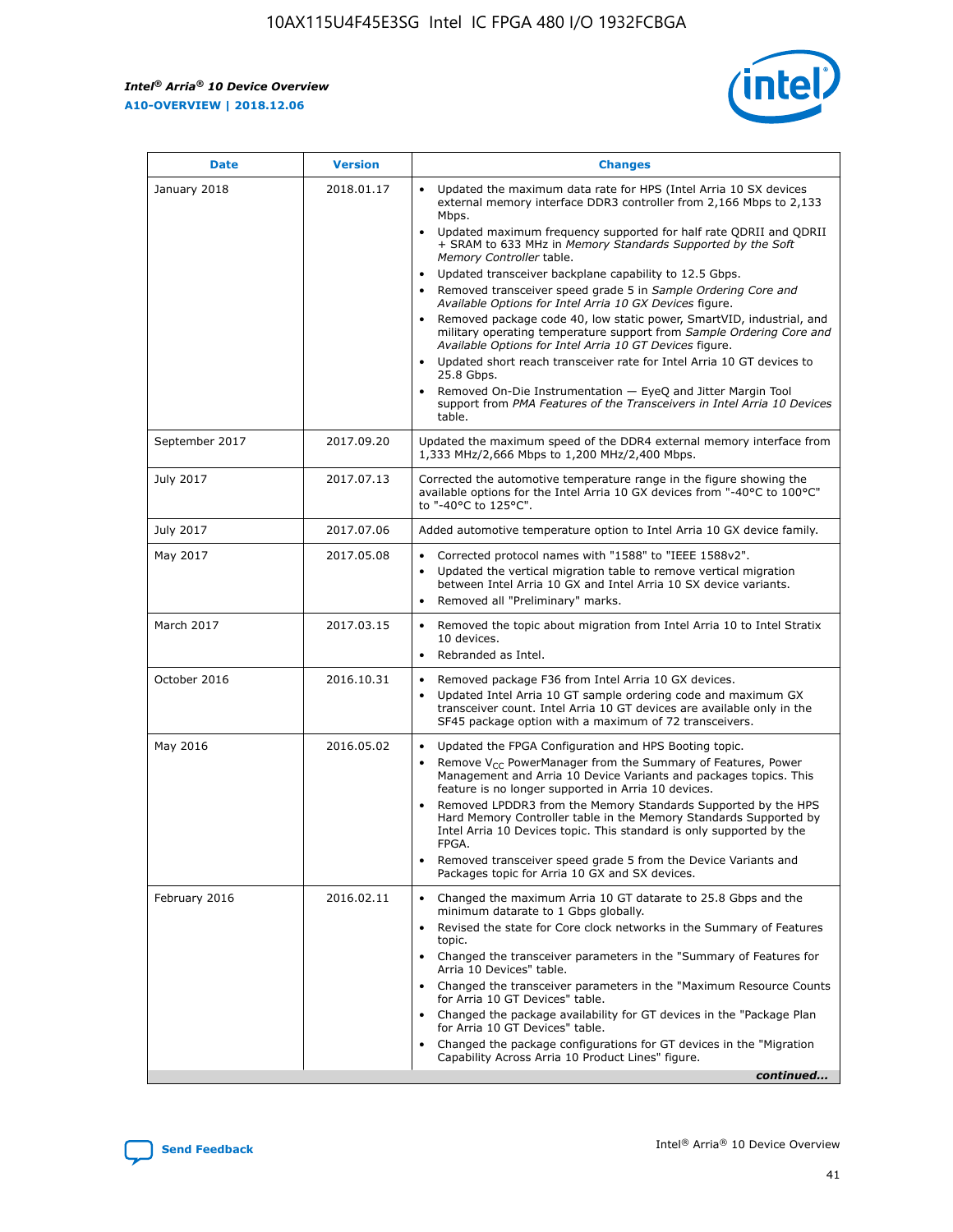| Date | Version | Changes |
| --- | --- | --- |
| January 2018 | 2018.01.17 | • Updated the maximum data rate for HPS (Intel Arria 10 SX devices external memory interface DDR3 controller from 2,166 Mbps to 2,133 Mbps. • Updated maximum frequency supported for half rate QDRII and QDRII + SRAM to 633 MHz in *Memory Standards Supported by the Soft Memory Controller* table. • Updated transceiver backplane capability to 12.5 Gbps. • Removed transceiver speed grade 5 in *Sample Ordering Core and Available Options for Intel Arria 10 GX Devices* figure. • Removed package code 40, low static power, SmartVID, industrial, and military operating temperature support from *Sample Ordering Core and Available Options for Intel Arria 10 GT Devices* figure. • Updated short reach transceiver rate for Intel Arria 10 GT devices to 25.8 Gbps. • Removed On-Die Instrumentation — EyeQ and Jitter Margin Tool support from *PMA Features of the Transceivers in Intel Arria 10 Devices* table. |
| September 2017 | 2017.09.20 | Updated the maximum speed of the DDR4 external memory interface from 1,333 MHz/2,666 Mbps to 1,200 MHz/2,400 Mbps. |
| July 2017 | 2017.07.13 | Corrected the automotive temperature range in the figure showing the available options for the Intel Arria 10 GX devices from "-40°C to 100°C" to "-40°C to 125°C". |
| July 2017 | 2017.07.06 | Added automotive temperature option to Intel Arria 10 GX device family. |
| May 2017 | 2017.05.08 | • Corrected protocol names with "1588" to "IEEE 1588v2". • Updated the vertical migration table to remove vertical migration between Intel Arria 10 GX and Intel Arria 10 SX device variants. • Removed all "Preliminary" marks. |
| March 2017 | 2017.03.15 | • Removed the topic about migration from Intel Arria 10 to Intel Stratix 10 devices. • Rebranded as Intel. |
| October 2016 | 2016.10.31 | • Removed package F36 from Intel Arria 10 GX devices. • Updated Intel Arria 10 GT sample ordering code and maximum GX transceiver count. Intel Arria 10 GT devices are available only in the SF45 package option with a maximum of 72 transceivers. |
| May 2016 | 2016.05.02 | • Updated the FPGA Configuration and HPS Booting topic. • Remove $V_{CC}$ PowerManager from the Summary of Features, Power Management and Arria 10 Device Variants and packages topics. This feature is no longer supported in Arria 10 devices. • Removed LPDDR3 from the Memory Standards Supported by the HPS Hard Memory Controller table in the Memory Standards Supported by Intel Arria 10 Devices topic. This standard is only supported by the FPGA. • Removed transceiver speed grade 5 from the Device Variants and Packages topic for Arria 10 GX and SX devices. |
| February 2016 | 2016.02.11 | • Changed the maximum Arria 10 GT datarate to 25.8 Gbps and the minimum datarate to 1 Gbps globally. • Revised the state for Core clock networks in the Summary of Features topic. • Changed the transceiver parameters in the "Summary of Features for Arria 10 Devices" table. • Changed the transceiver parameters in the "Maximum Resource Counts for Arria 10 GT Devices" table. • Changed the package availability for GT devices in the "Package Plan for Arria 10 GT Devices" table. • Changed the package configurations for GT devices in the "Migration Capability Across Arria 10 Product Lines" figure. |

*continued...*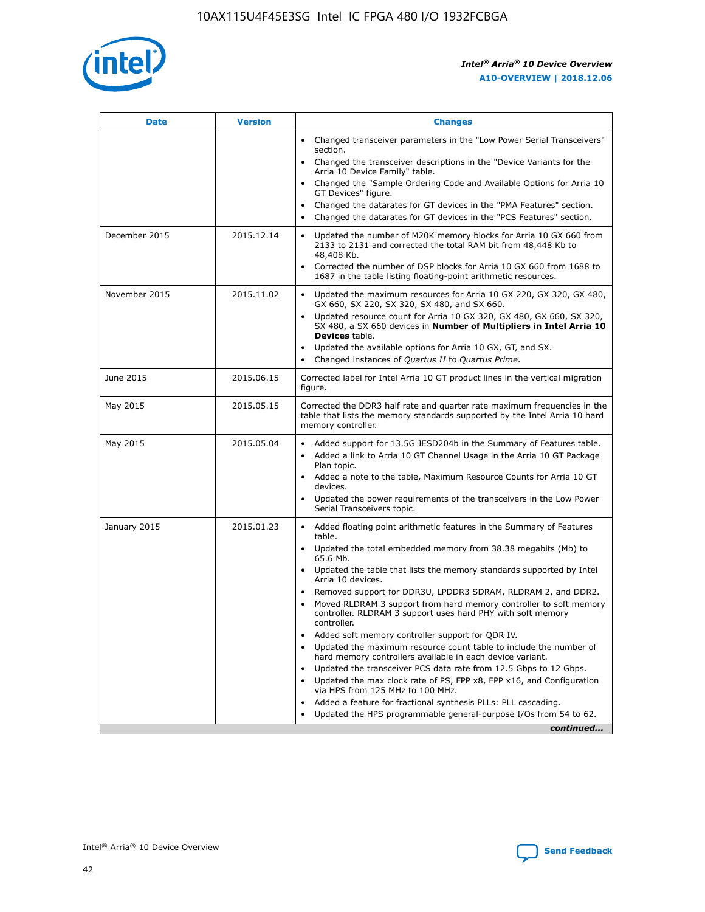| Date | Version | Changes |
| --- | --- | --- |
| | | • Changed transceiver parameters in the "Low Power Serial Transceivers" section.<br>• Changed the transceiver descriptions in the "Device Variants for the Arria 10 Device Family" table.<br>• Changed the "Sample Ordering Code and Available Options for Arria 10 GT Devices" figure.<br>• Changed the datarates for GT devices in the "PMA Features" section.<br>• Changed the datarates for GT devices in the "PCS Features" section. |
| December 2015 | 2015.12.14 | • Updated the number of M20K memory blocks for Arria 10 GX 660 from 2133 to 2131 and corrected the total RAM bit from 48,448 Kb to 48,408 Kb.<br>• Corrected the number of DSP blocks for Arria 10 GX 660 from 1688 to 1687 in the table listing floating-point arithmetic resources. |
| November 2015 | 2015.11.02 | • Updated the maximum resources for Arria 10 GX 220, GX 320, GX 480, GX 660, SX 220, SX 320, SX 480, and SX 660.<br>• Updated resource count for Arria 10 GX 320, GX 480, GX 660, SX 320, SX 480, a SX 660 devices in **Number of Multipliers in Intel Arria 10 Devices** table.<br>• Updated the available options for Arria 10 GX, GT, and SX.<br>• Changed instances of *Quartus II* to *Quartus Prime*. |
| June 2015 | 2015.06.15 | Corrected label for Intel Arria 10 GT product lines in the vertical migration figure. |
| May 2015 | 2015.05.15 | Corrected the DDR3 half rate and quarter rate maximum frequencies in the table that lists the memory standards supported by the Intel Arria 10 hard memory controller. |
| May 2015 | 2015.05.04 | • Added support for 13.5G JESD204b in the Summary of Features table.<br>• Added a link to Arria 10 GT Channel Usage in the Arria 10 GT Package Plan topic.<br>• Added a note to the table, Maximum Resource Counts for Arria 10 GT devices.<br>• Updated the power requirements of the transceivers in the Low Power Serial Transceivers topic. |
| January 2015 | 2015.01.23 | • Added floating point arithmetic features in the Summary of Features table.<br>• Updated the total embedded memory from 38.38 megabits (Mb) to 65.6 Mb.<br>• Updated the table that lists the memory standards supported by Intel Arria 10 devices.<br>• Removed support for DDR3U, LPDDR3 SDRAM, RLDRAM 2, and DDR2.<br>• Moved RLDRAM 3 support from hard memory controller to soft memory controller. RLDRAM 3 support uses hard PHY with soft memory controller.<br>• Added soft memory controller support for QDR IV.<br>• Updated the maximum resource count table to include the number of hard memory controllers available in each device variant.<br>• Updated the transceiver PCS data rate from 12.5 Gbps to 12 Gbps.<br>• Updated the max clock rate of PS, FPP x8, FPP x16, and Configuration via HPS from 125 MHz to 100 MHz.<br>• Added a feature for fractional synthesis PLLs: PLL cascading.<br>• Updated the HPS programmable general-purpose I/Os from 54 to 62. |

*continued...*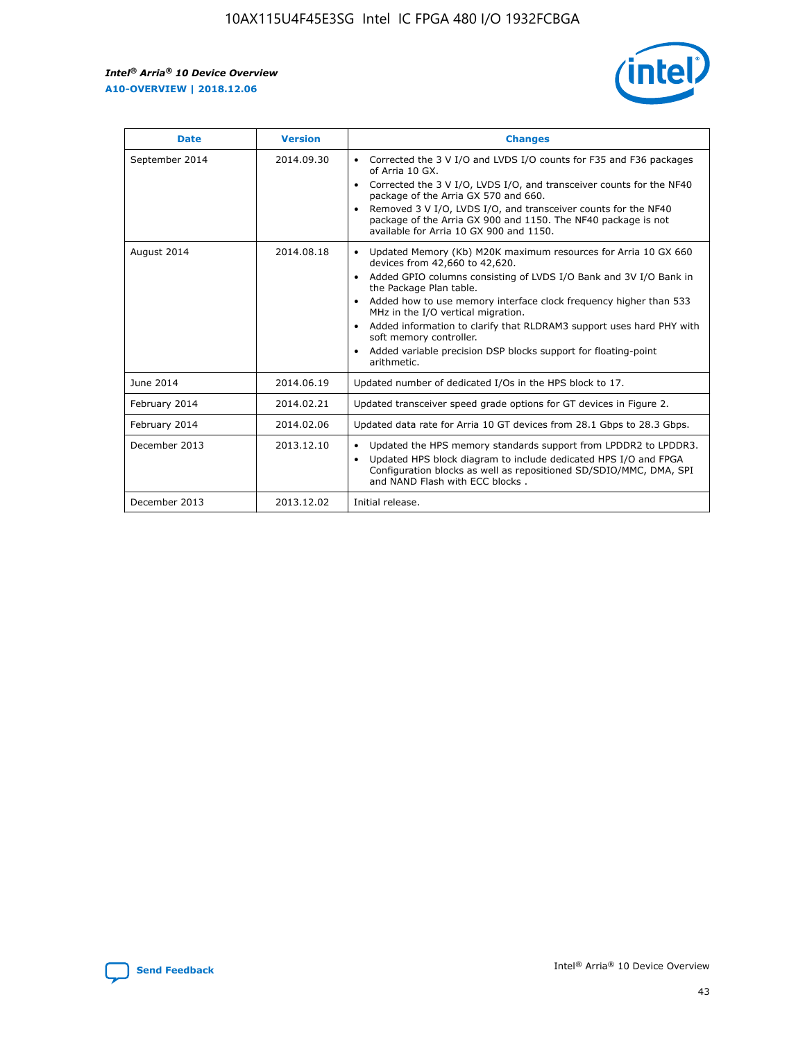| Date | Version | Changes |
| --- | --- | --- |
| September 2014 | 2014.09.30 | • Corrected the 3 V I/O and LVDS I/O counts for F35 and F36 packages of Arria 10 GX.<br>• Corrected the 3 V I/O, LVDS I/O, and transceiver counts for the NF40 package of the Arria GX 570 and 660.<br>• Removed 3 V I/O, LVDS I/O, and transceiver counts for the NF40 package of the Arria GX 900 and 1150. The NF40 package is not available for Arria 10 GX 900 and 1150. |
| August 2014 | 2014.08.18 | • Updated Memory (Kb) M20K maximum resources for Arria 10 GX 660 devices from 42,660 to 42,620.<br>• Added GPIO columns consisting of LVDS I/O Bank and 3V I/O Bank in the Package Plan table.<br>• Added how to use memory interface clock frequency higher than 533 MHz in the I/O vertical migration.<br>• Added information to clarify that RLDRAM3 support uses hard PHY with soft memory controller.<br>• Added variable precision DSP blocks support for floating-point arithmetic. |
| June 2014 | 2014.06.19 | Updated number of dedicated I/Os in the HPS block to 17. |
| February 2014 | 2014.02.21 | Updated transceiver speed grade options for GT devices in Figure 2. |
| February 2014 | 2014.02.06 | Updated data rate for Arria 10 GT devices from 28.1 Gbps to 28.3 Gbps. |
| December 2013 | 2013.12.10 | • Updated the HPS memory standards support from LPDDR2 to LPDDR3.<br>• Updated HPS block diagram to include dedicated HPS I/O and FPGA Configuration blocks as well as repositioned SD/SDIO/MMC, DMA, SPI and NAND Flash with ECC blocks . |
| December 2013 | 2013.12.02 | Initial release. |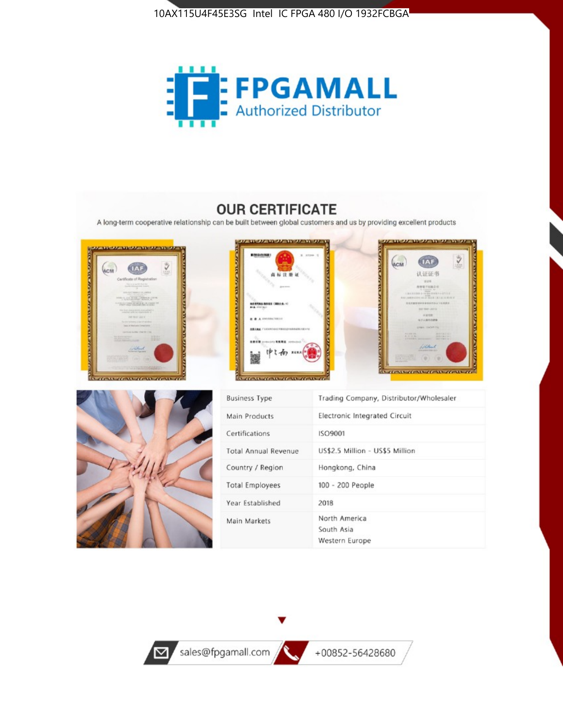FPGAMALL
Authorized Distributor

## OUR CERTIFICATE

A long-term cooperative relationship can be built between global customers and us by providing excellent products

| | |
|---|---|
| Business Type | Trading Company, Distributor/Wholesaler |
| Main Products | Electronic Integrated Circuit |
| Certifications | ISO9001 |
| Total Annual Revenue | US$2.5 Million - US$5 Million |
| Country / Region | Hongkong, China |
| Total Employees | 100 - 200 People |
| Year Established | 2018 |
| Main Markets | North America<br>South Asia<br>Western Europe |

sales@fpgamall.com

+00852-56428680